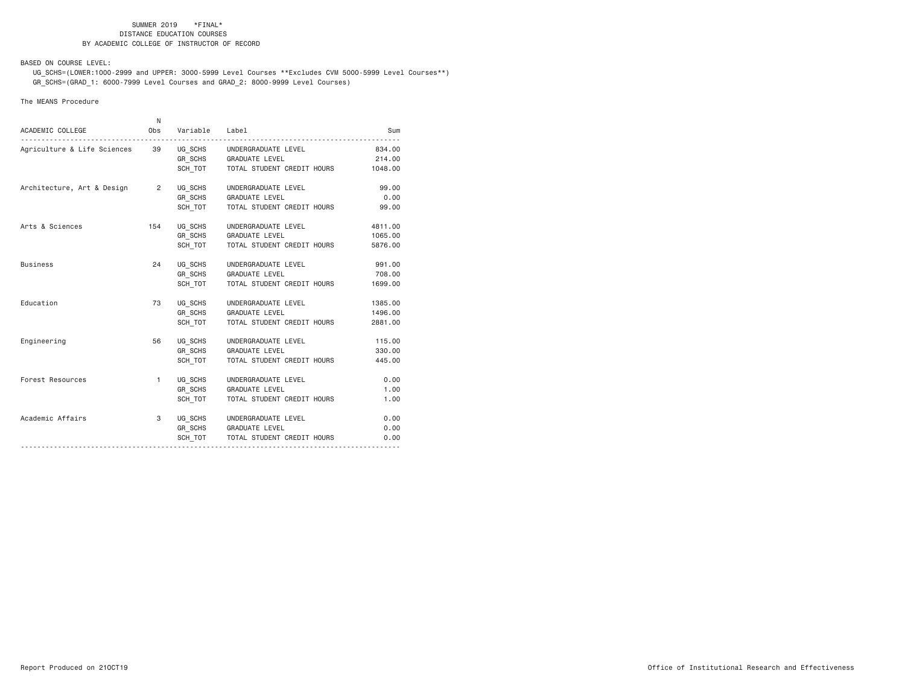SUMMER 2019 \*FINAL\*
DISTANCE EDUCATION COURSES
BY ACADEMIC COLLEGE OF INSTRUCTOR OF RECORD

BASED ON COURSE LEVEL:

UG_SCHS=(LOWER:1000-2999 and UPPER: 3000-5999 Level Courses **Excludes CVM 5000-5999 Level Courses**)
GR_SCHS=(GRAD_1: 6000-7999 Level Courses and GRAD_2: 8000-9999 Level Courses)

The MEANS Procedure

| ACADEMIC COLLEGE | N Obs | Variable | Label | Sum |
|---|---|---|---|---|
| Agriculture & Life Sciences | 39 | UG_SCHS | UNDERGRADUATE LEVEL | 834.00 |
| | | GR_SCHS | GRADUATE LEVEL | 214.00 |
| | | SCH_TOT | TOTAL STUDENT CREDIT HOURS | 1048.00 |
| Architecture, Art & Design | 2 | UG_SCHS | UNDERGRADUATE LEVEL | 99.00 |
| | | GR_SCHS | GRADUATE LEVEL | 0.00 |
| | | SCH_TOT | TOTAL STUDENT CREDIT HOURS | 99.00 |
| Arts & Sciences | 154 | UG_SCHS | UNDERGRADUATE LEVEL | 4811.00 |
| | | GR_SCHS | GRADUATE LEVEL | 1065.00 |
| | | SCH_TOT | TOTAL STUDENT CREDIT HOURS | 5876.00 |
| Business | 24 | UG_SCHS | UNDERGRADUATE LEVEL | 991.00 |
| | | GR_SCHS | GRADUATE LEVEL | 708.00 |
| | | SCH_TOT | TOTAL STUDENT CREDIT HOURS | 1699.00 |
| Education | 73 | UG_SCHS | UNDERGRADUATE LEVEL | 1385.00 |
| | | GR_SCHS | GRADUATE LEVEL | 1496.00 |
| | | SCH_TOT | TOTAL STUDENT CREDIT HOURS | 2881.00 |
| Engineering | 56 | UG_SCHS | UNDERGRADUATE LEVEL | 115.00 |
| | | GR_SCHS | GRADUATE LEVEL | 330.00 |
| | | SCH_TOT | TOTAL STUDENT CREDIT HOURS | 445.00 |
| Forest Resources | 1 | UG_SCHS | UNDERGRADUATE LEVEL | 0.00 |
| | | GR_SCHS | GRADUATE LEVEL | 1.00 |
| | | SCH_TOT | TOTAL STUDENT CREDIT HOURS | 1.00 |
| Academic Affairs | 3 | UG_SCHS | UNDERGRADUATE LEVEL | 0.00 |
| | | GR_SCHS | GRADUATE LEVEL | 0.00 |
| | | SCH_TOT | TOTAL STUDENT CREDIT HOURS | 0.00 |

Report Produced on 21OCT19

Office of Institutional Research and Effectiveness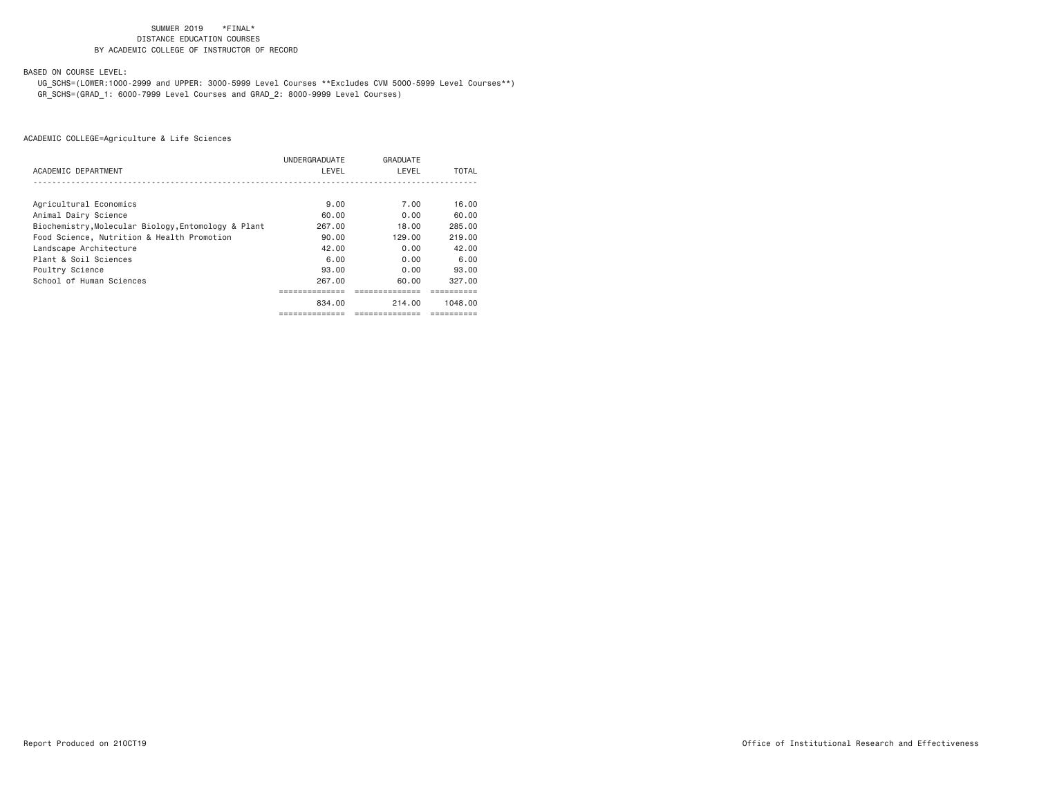SUMMER 2019 *FINAL*
DISTANCE EDUCATION COURSES
BY ACADEMIC COLLEGE OF INSTRUCTOR OF RECORD

BASED ON COURSE LEVEL:
UG_SCHS=(LOWER:1000-2999 and UPPER: 3000-5999 Level Courses **Excludes CVM 5000-5999 Level Courses**)
GR_SCHS=(GRAD_1: 6000-7999 Level Courses and GRAD_2: 8000-9999 Level Courses)

ACADEMIC COLLEGE=Agriculture & Life Sciences

| ACADEMIC DEPARTMENT | UNDERGRADUATE LEVEL | GRADUATE LEVEL | TOTAL |
|---|---|---|---|
| Agricultural Economics | 9.00 | 7.00 | 16.00 |
| Animal Dairy Science | 60.00 | 0.00 | 60.00 |
| Biochemistry,Molecular Biology,Entomology & Plant | 267.00 | 18.00 | 285.00 |
| Food Science, Nutrition & Health Promotion | 90.00 | 129.00 | 219.00 |
| Landscape Architecture | 42.00 | 0.00 | 42.00 |
| Plant & Soil Sciences | 6.00 | 0.00 | 6.00 |
| Poultry Science | 93.00 | 0.00 | 93.00 |
| School of Human Sciences | 267.00 | 60.00 | 327.00 |
| | 834.00 | 214.00 | 1048.00 |

Report Produced on 21OCT19

Office of Institutional Research and Effectiveness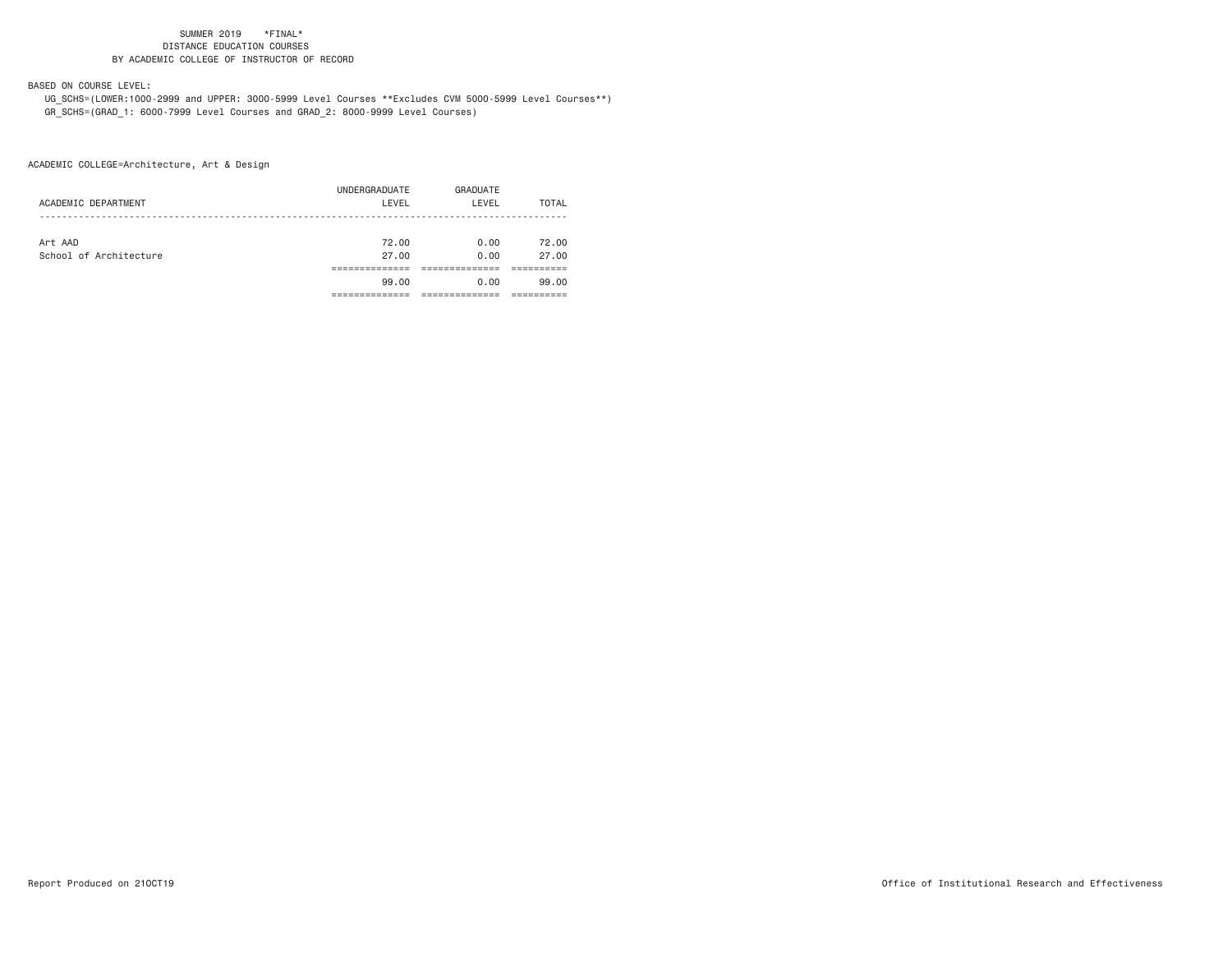SUMMER 2019 *FINAL*
DISTANCE EDUCATION COURSES
BY ACADEMIC COLLEGE OF INSTRUCTOR OF RECORD

BASED ON COURSE LEVEL:
UG_SCHS=(LOWER:1000-2999 and UPPER: 3000-5999 Level Courses **Excludes CVM 5000-5999 Level Courses**)
GR_SCHS=(GRAD_1: 6000-7999 Level Courses and GRAD_2: 8000-9999 Level Courses)

ACADEMIC COLLEGE=Architecture, Art & Design

| ACADEMIC DEPARTMENT | UNDERGRADUATE LEVEL | GRADUATE LEVEL | TOTAL |
|---|---|---|---|
| Art AAD | 72.00 | 0.00 | 72.00 |
| School of Architecture | 27.00 | 0.00 | 27.00 |
| | 99.00 | 0.00 | 99.00 |

Report Produced on 21OCT19 Office of Institutional Research and Effectiveness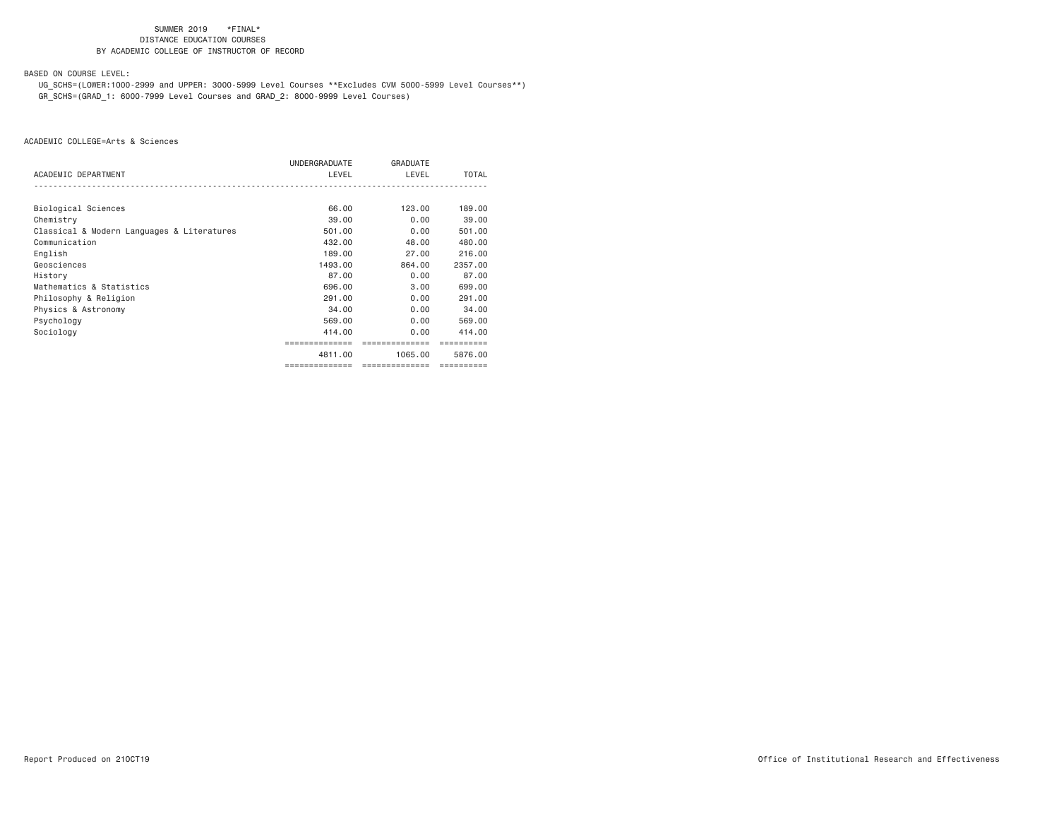SUMMER 2019 *FINAL*
DISTANCE EDUCATION COURSES
BY ACADEMIC COLLEGE OF INSTRUCTOR OF RECORD

BASED ON COURSE LEVEL:

UG_SCHS=(LOWER:1000-2999 and UPPER: 3000-5999 Level Courses **Excludes CVM 5000-5999 Level Courses**)
GR_SCHS=(GRAD_1: 6000-7999 Level Courses and GRAD_2: 8000-9999 Level Courses)

ACADEMIC COLLEGE=Arts & Sciences

| ACADEMIC DEPARTMENT | UNDERGRADUATE LEVEL | GRADUATE LEVEL | TOTAL |
|---|---|---|---|
| Biological Sciences | 66.00 | 123.00 | 189.00 |
| Chemistry | 39.00 | 0.00 | 39.00 |
| Classical & Modern Languages & Literatures | 501.00 | 0.00 | 501.00 |
| Communication | 432.00 | 48.00 | 480.00 |
| English | 189.00 | 27.00 | 216.00 |
| Geosciences | 1493.00 | 864.00 | 2357.00 |
| History | 87.00 | 0.00 | 87.00 |
| Mathematics & Statistics | 696.00 | 3.00 | 699.00 |
| Philosophy & Religion | 291.00 | 0.00 | 291.00 |
| Physics & Astronomy | 34.00 | 0.00 | 34.00 |
| Psychology | 569.00 | 0.00 | 569.00 |
| Sociology | 414.00 | 0.00 | 414.00 |
| | 4811.00 | 1065.00 | 5876.00 |

Report Produced on 21OCT19

Office of Institutional Research and Effectiveness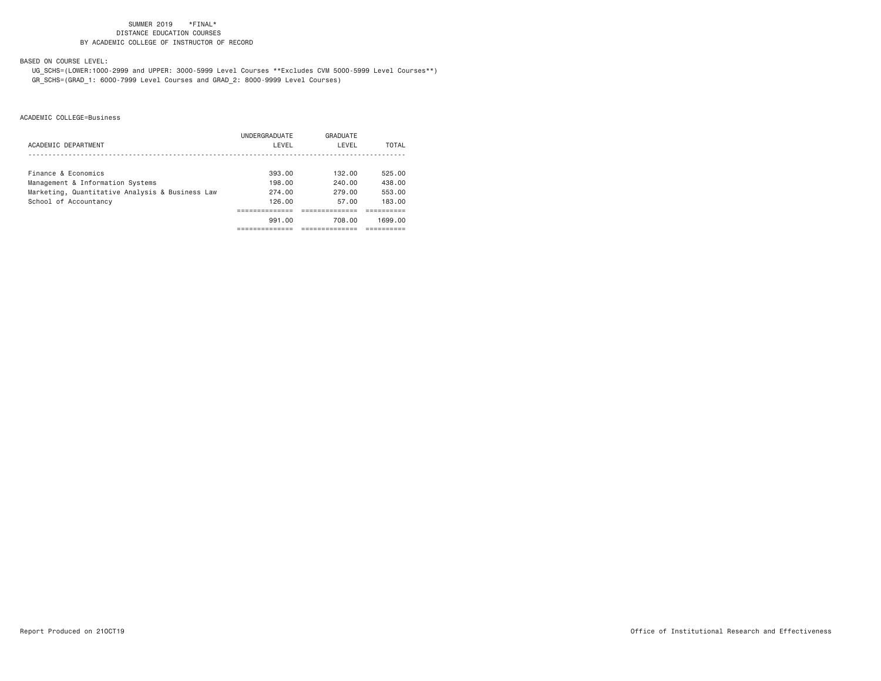SUMMER 2019 \*FINAL\*
DISTANCE EDUCATION COURSES
BY ACADEMIC COLLEGE OF INSTRUCTOR OF RECORD

BASED ON COURSE LEVEL:
UG_SCHS=(LOWER:1000-2999 and UPPER: 3000-5999 Level Courses **Excludes CVM 5000-5999 Level Courses**)
GR_SCHS=(GRAD_1: 6000-7999 Level Courses and GRAD_2: 8000-9999 Level Courses)

ACADEMIC COLLEGE=Business

| ACADEMIC DEPARTMENT | UNDERGRADUATE LEVEL | GRADUATE LEVEL | TOTAL |
|---|---|---|---|
| Finance & Economics | 393.00 | 132.00 | 525.00 |
| Management & Information Systems | 198.00 | 240.00 | 438.00 |
| Marketing, Quantitative Analysis & Business Law | 274.00 | 279.00 | 553.00 |
| School of Accountancy | 126.00 | 57.00 | 183.00 |
| | 991.00 | 708.00 | 1699.00 |

Report Produced on 21OCT19

Office of Institutional Research and Effectiveness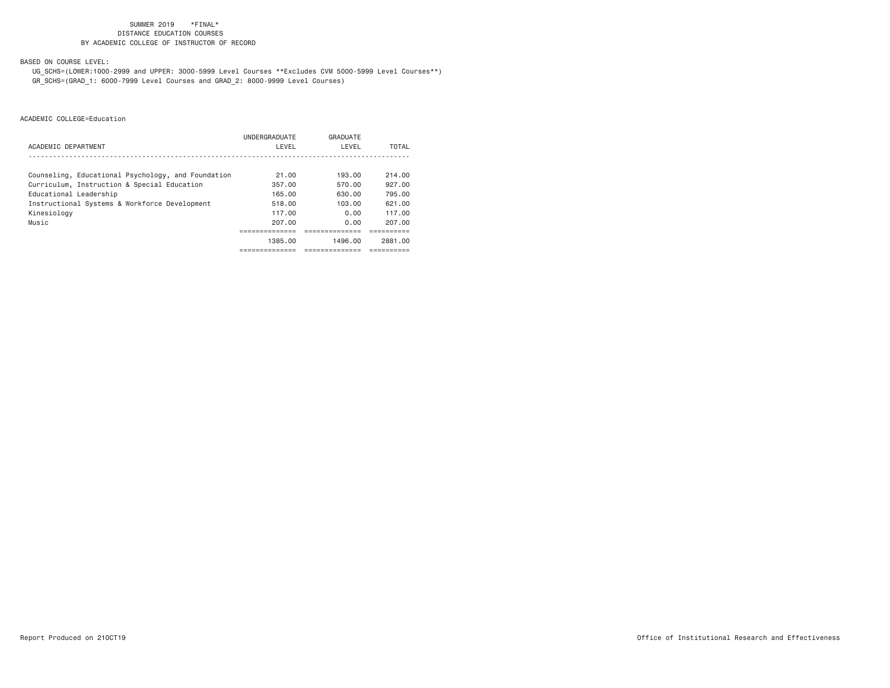SUMMER 2019 *FINAL*
DISTANCE EDUCATION COURSES
BY ACADEMIC COLLEGE OF INSTRUCTOR OF RECORD

BASED ON COURSE LEVEL:
UG_SCHS=(LOWER:1000-2999 and UPPER: 3000-5999 Level Courses **Excludes CVM 5000-5999 Level Courses**)
GR_SCHS=(GRAD_1: 6000-7999 Level Courses and GRAD_2: 8000-9999 Level Courses)

ACADEMIC COLLEGE=Education

| ACADEMIC DEPARTMENT | UNDERGRADUATE LEVEL | GRADUATE LEVEL | TOTAL |
|---|---|---|---|
| Counseling, Educational Psychology, and Foundation | 21.00 | 193.00 | 214.00 |
| Curriculum, Instruction & Special Education | 357.00 | 570.00 | 927.00 |
| Educational Leadership | 165.00 | 630.00 | 795.00 |
| Instructional Systems & Workforce Development | 518.00 | 103.00 | 621.00 |
| Kinesiology | 117.00 | 0.00 | 117.00 |
| Music | 207.00 | 0.00 | 207.00 |
| | 1385.00 | 1496.00 | 2881.00 |

Report Produced on 21OCT19 Office of Institutional Research and Effectiveness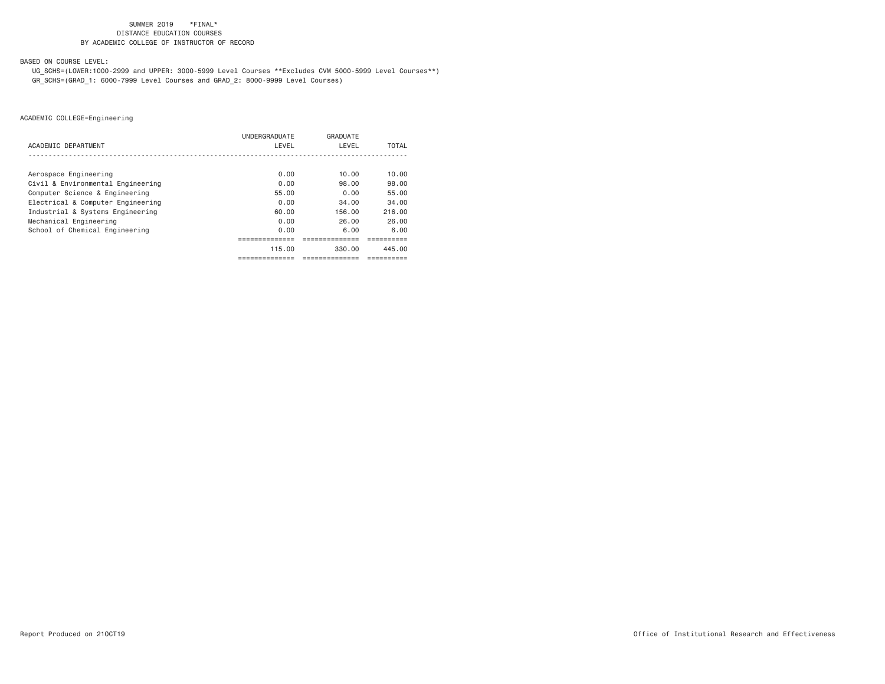SUMMER 2019 *FINAL*
DISTANCE EDUCATION COURSES
BY ACADEMIC COLLEGE OF INSTRUCTOR OF RECORD

BASED ON COURSE LEVEL:
UG_SCHS=(LOWER:1000-2999 and UPPER: 3000-5999 Level Courses **Excludes CVM 5000-5999 Level Courses**)
GR_SCHS=(GRAD_1: 6000-7999 Level Courses and GRAD_2: 8000-9999 Level Courses)

ACADEMIC COLLEGE=Engineering

| ACADEMIC DEPARTMENT | UNDERGRADUATE LEVEL | GRADUATE LEVEL | TOTAL |
|---|---|---|---|
| Aerospace Engineering | 0.00 | 10.00 | 10.00 |
| Civil & Environmental Engineering | 0.00 | 98.00 | 98.00 |
| Computer Science & Engineering | 55.00 | 0.00 | 55.00 |
| Electrical & Computer Engineering | 0.00 | 34.00 | 34.00 |
| Industrial & Systems Engineering | 60.00 | 156.00 | 216.00 |
| Mechanical Engineering | 0.00 | 26.00 | 26.00 |
| School of Chemical Engineering | 0.00 | 6.00 | 6.00 |
| | 115.00 | 330.00 | 445.00 |

Report Produced on 21OCT19

Office of Institutional Research and Effectiveness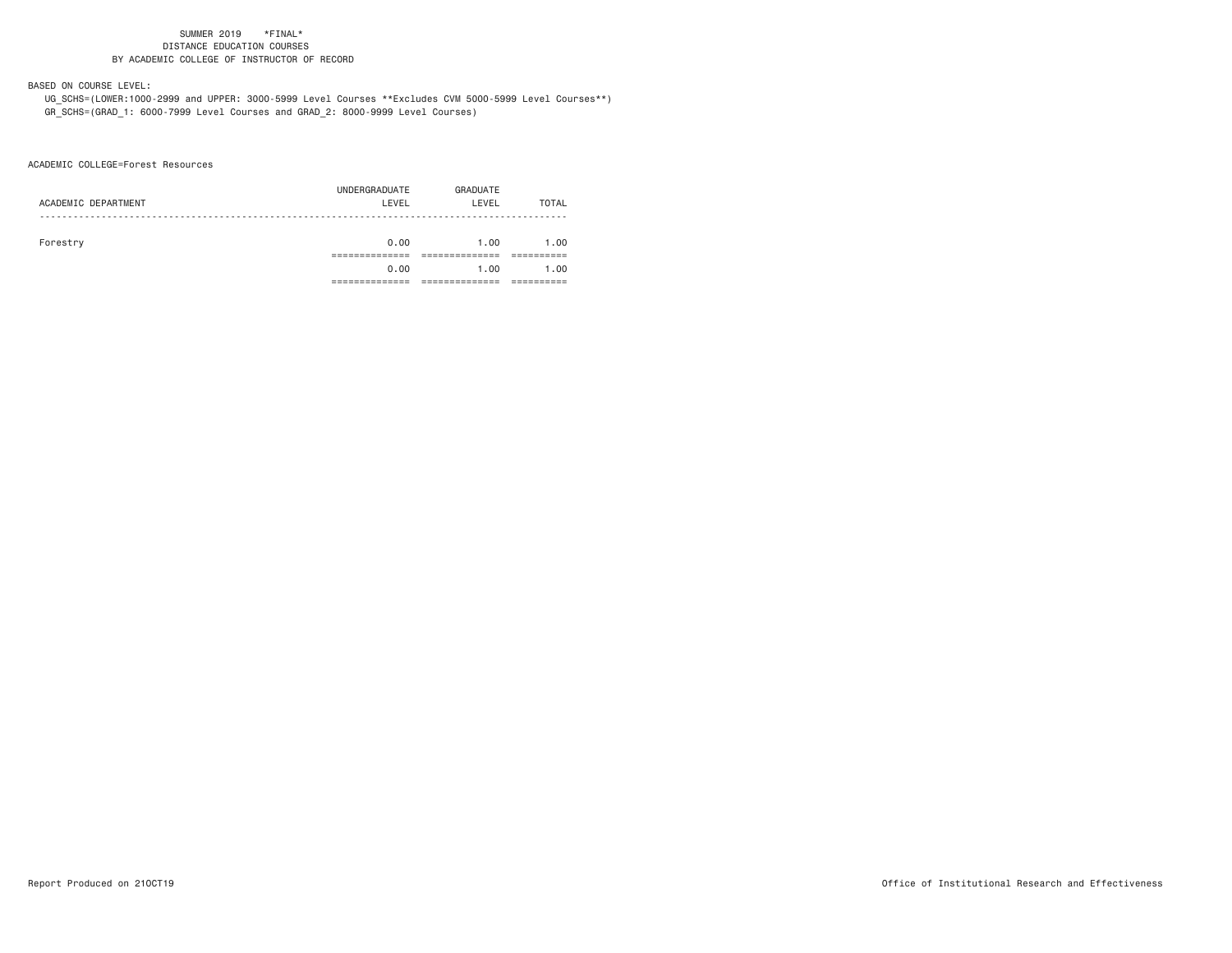SUMMER 2019 *FINAL*
DISTANCE EDUCATION COURSES
BY ACADEMIC COLLEGE OF INSTRUCTOR OF RECORD

BASED ON COURSE LEVEL:
UG_SCHS=(LOWER:1000-2999 and UPPER: 3000-5999 Level Courses **Excludes CVM 5000-5999 Level Courses**)
GR_SCHS=(GRAD_1: 6000-7999 Level Courses and GRAD_2: 8000-9999 Level Courses)

ACADEMIC COLLEGE=Forest Resources

| ACADEMIC DEPARTMENT | UNDERGRADUATE LEVEL | GRADUATE LEVEL | TOTAL |
|---|---|---|---|
| Forestry | 0.00 | 1.00 | 1.00 |
| | 0.00 | 1.00 | 1.00 |

Report Produced on 21OCT19 Office of Institutional Research and Effectiveness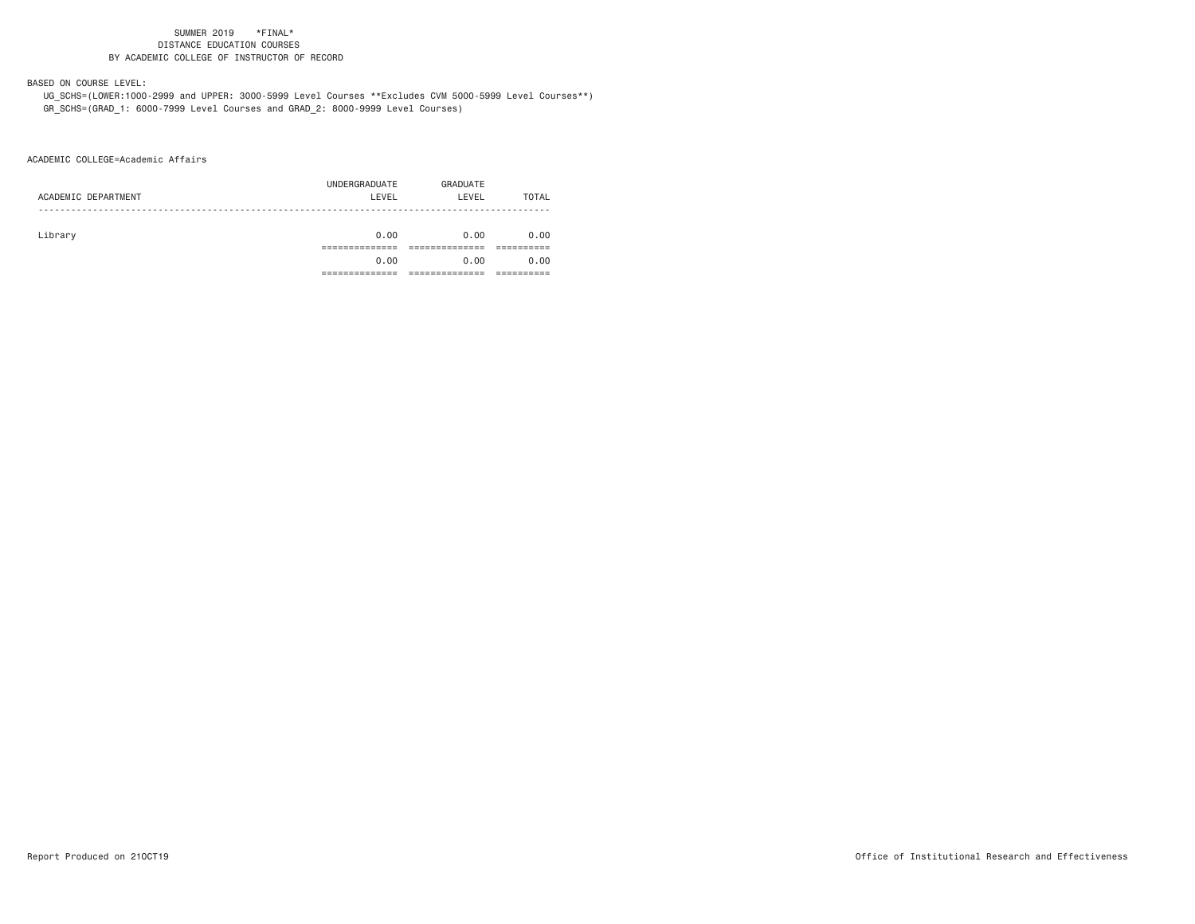SUMMER 2019 *FINAL*
DISTANCE EDUCATION COURSES
BY ACADEMIC COLLEGE OF INSTRUCTOR OF RECORD

BASED ON COURSE LEVEL:
UG_SCHS=(LOWER:1000-2999 and UPPER: 3000-5999 Level Courses **Excludes CVM 5000-5999 Level Courses**)
GR_SCHS=(GRAD_1: 6000-7999 Level Courses and GRAD_2: 8000-9999 Level Courses)

ACADEMIC COLLEGE=Academic Affairs

| ACADEMIC DEPARTMENT | UNDERGRADUATE LEVEL | GRADUATE LEVEL | TOTAL |
|---|---|---|---|
| Library | 0.00 | 0.00 | 0.00 |
| | 0.00 | 0.00 | 0.00 |

Report Produced on 21OCT19 Office of Institutional Research and Effectiveness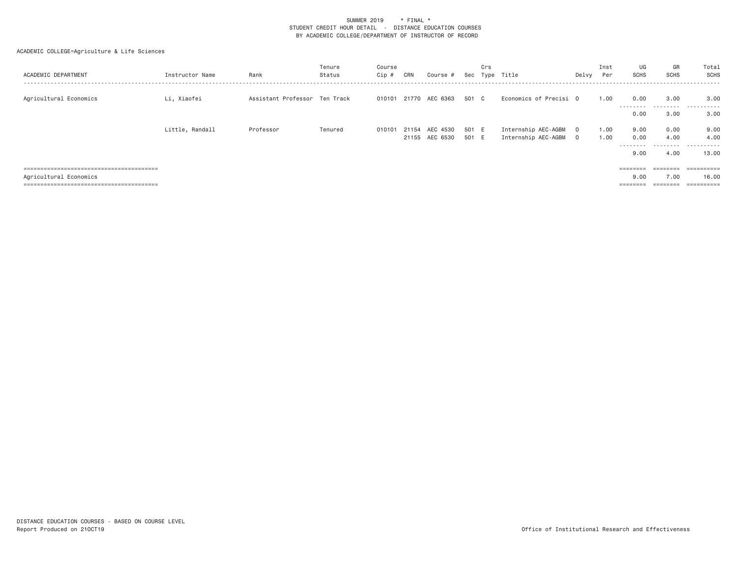SUMMER 2019 * FINAL *
STUDENT CREDIT HOUR DETAIL - DISTANCE EDUCATION COURSES
BY ACADEMIC COLLEGE/DEPARTMENT OF INSTRUCTOR OF RECORD

ACADEMIC COLLEGE=Agriculture & Life Sciences

| ACADEMIC DEPARTMENT | Instructor Name | Rank | Tenure Status | Course Cip # | CRN | Course # | Sec | Crs Type | Title | Delvy | Inst Per | UG SCHS | GR SCHS | Total SCHS |
|---|---|---|---|---|---|---|---|---|---|---|---|---|---|---|
| Agricultural Economics | Li, Xiaofei | Assistant Professor | Ten Track | 010101 | 21770 | AEC 6363 | 501 | C | Economics of Precisi | O | 1.00 | 0.00 | 3.00 | 3.00 |
| | | | | | | | | | | | | 0.00 | 3.00 | 3.00 |
| | Little, Randall | Professor | Tenured | 010101 | 21154 | AEC 4530 | 501 | E | Internship AEC-AGBM | O | 1.00 | 9.00 | 0.00 | 9.00 |
| | | | | | 21155 | AEC 6530 | 501 | E | Internship AEC-AGBM | O | 1.00 | 0.00 | 4.00 | 4.00 |
| | | | | | | | | | | | | 9.00 | 4.00 | 13.00 |
| Agricultural Economics | | | | | | | | | | | | 9.00 | 7.00 | 16.00 |

DISTANCE EDUCATION COURSES - BASED ON COURSE LEVEL
Report Produced on 21OCT19

Office of Institutional Research and Effectiveness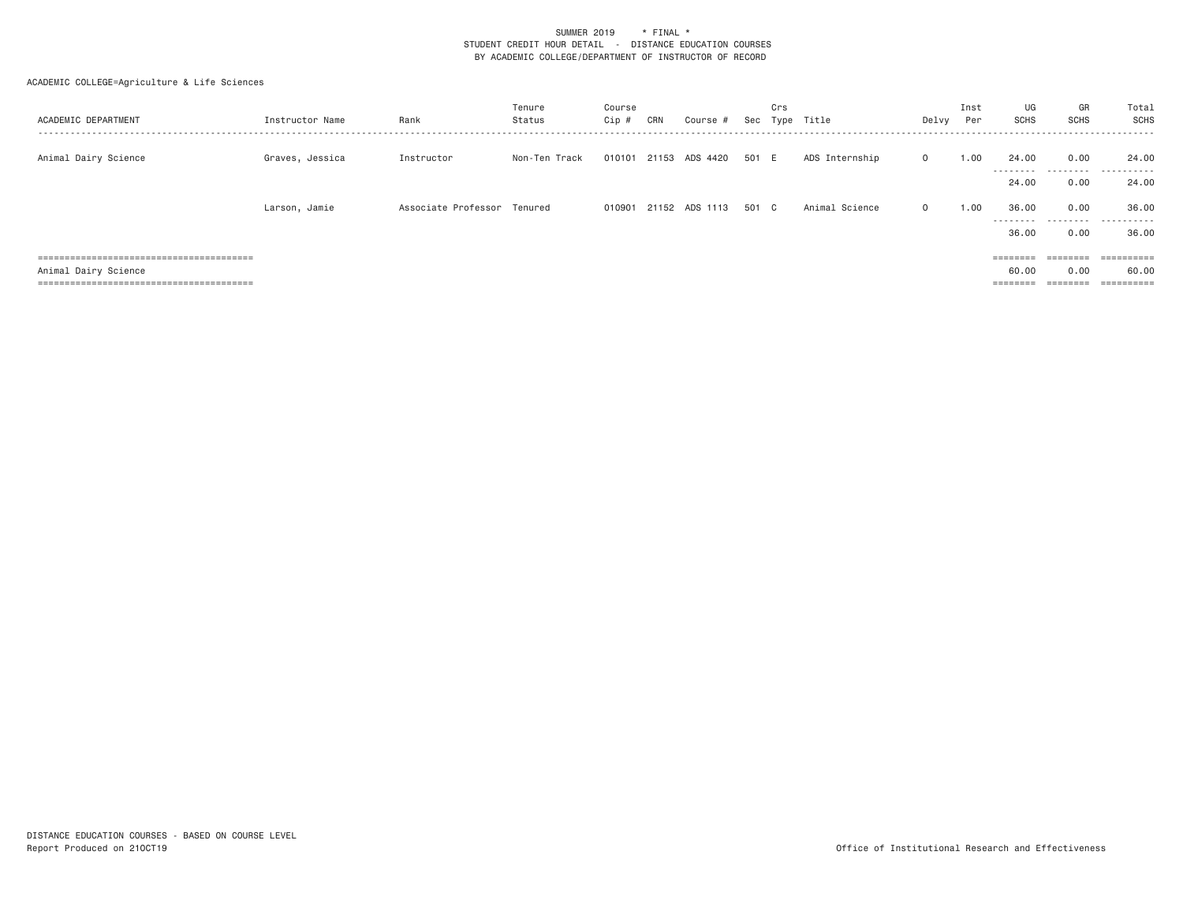SUMMER 2019 * FINAL *
STUDENT CREDIT HOUR DETAIL - DISTANCE EDUCATION COURSES
BY ACADEMIC COLLEGE/DEPARTMENT OF INSTRUCTOR OF RECORD

ACADEMIC COLLEGE=Agriculture & Life Sciences

| ACADEMIC DEPARTMENT | Instructor Name | Rank | Tenure Status | Course Cip # | CRN | Course # | Sec | Crs Type | Title | Delvy | Inst Per | UG SCHS | GR SCHS | Total SCHS |
|---|---|---|---|---|---|---|---|---|---|---|---|---|---|---|
| Animal Dairy Science | Graves, Jessica | Instructor | Non-Ten Track | 010101 | 21153 | ADS 4420 | 501 | E | ADS Internship | O | 1.00 | 24.00 | 0.00 | 24.00 |
| | | | | | | | | | | | | 24.00 | 0.00 | 24.00 |
| | Larson, Jamie | Associate Professor | Tenured | 010901 | 21152 | ADS 1113 | 501 | C | Animal Science | O | 1.00 | 36.00 | 0.00 | 36.00 |
| | | | | | | | | | | | | 36.00 | 0.00 | 36.00 |
| Animal Dairy Science | | | | | | | | | | | | 60.00 | 0.00 | 60.00 |

DISTANCE EDUCATION COURSES - BASED ON COURSE LEVEL
Report Produced on 21OCT19

Office of Institutional Research and Effectiveness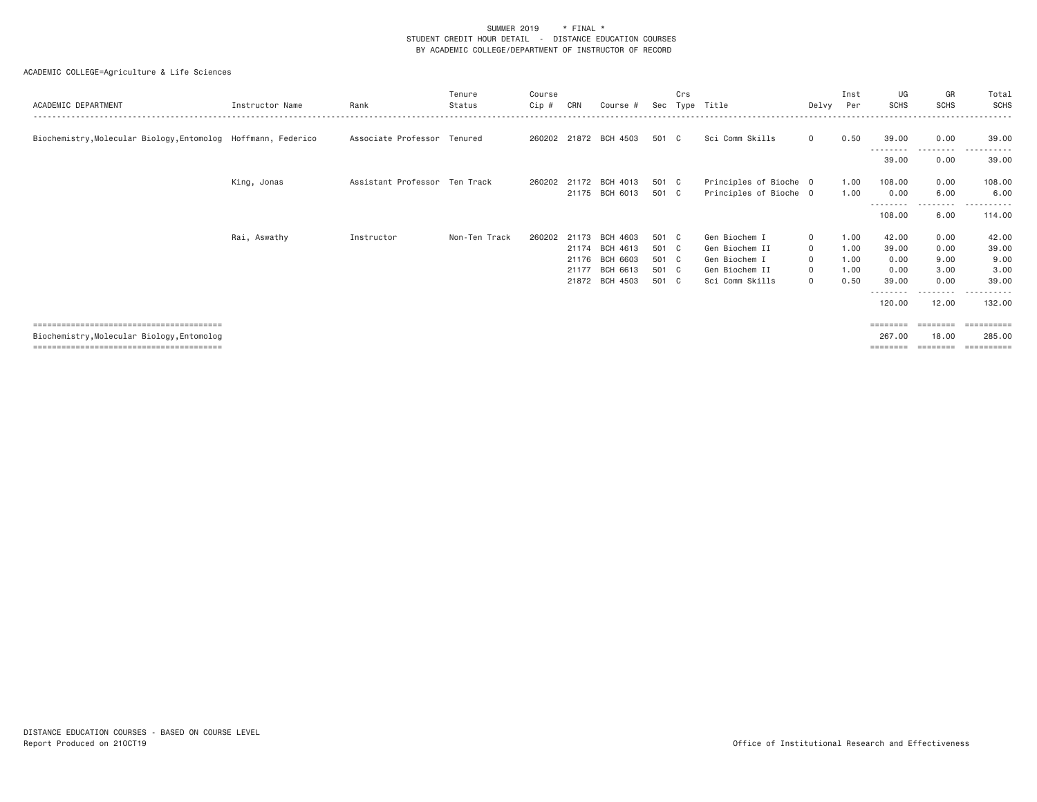SUMMER 2019 * FINAL *
STUDENT CREDIT HOUR DETAIL - DISTANCE EDUCATION COURSES
BY ACADEMIC COLLEGE/DEPARTMENT OF INSTRUCTOR OF RECORD

ACADEMIC COLLEGE=Agriculture & Life Sciences

| ACADEMIC DEPARTMENT | Instructor Name | Rank | Tenure Status | Course Cip # | CRN | Course # | Sec | Crs Type | Title | Delvy | Inst Per | UG SCHS | GR SCHS | Total SCHS |
|---|---|---|---|---|---|---|---|---|---|---|---|---|---|---|
| Biochemistry,Molecular Biology,Entomolog | Hoffmann, Federico | Associate Professor | Tenured | 260202 | 21872 | BCH 4503 | 501 | C | Sci Comm Skills | O | 0.50 | 39.00 | 0.00 | 39.00 |
| | | | | | | | | | | | | 39.00 | 0.00 | 39.00 |
| | King, Jonas | Assistant Professor | Ten Track | 260202 | 21172 | BCH 4013 | 501 | C | Principles of Bioche | O | 1.00 | 108.00 | 0.00 | 108.00 |
| | | | | | 21175 | BCH 6013 | 501 | C | Principles of Bioche | O | 1.00 | 0.00 | 6.00 | 6.00 |
| | | | | | | | | | | | | 108.00 | 6.00 | 114.00 |
| | Rai, Aswathy | Instructor | Non-Ten Track | 260202 | 21173 | BCH 4603 | 501 | C | Gen Biochem I | O | 1.00 | 42.00 | 0.00 | 42.00 |
| | | | | | 21174 | BCH 4613 | 501 | C | Gen Biochem II | O | 1.00 | 39.00 | 0.00 | 39.00 |
| | | | | | 21176 | BCH 6603 | 501 | C | Gen Biochem I | O | 1.00 | 0.00 | 9.00 | 9.00 |
| | | | | | 21177 | BCH 6613 | 501 | C | Gen Biochem II | O | 1.00 | 0.00 | 3.00 | 3.00 |
| | | | | | 21872 | BCH 4503 | 501 | C | Sci Comm Skills | O | 0.50 | 39.00 | 0.00 | 39.00 |
| | | | | | | | | | | | | 120.00 | 12.00 | 132.00 |
| Biochemistry,Molecular Biology,Entomolog | | | | | | | | | | | | 267.00 | 18.00 | 285.00 |

DISTANCE EDUCATION COURSES - BASED ON COURSE LEVEL
Report Produced on 21OCT19

Office of Institutional Research and Effectiveness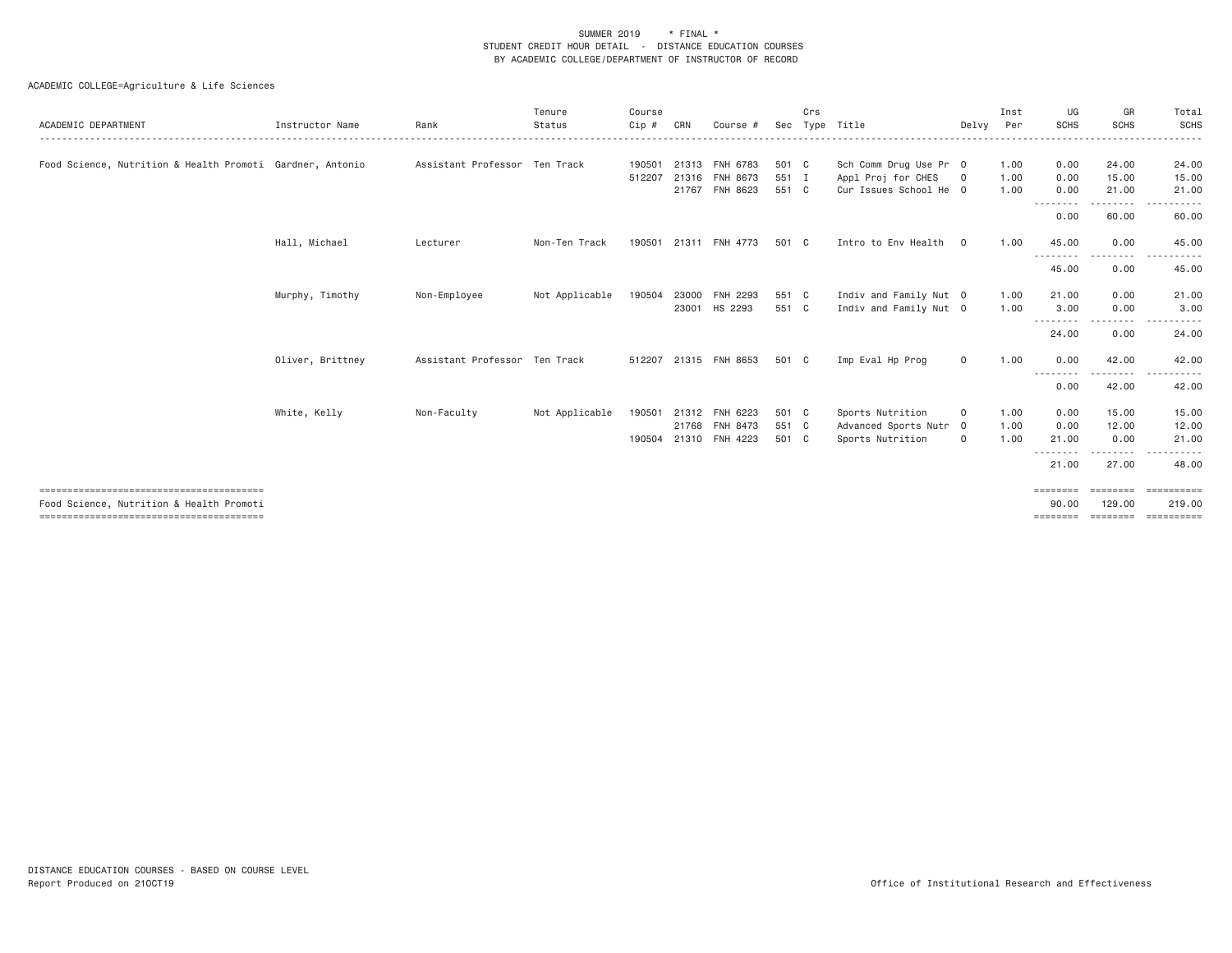SUMMER 2019 * FINAL *
STUDENT CREDIT HOUR DETAIL - DISTANCE EDUCATION COURSES
BY ACADEMIC COLLEGE/DEPARTMENT OF INSTRUCTOR OF RECORD

ACADEMIC COLLEGE=Agriculture & Life Sciences

| ACADEMIC DEPARTMENT | Instructor Name | Rank | Tenure Status | Course Cip # | CRN | Course # | Sec | Crs Type | Title | Delvy | Inst Per | UG SCHS | GR SCHS | Total SCHS |
|---|---|---|---|---|---|---|---|---|---|---|---|---|---|---|
| Food Science, Nutrition & Health Promoti | Gardner, Antonio | Assistant Professor | Ten Track | 190501 | 21313 | FNH 6783 | 501 | C | Sch Comm Drug Use Pr | O | 1.00 | 0.00 | 24.00 | 24.00 |
| | | | | 512207 | 21316 | FNH 8673 | 551 | I | Appl Proj for CHES | O | 1.00 | 0.00 | 15.00 | 15.00 |
| | | | | | 21767 | FNH 8623 | 551 | C | Cur Issues School He | O | 1.00 | 0.00 | 21.00 | 21.00 |
| | | | | | | | | | | | | 0.00 | 60.00 | 60.00 |
| | Hall, Michael | Lecturer | Non-Ten Track | 190501 | 21311 | FNH 4773 | 501 | C | Intro to Env Health | O | 1.00 | 45.00 | 0.00 | 45.00 |
| | | | | | | | | | | | | 45.00 | 0.00 | 45.00 |
| | Murphy, Timothy | Non-Employee | Not Applicable | 190504 | 23000 | FNH 2293 | 551 | C | Indiv and Family Nut | O | 1.00 | 21.00 | 0.00 | 21.00 |
| | | | | | 23001 | HS 2293 | 551 | C | Indiv and Family Nut | O | 1.00 | 3.00 | 0.00 | 3.00 |
| | | | | | | | | | | | | 24.00 | 0.00 | 24.00 |
| | Oliver, Brittney | Assistant Professor | Ten Track | 512207 | 21315 | FNH 8653 | 501 | C | Imp Eval Hp Prog | O | 1.00 | 0.00 | 42.00 | 42.00 |
| | | | | | | | | | | | | 0.00 | 42.00 | 42.00 |
| | White, Kelly | Non-Faculty | Not Applicable | 190501 | 21312 | FNH 6223 | 501 | C | Sports Nutrition | O | 1.00 | 0.00 | 15.00 | 15.00 |
| | | | | | 21768 | FNH 8473 | 551 | C | Advanced Sports Nutr | O | 1.00 | 0.00 | 12.00 | 12.00 |
| | | | | 190504 | 21310 | FNH 4223 | 501 | C | Sports Nutrition | O | 1.00 | 21.00 | 0.00 | 21.00 |
| | | | | | | | | | | | | 21.00 | 27.00 | 48.00 |
| Food Science, Nutrition & Health Promoti | | | | | | | | | | | | 90.00 | 129.00 | 219.00 |

DISTANCE EDUCATION COURSES - BASED ON COURSE LEVEL
Report Produced on 21OCT19

Office of Institutional Research and Effectiveness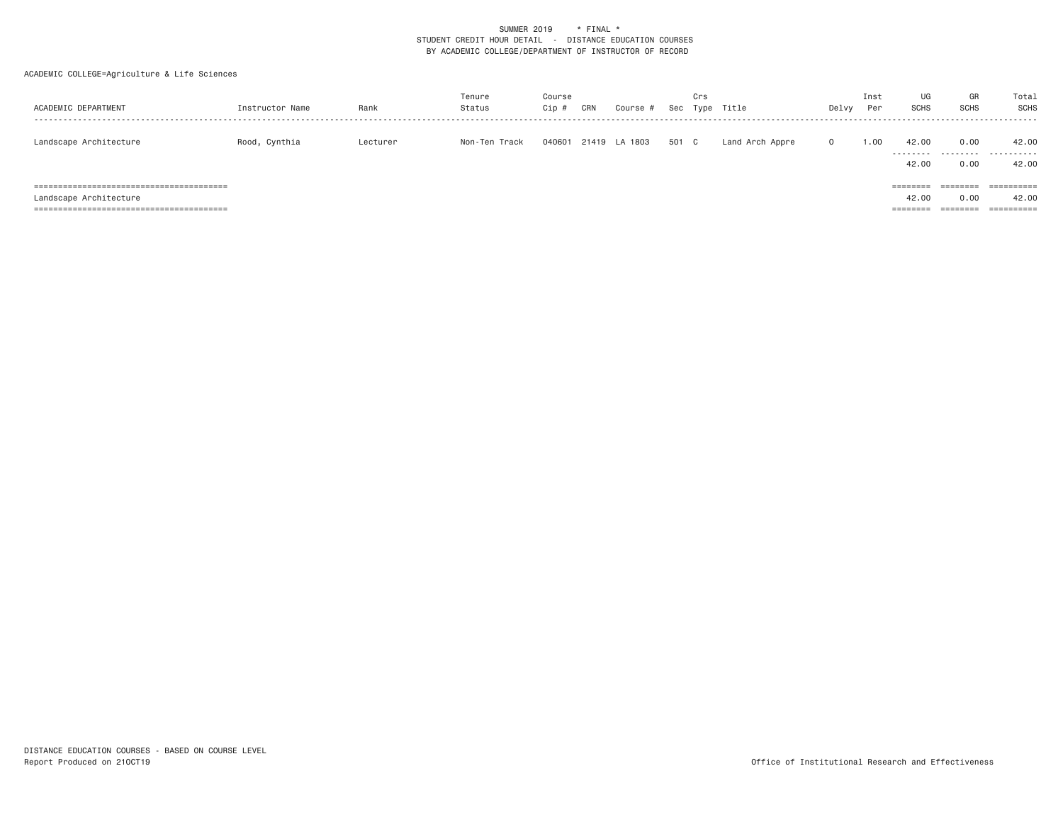SUMMER 2019 * FINAL *
STUDENT CREDIT HOUR DETAIL - DISTANCE EDUCATION COURSES
BY ACADEMIC COLLEGE/DEPARTMENT OF INSTRUCTOR OF RECORD

ACADEMIC COLLEGE=Agriculture & Life Sciences

| ACADEMIC DEPARTMENT | Instructor Name | Rank | Tenure Status | Course Cip # | CRN | Course # | Sec | Crs Type | Title | Delvy | Inst Per | UG SCHS | GR SCHS | Total SCHS |
|---|---|---|---|---|---|---|---|---|---|---|---|---|---|---|
| Landscape Architecture | Rood, Cynthia | Lecturer | Non-Ten Track | 040601 | 21419 | LA 1803 | 501 | C | Land Arch Appre | O | 1.00 | 42.00 | 0.00 | 42.00 |
| | | | | | | | | | | | | 42.00 | 0.00 | 42.00 |
| Landscape Architecture | | | | | | | | | | | | 42.00 | 0.00 | 42.00 |

DISTANCE EDUCATION COURSES - BASED ON COURSE LEVEL
Report Produced on 21OCT19

Office of Institutional Research and Effectiveness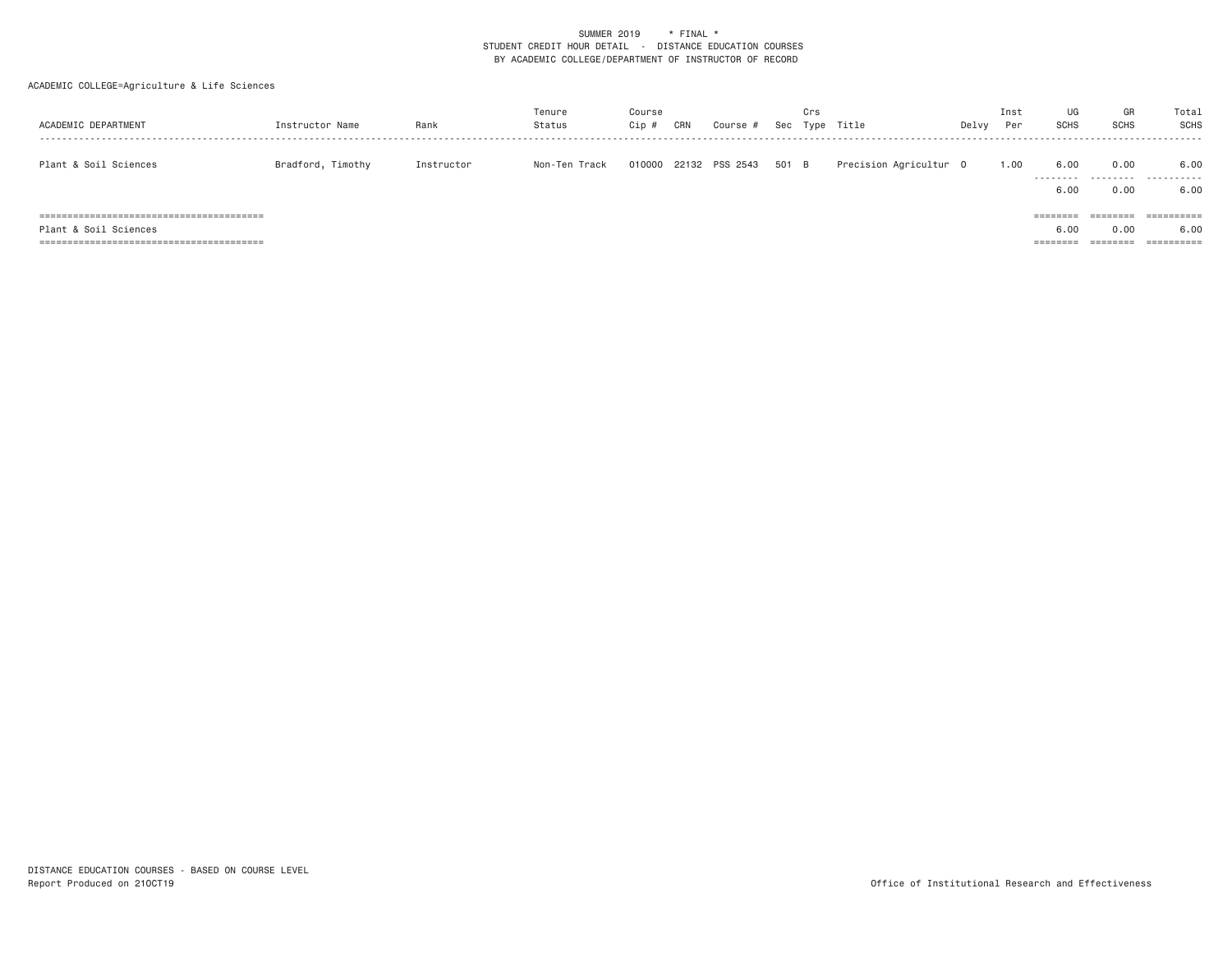SUMMER 2019 * FINAL *
STUDENT CREDIT HOUR DETAIL - DISTANCE EDUCATION COURSES
BY ACADEMIC COLLEGE/DEPARTMENT OF INSTRUCTOR OF RECORD

ACADEMIC COLLEGE=Agriculture & Life Sciences

| ACADEMIC DEPARTMENT | Instructor Name | Rank | Tenure Status | Course Cip # | CRN | Course # | Sec | Crs Type | Title | Delvy | Inst Per | UG SCHS | GR SCHS | Total SCHS |
|---|---|---|---|---|---|---|---|---|---|---|---|---|---|---|
| Plant & Soil Sciences | Bradford, Timothy | Instructor | Non-Ten Track | 010000 | 22132 | PSS 2543 | 501 | B | Precision Agricultur | O | 1.00 | 6.00 | 0.00 | 6.00 |
| | | | | | | | | | | | | 6.00 | 0.00 | 6.00 |
| Plant & Soil Sciences | | | | | | | | | | | | 6.00 | 0.00 | 6.00 |

DISTANCE EDUCATION COURSES - BASED ON COURSE LEVEL
Report Produced on 21OCT19

Office of Institutional Research and Effectiveness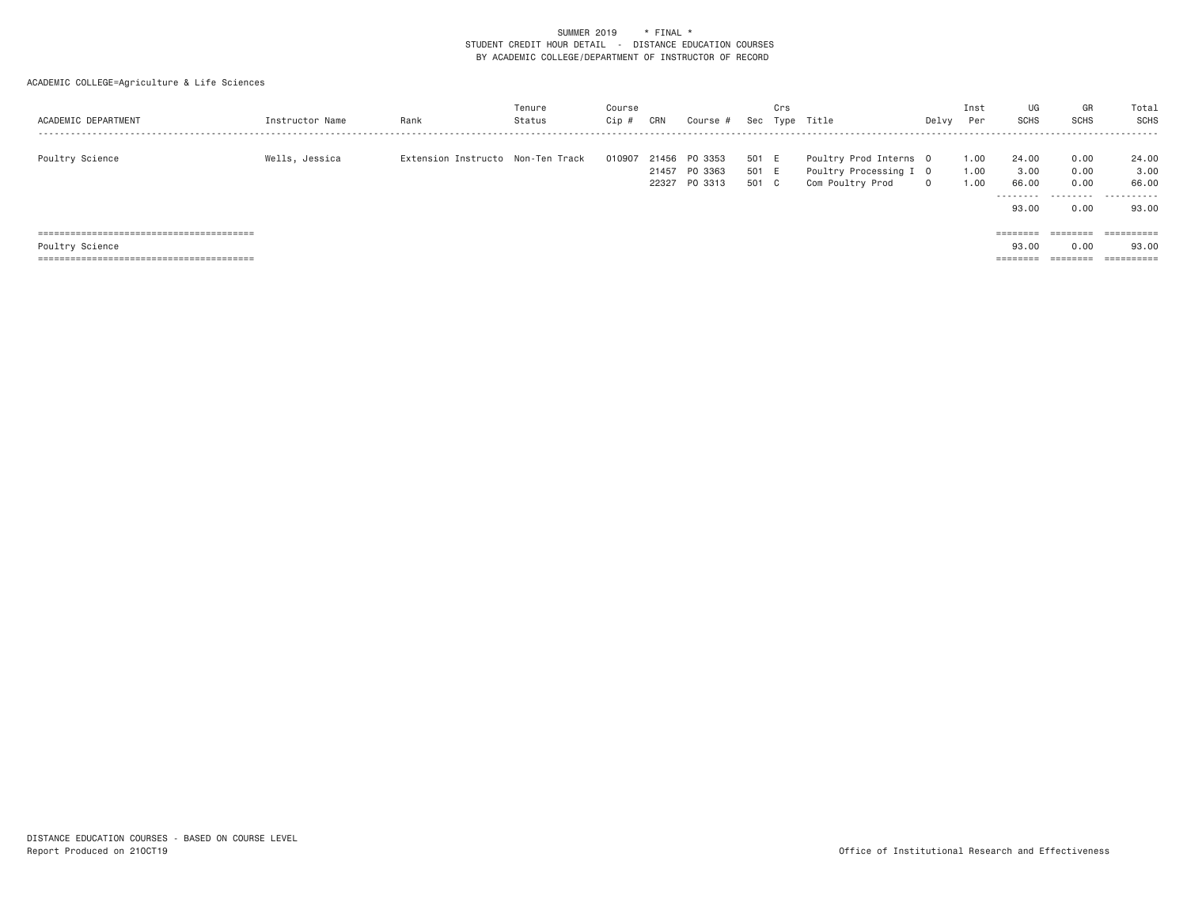SUMMER 2019 * FINAL *
STUDENT CREDIT HOUR DETAIL - DISTANCE EDUCATION COURSES
BY ACADEMIC COLLEGE/DEPARTMENT OF INSTRUCTOR OF RECORD

ACADEMIC COLLEGE=Agriculture & Life Sciences

| ACADEMIC DEPARTMENT | Instructor Name | Rank | Tenure Status | Course Cip # | CRN | Course # | Sec | Crs Type | Title | Delvy | Inst Per | UG SCHS | GR SCHS | Total SCHS |
|---|---|---|---|---|---|---|---|---|---|---|---|---|---|---|
| Poultry Science | Wells, Jessica | Extension Instructo | Non-Ten Track | 010907 | 21456 | PO 3353 | 501 | E | Poultry Prod Interns | O | 1.00 | 24.00 | 0.00 | 24.00 |
| | | | | | 21457 | PO 3363 | 501 | E | Poultry Processing I | O | 1.00 | 3.00 | 0.00 | 3.00 |
| | | | | | 22327 | PO 3313 | 501 | C | Com Poultry Prod | O | 1.00 | 66.00 | 0.00 | 66.00 |
| | | | | | | | | | | | | 93.00 | 0.00 | 93.00 |
| Poultry Science | | | | | | | | | | | | 93.00 | 0.00 | 93.00 |

DISTANCE EDUCATION COURSES - BASED ON COURSE LEVEL
Report Produced on 21OCT19

Office of Institutional Research and Effectiveness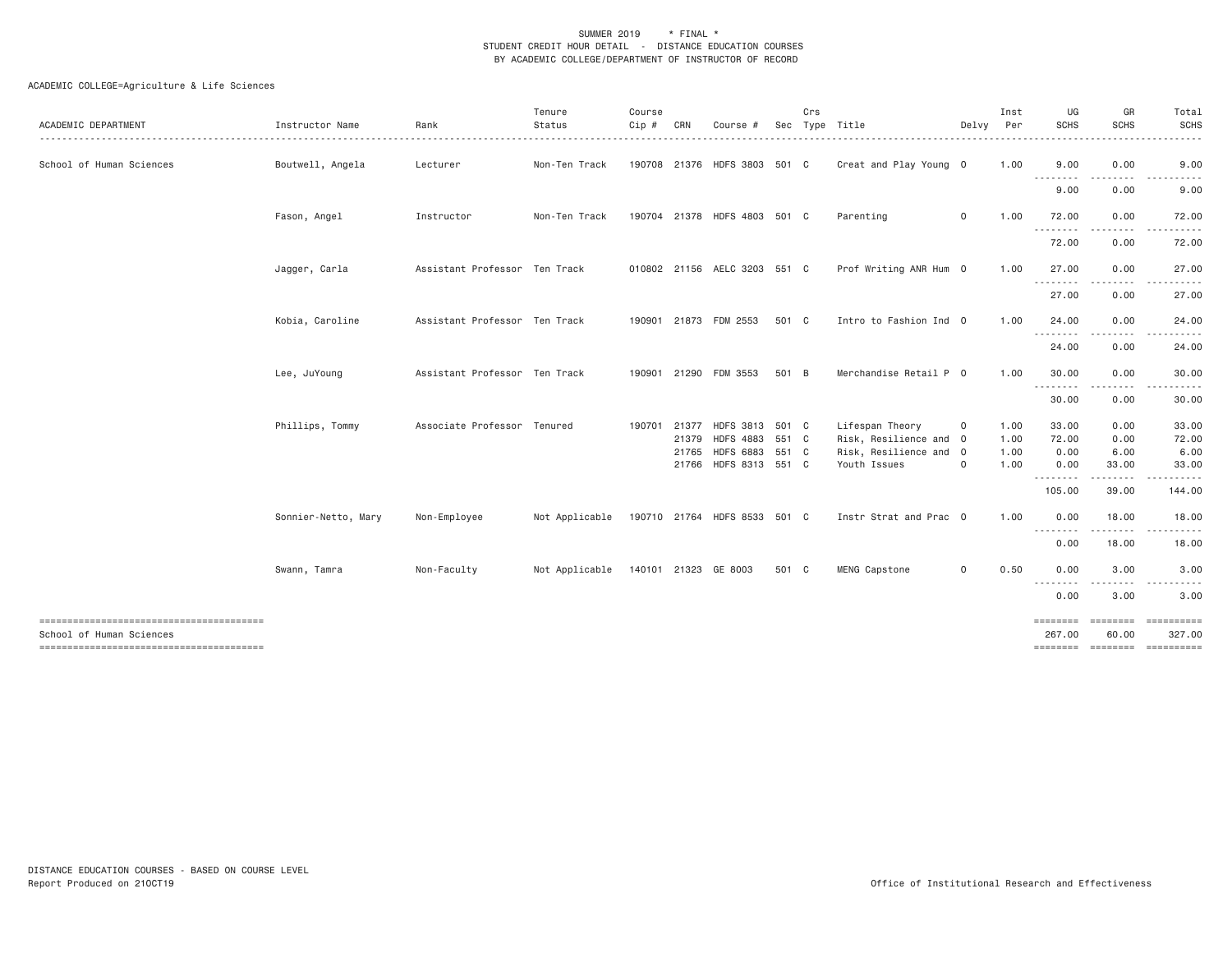SUMMER 2019 * FINAL *
STUDENT CREDIT HOUR DETAIL - DISTANCE EDUCATION COURSES
BY ACADEMIC COLLEGE/DEPARTMENT OF INSTRUCTOR OF RECORD

ACADEMIC COLLEGE=Agriculture & Life Sciences

| ACADEMIC DEPARTMENT | Instructor Name | Rank | Tenure Status | Course Cip # | CRN | Course # | Sec | Crs Type | Title | Delvy | Inst Per | UG SCHS | GR SCHS | Total SCHS |
|---|---|---|---|---|---|---|---|---|---|---|---|---|---|---|
| School of Human Sciences | Boutwell, Angela | Lecturer | Non-Ten Track | 190708 | 21376 | HDFS 3803 | 501 | C | Creat and Play Young | O | 1.00 | 9.00 | 0.00 | 9.00 |
| | | | | | | | | | | | | 9.00 | 0.00 | 9.00 |
| | Fason, Angel | Instructor | Non-Ten Track | 190704 | 21378 | HDFS 4803 | 501 | C | Parenting | O | 1.00 | 72.00 | 0.00 | 72.00 |
| | | | | | | | | | | | | 72.00 | 0.00 | 72.00 |
| | Jagger, Carla | Assistant Professor | Ten Track | 010802 | 21156 | AELC 3203 | 551 | C | Prof Writing ANR Hum | O | 1.00 | 27.00 | 0.00 | 27.00 |
| | | | | | | | | | | | | 27.00 | 0.00 | 27.00 |
| | Kobia, Caroline | Assistant Professor | Ten Track | 190901 | 21873 | FDM 2553 | 501 | C | Intro to Fashion Ind | O | 1.00 | 24.00 | 0.00 | 24.00 |
| | | | | | | | | | | | | 24.00 | 0.00 | 24.00 |
| | Lee, JuYoung | Assistant Professor | Ten Track | 190901 | 21290 | FDM 3553 | 501 | B | Merchandise Retail P | O | 1.00 | 30.00 | 0.00 | 30.00 |
| | | | | | | | | | | | | 30.00 | 0.00 | 30.00 |
| | Phillips, Tommy | Associate Professor | Tenured | 190701 | 21377 | HDFS 3813 | 501 | C | Lifespan Theory | O | 1.00 | 33.00 | 0.00 | 33.00 |
| | | | | | 21379 | HDFS 4883 | 551 | C | Risk, Resilience and | O | 1.00 | 72.00 | 0.00 | 72.00 |
| | | | | | 21765 | HDFS 6883 | 551 | C | Risk, Resilience and | O | 1.00 | 0.00 | 6.00 | 6.00 |
| | | | | | 21766 | HDFS 8313 | 551 | C | Youth Issues | O | 1.00 | 0.00 | 33.00 | 33.00 |
| | | | | | | | | | | | | 105.00 | 39.00 | 144.00 |
| | Sonnier-Netto, Mary | Non-Employee | Not Applicable | 190710 | 21764 | HDFS 8533 | 501 | C | Instr Strat and Prac | O | 1.00 | 0.00 | 18.00 | 18.00 |
| | | | | | | | | | | | | 0.00 | 18.00 | 18.00 |
| | Swann, Tamra | Non-Faculty | Not Applicable | 140101 | 21323 | GE 8003 | 501 | C | MENG Capstone | O | 0.50 | 0.00 | 3.00 | 3.00 |
| | | | | | | | | | | | | 0.00 | 3.00 | 3.00 |
| School of Human Sciences | | | | | | | | | | | | 267.00 | 60.00 | 327.00 |

DISTANCE EDUCATION COURSES - BASED ON COURSE LEVEL
Report Produced on 21OCT19

Office of Institutional Research and Effectiveness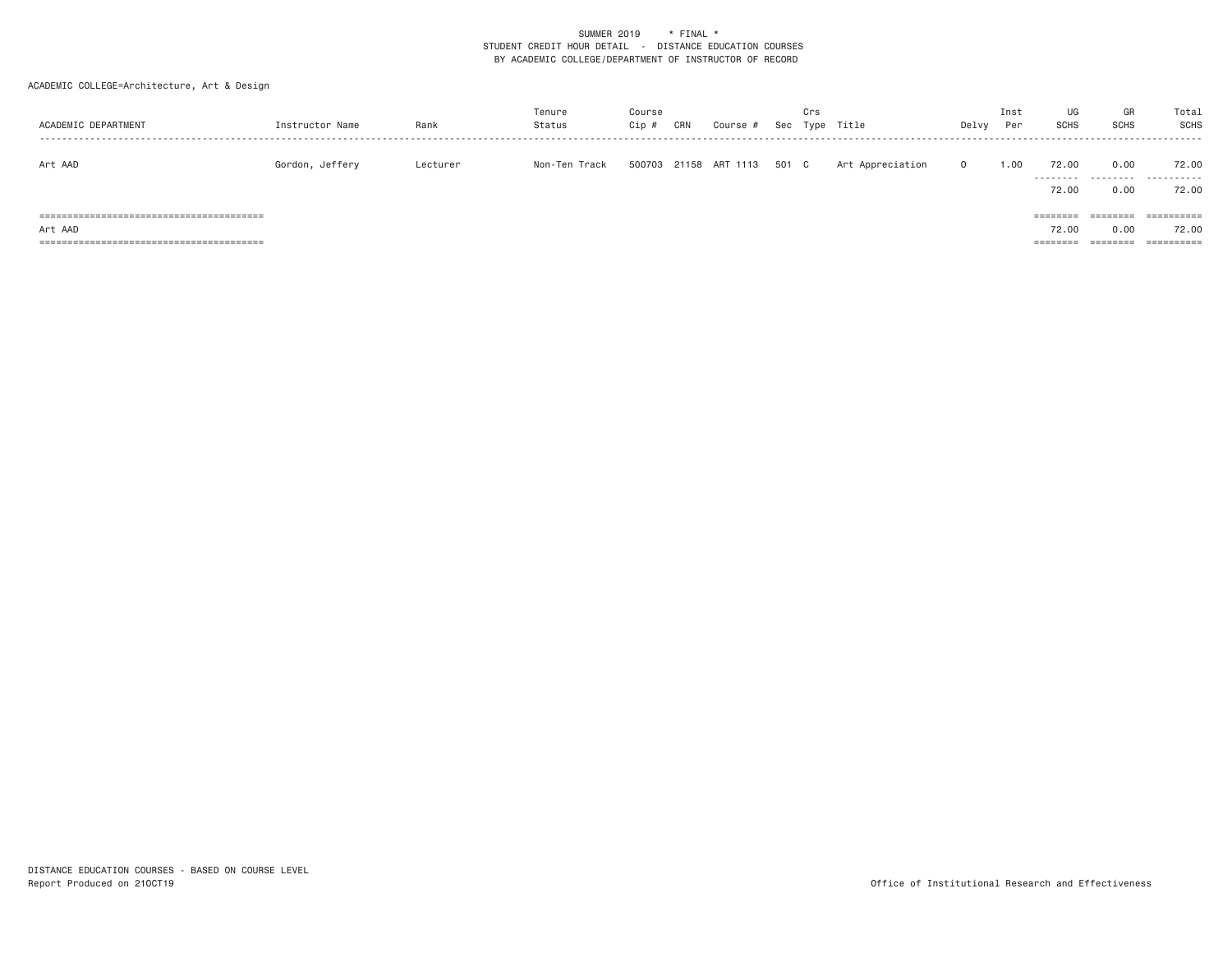SUMMER 2019 * FINAL *
STUDENT CREDIT HOUR DETAIL - DISTANCE EDUCATION COURSES
BY ACADEMIC COLLEGE/DEPARTMENT OF INSTRUCTOR OF RECORD

ACADEMIC COLLEGE=Architecture, Art & Design

| ACADEMIC DEPARTMENT | Instructor Name | Rank | Tenure Status | Course Cip # | CRN | Course # | Sec | Crs Type | Title | Delvy | Inst Per | UG SCHS | GR SCHS | Total SCHS |
|---|---|---|---|---|---|---|---|---|---|---|---|---|---|---|
| Art AAD | Gordon, Jeffery | Lecturer | Non-Ten Track | 500703 | 21158 | ART 1113 | 501 | C | Art Appreciation | O | 1.00 | 72.00 | 0.00 | 72.00 |
| | | | | | | | | | | | | 72.00 | 0.00 | 72.00 |
| Art AAD | | | | | | | | | | | | 72.00 | 0.00 | 72.00 |

DISTANCE EDUCATION COURSES - BASED ON COURSE LEVEL
Report Produced on 21OCT19

Office of Institutional Research and Effectiveness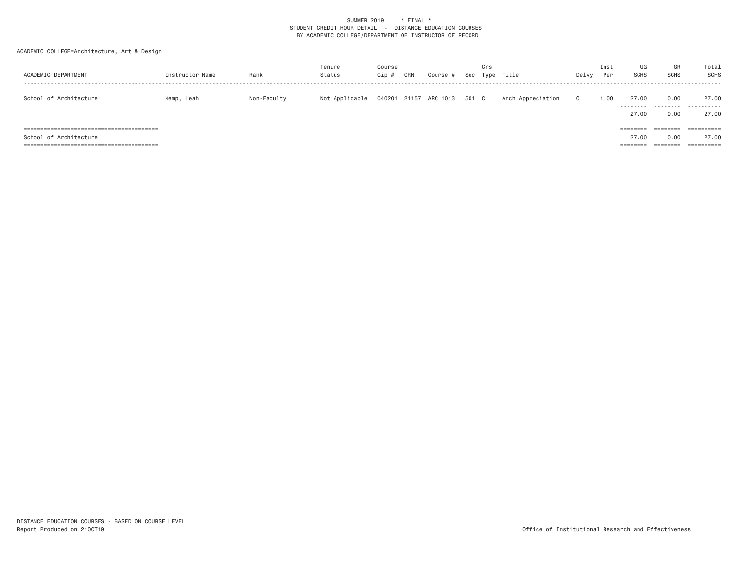SUMMER 2019 * FINAL *
STUDENT CREDIT HOUR DETAIL - DISTANCE EDUCATION COURSES
BY ACADEMIC COLLEGE/DEPARTMENT OF INSTRUCTOR OF RECORD

ACADEMIC COLLEGE=Architecture, Art & Design

| ACADEMIC DEPARTMENT | Instructor Name | Rank | Tenure Status | Course Cip # | CRN | Course # | Sec | Crs Type | Title | Delvy | Inst Per | UG SCHS | GR SCHS | Total SCHS |
|---|---|---|---|---|---|---|---|---|---|---|---|---|---|---|
| School of Architecture | Kemp, Leah | Non-Faculty | Not Applicable | 040201 | 21157 | ARC 1013 | 501 | C | Arch Appreciation | O | 1.00 | 27.00 | 0.00 | 27.00 |
| | | | | | | | | | | | | 27.00 | 0.00 | 27.00 |
| School of Architecture | | | | | | | | | | | | 27.00 | 0.00 | 27.00 |

DISTANCE EDUCATION COURSES - BASED ON COURSE LEVEL
Report Produced on 21OCT19

Office of Institutional Research and Effectiveness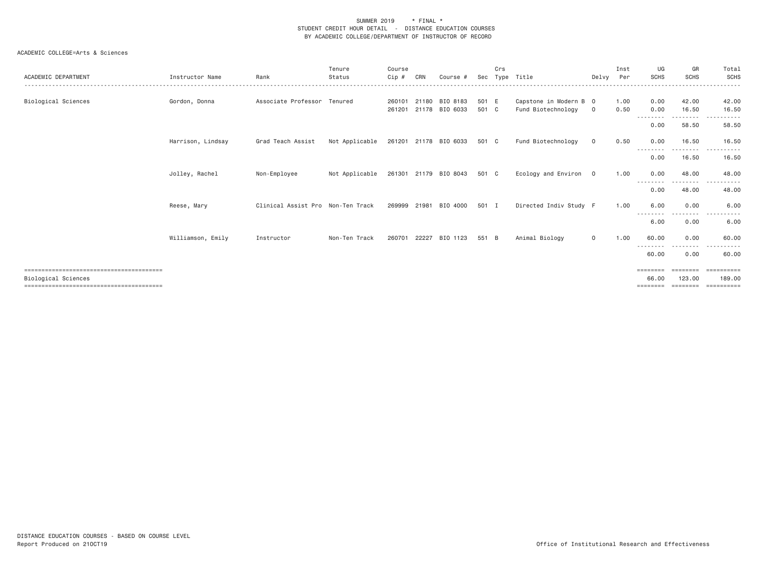SUMMER 2019 * FINAL *
STUDENT CREDIT HOUR DETAIL - DISTANCE EDUCATION COURSES
BY ACADEMIC COLLEGE/DEPARTMENT OF INSTRUCTOR OF RECORD

ACADEMIC COLLEGE=Arts & Sciences

| ACADEMIC DEPARTMENT | Instructor Name | Rank | Tenure Status | Course Cip # | CRN | Course # | Sec | Crs Type | Title | Delvy | Inst Per | UG SCHS | GR SCHS | Total SCHS |
|---|---|---|---|---|---|---|---|---|---|---|---|---|---|---|
| Biological Sciences | Gordon, Donna | Associate Professor | Tenured | 260101 | 21180 | BIO 8183 | 501 | E | Capstone in Modern B | O | 1.00 | 0.00 | 42.00 | 42.00 |
| | | | | 261201 | 21178 | BIO 6033 | 501 | C | Fund Biotechnology | O | 0.50 | 0.00 | 16.50 | 16.50 |
| | | | | | | | | | | | | 0.00 | 58.50 | 58.50 |
| | Harrison, Lindsay | Grad Teach Assist | Not Applicable | 261201 | 21178 | BIO 6033 | 501 | C | Fund Biotechnology | O | 0.50 | 0.00 | 16.50 | 16.50 |
| | | | | | | | | | | | | 0.00 | 16.50 | 16.50 |
| | Jolley, Rachel | Non-Employee | Not Applicable | 261301 | 21179 | BIO 8043 | 501 | C | Ecology and Environ | O | 1.00 | 0.00 | 48.00 | 48.00 |
| | | | | | | | | | | | | 0.00 | 48.00 | 48.00 |
| | Reese, Mary | Clinical Assist Pro | Non-Ten Track | 269999 | 21981 | BIO 4000 | 501 | I | Directed Indiv Study | F | 1.00 | 6.00 | 0.00 | 6.00 |
| | | | | | | | | | | | | 6.00 | 0.00 | 6.00 |
| | Williamson, Emily | Instructor | Non-Ten Track | 260701 | 22227 | BIO 1123 | 551 | B | Animal Biology | O | 1.00 | 60.00 | 0.00 | 60.00 |
| | | | | | | | | | | | | 60.00 | 0.00 | 60.00 |
| Biological Sciences | | | | | | | | | | | | 66.00 | 123.00 | 189.00 |

DISTANCE EDUCATION COURSES - BASED ON COURSE LEVEL
Report Produced on 21OCT19

Office of Institutional Research and Effectiveness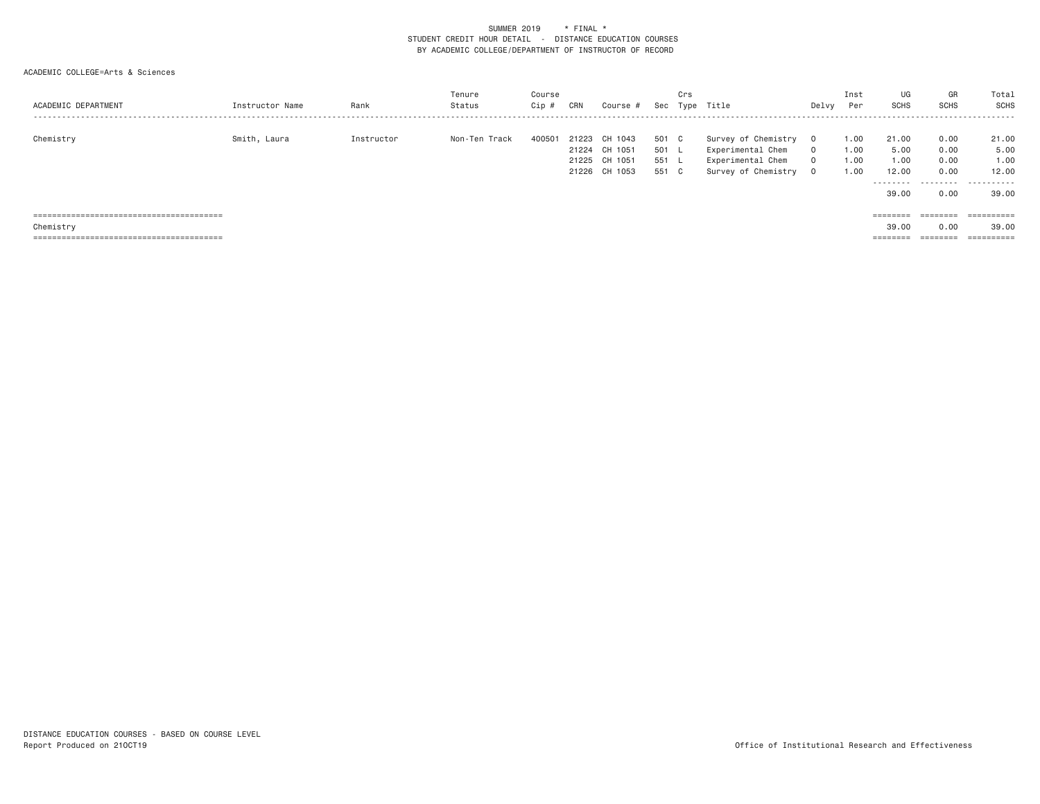SUMMER 2019 * FINAL *
STUDENT CREDIT HOUR DETAIL - DISTANCE EDUCATION COURSES
BY ACADEMIC COLLEGE/DEPARTMENT OF INSTRUCTOR OF RECORD

ACADEMIC COLLEGE=Arts & Sciences

| ACADEMIC DEPARTMENT | Instructor Name | Rank | Tenure Status | Course Cip # | CRN | Course # | Sec | Crs Type | Title | Delvy | Inst Per | UG SCHS | GR SCHS | Total SCHS |
|---|---|---|---|---|---|---|---|---|---|---|---|---|---|---|
| Chemistry | Smith, Laura | Instructor | Non-Ten Track | 400501 | 21223 | CH 1043 | 501 | C | Survey of Chemistry | O | 1.00 | 21.00 | 0.00 | 21.00 |
| | | | | | 21224 | CH 1051 | 501 | L | Experimental Chem | O | 1.00 | 5.00 | 0.00 | 5.00 |
| | | | | | 21225 | CH 1051 | 551 | L | Experimental Chem | O | 1.00 | 1.00 | 0.00 | 1.00 |
| | | | | | 21226 | CH 1053 | 551 | C | Survey of Chemistry | O | 1.00 | 12.00 | 0.00 | 12.00 |
| | | | | | | | | | | | | 39.00 | 0.00 | 39.00 |
| Chemistry | | | | | | | | | | | | 39.00 | 0.00 | 39.00 |

DISTANCE EDUCATION COURSES - BASED ON COURSE LEVEL
Report Produced on 21OCT19

Office of Institutional Research and Effectiveness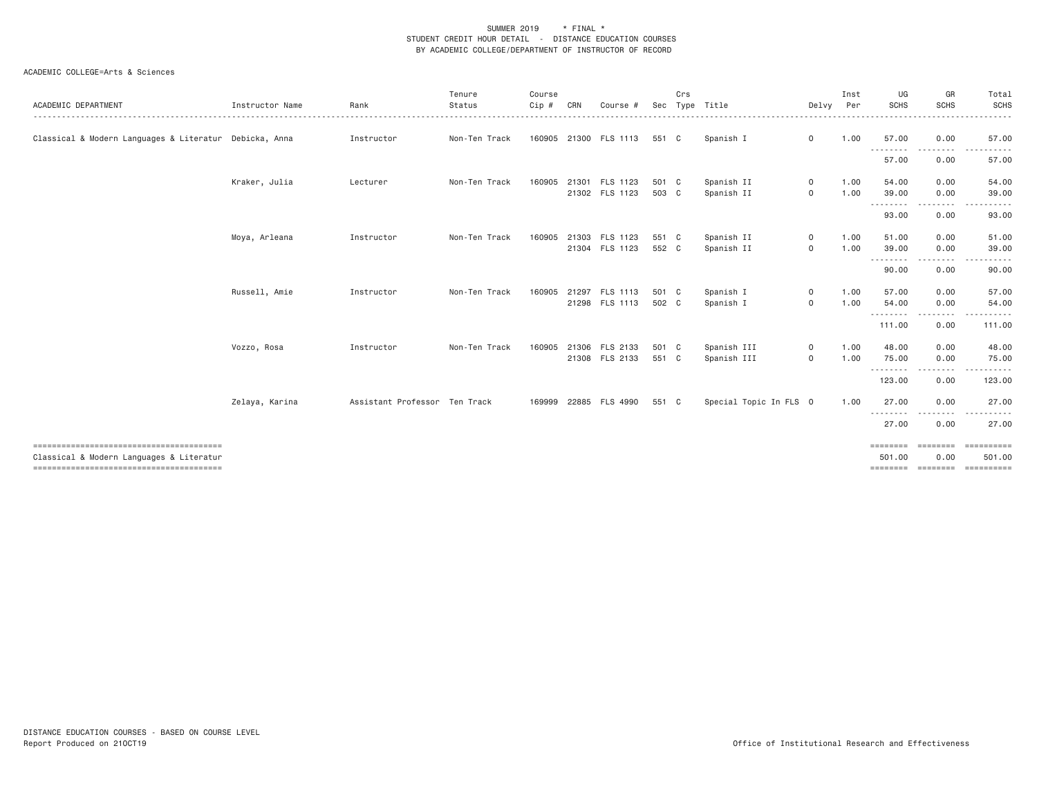SUMMER 2019 * FINAL *
STUDENT CREDIT HOUR DETAIL - DISTANCE EDUCATION COURSES
BY ACADEMIC COLLEGE/DEPARTMENT OF INSTRUCTOR OF RECORD

ACADEMIC COLLEGE=Arts & Sciences

| ACADEMIC DEPARTMENT | Instructor Name | Rank | Tenure Status | Course Cip # | CRN | Course # | Sec | Crs Type | Title | Delvy | Inst Per | UG SCHS | GR SCHS | Total SCHS |
|---|---|---|---|---|---|---|---|---|---|---|---|---|---|---|
| Classical & Modern Languages & Literatur | Debicka, Anna | Instructor | Non-Ten Track | 160905 | 21300 | FLS 1113 | 551 | C | Spanish I | O | 1.00 | 57.00 | 0.00 | 57.00 |
| | | | | | | | | | | | | 57.00 | 0.00 | 57.00 |
| | Kraker, Julia | Lecturer | Non-Ten Track | 160905 | 21301 | FLS 1123 | 501 | C | Spanish II | O | 1.00 | 54.00 | 0.00 | 54.00 |
| | | | | | 21302 | FLS 1123 | 503 | C | Spanish II | O | 1.00 | 39.00 | 0.00 | 39.00 |
| | | | | | | | | | | | | 93.00 | 0.00 | 93.00 |
| | Moya, Arleana | Instructor | Non-Ten Track | 160905 | 21303 | FLS 1123 | 551 | C | Spanish II | O | 1.00 | 51.00 | 0.00 | 51.00 |
| | | | | | 21304 | FLS 1123 | 552 | C | Spanish II | O | 1.00 | 39.00 | 0.00 | 39.00 |
| | | | | | | | | | | | | 90.00 | 0.00 | 90.00 |
| | Russell, Amie | Instructor | Non-Ten Track | 160905 | 21297 | FLS 1113 | 501 | C | Spanish I | O | 1.00 | 57.00 | 0.00 | 57.00 |
| | | | | | 21298 | FLS 1113 | 502 | C | Spanish I | O | 1.00 | 54.00 | 0.00 | 54.00 |
| | | | | | | | | | | | | 111.00 | 0.00 | 111.00 |
| | Vozzo, Rosa | Instructor | Non-Ten Track | 160905 | 21306 | FLS 2133 | 501 | C | Spanish III | O | 1.00 | 48.00 | 0.00 | 48.00 |
| | | | | | 21308 | FLS 2133 | 551 | C | Spanish III | O | 1.00 | 75.00 | 0.00 | 75.00 |
| | | | | | | | | | | | | 123.00 | 0.00 | 123.00 |
| | Zelaya, Karina | Assistant Professor | Ten Track | 169999 | 22885 | FLS 4990 | 551 | C | Special Topic In FLS | O | 1.00 | 27.00 | 0.00 | 27.00 |
| | | | | | | | | | | | | 27.00 | 0.00 | 27.00 |
| Classical & Modern Languages & Literatur | | | | | | | | | | | | 501.00 | 0.00 | 501.00 |

DISTANCE EDUCATION COURSES - BASED ON COURSE LEVEL
Report Produced on 21OCT19

Office of Institutional Research and Effectiveness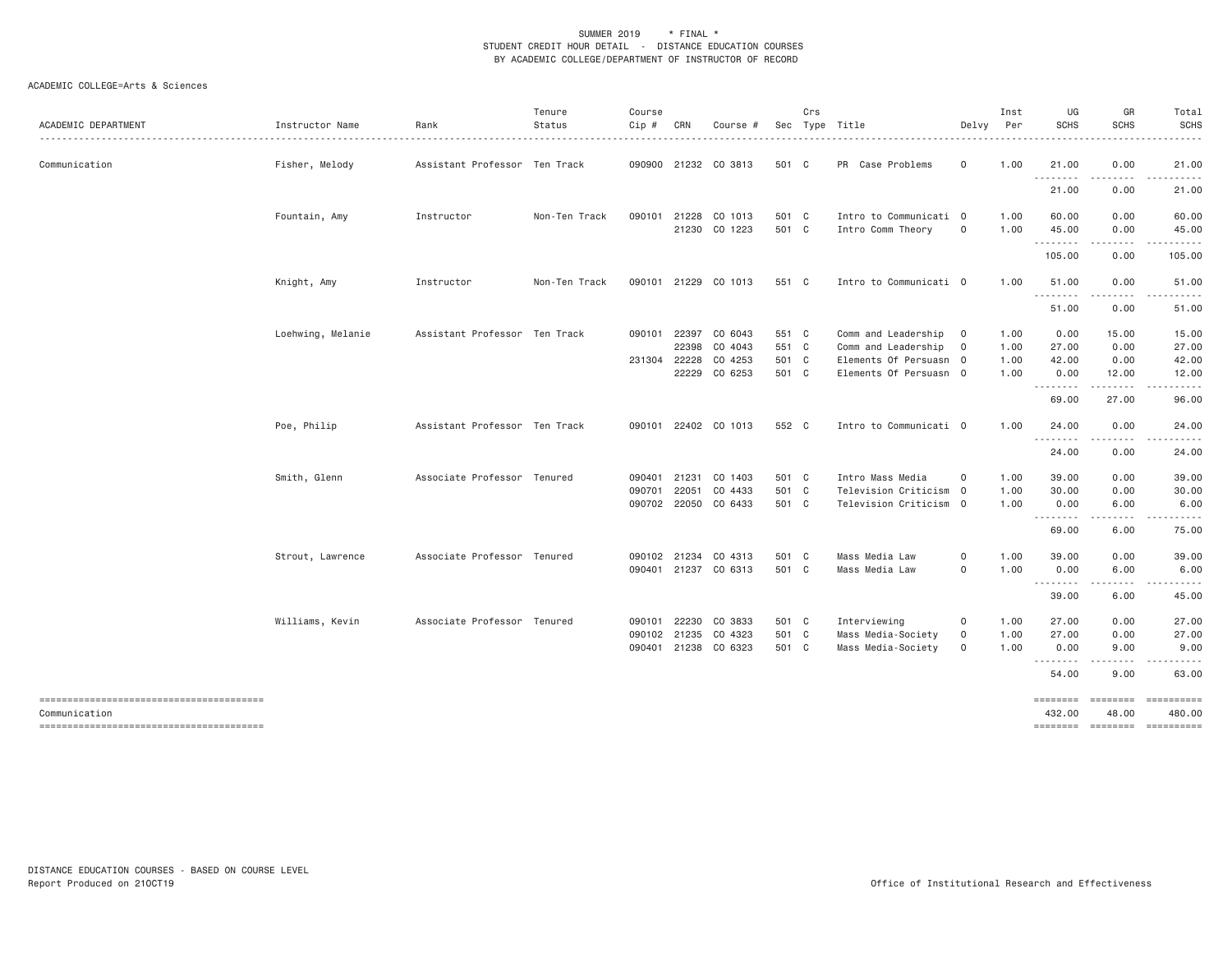SUMMER 2019 * FINAL *
STUDENT CREDIT HOUR DETAIL - DISTANCE EDUCATION COURSES
BY ACADEMIC COLLEGE/DEPARTMENT OF INSTRUCTOR OF RECORD

ACADEMIC COLLEGE=Arts & Sciences

| ACADEMIC DEPARTMENT | Instructor Name | Rank | Tenure Status | Course Cip # | CRN | Course # | Sec | Crs Type | Title | Delvy | Inst Per | UG SCHS | GR SCHS | Total SCHS |
|---|---|---|---|---|---|---|---|---|---|---|---|---|---|---|
| Communication | Fisher, Melody | Assistant Professor | Ten Track | 090900 | 21232 | CO 3813 | 501 | C | PR Case Problems | O | 1.00 | 21.00 | 0.00 | 21.00 |
| | | | | | | | | | | | | 21.00 | 0.00 | 21.00 |
| | Fountain, Amy | Instructor | Non-Ten Track | 090101 | 21228 | CO 1013 | 501 | C | Intro to Communicati | O | 1.00 | 60.00 | 0.00 | 60.00 |
| | | | | | 21230 | CO 1223 | 501 | C | Intro Comm Theory | O | 1.00 | 45.00 | 0.00 | 45.00 |
| | | | | | | | | | | | | 105.00 | 0.00 | 105.00 |
| | Knight, Amy | Instructor | Non-Ten Track | 090101 | 21229 | CO 1013 | 551 | C | Intro to Communicati | O | 1.00 | 51.00 | 0.00 | 51.00 |
| | | | | | | | | | | | | 51.00 | 0.00 | 51.00 |
| | Loehwing, Melanie | Assistant Professor | Ten Track | 090101 | 22397 | CO 6043 | 551 | C | Comm and Leadership | O | 1.00 | 0.00 | 15.00 | 15.00 |
| | | | | | 22396 | CO 4043 | 551 | C | Comm and Leadership | O | 1.00 | 27.00 | 0.00 | 27.00 |
| | | | | 231304 | 22228 | CO 4253 | 501 | C | Elements Of Persuasn | O | 1.00 | 42.00 | 0.00 | 42.00 |
| | | | | | 22229 | CO 6253 | 501 | C | Elements Of Persuasn | O | 1.00 | 0.00 | 12.00 | 12.00 |
| | | | | | | | | | | | | 69.00 | 27.00 | 96.00 |
| | Poe, Philip | Assistant Professor | Ten Track | 090101 | 22402 | CO 1013 | 552 | C | Intro to Communicati | O | 1.00 | 24.00 | 0.00 | 24.00 |
| | | | | | | | | | | | | 24.00 | 0.00 | 24.00 |
| | Smith, Glenn | Associate Professor | Tenured | 090401 | 21231 | CO 1403 | 501 | C | Intro Mass Media | O | 1.00 | 39.00 | 0.00 | 39.00 |
| | | | | 090701 | 22051 | CO 4433 | 501 | C | Television Criticism | O | 1.00 | 30.00 | 0.00 | 30.00 |
| | | | | 090702 | 22050 | CO 6433 | 501 | C | Television Criticism | O | 1.00 | 0.00 | 6.00 | 6.00 |
| | | | | | | | | | | | | 69.00 | 6.00 | 75.00 |
| | Strout, Lawrence | Associate Professor | Tenured | 090102 | 21234 | CO 4313 | 501 | C | Mass Media Law | O | 1.00 | 39.00 | 0.00 | 39.00 |
| | | | | 090401 | 21237 | CO 6313 | 501 | C | Mass Media Law | O | 1.00 | 0.00 | 6.00 | 6.00 |
| | | | | | | | | | | | | 39.00 | 6.00 | 45.00 |
| | Williams, Kevin | Associate Professor | Tenured | 090101 | 22230 | CO 3833 | 501 | C | Interviewing | O | 1.00 | 27.00 | 0.00 | 27.00 |
| | | | | 090102 | 21235 | CO 4323 | 501 | C | Mass Media-Society | O | 1.00 | 27.00 | 0.00 | 27.00 |
| | | | | 090401 | 21238 | CO 6323 | 501 | C | Mass Media-Society | O | 1.00 | 0.00 | 9.00 | 9.00 |
| | | | | | | | | | | | | 54.00 | 9.00 | 63.00 |
| Communication | | | | | | | | | | | | 432.00 | 48.00 | 480.00 |

DISTANCE EDUCATION COURSES - BASED ON COURSE LEVEL
Report Produced on 21OCT19

Office of Institutional Research and Effectiveness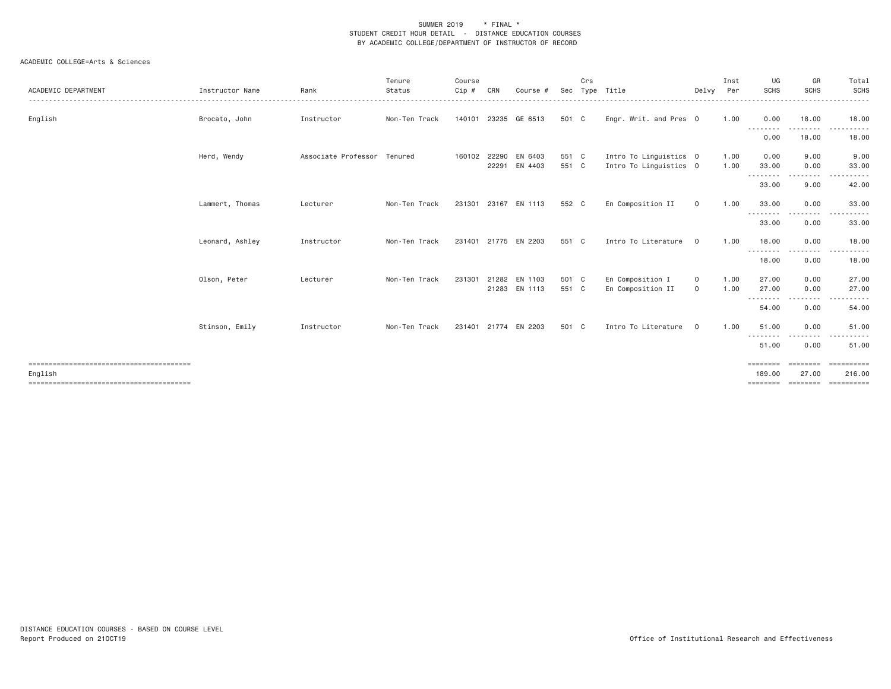SUMMER 2019 * FINAL *
STUDENT CREDIT HOUR DETAIL - DISTANCE EDUCATION COURSES
BY ACADEMIC COLLEGE/DEPARTMENT OF INSTRUCTOR OF RECORD

ACADEMIC COLLEGE=Arts & Sciences

| ACADEMIC DEPARTMENT | Instructor Name | Rank | Tenure Status | Course Cip # | CRN | Course # | Sec | Crs Type | Title | Delvy | Inst Per | UG SCHS | GR SCHS | Total SCHS |
|---|---|---|---|---|---|---|---|---|---|---|---|---|---|---|
| English | Brocato, John | Instructor | Non-Ten Track | 140101 | 23235 | GE 6513 | 501 | C | Engr. Writ. and Pres | O | 1.00 | 0.00 | 18.00 | 18.00 |
| | | | | | | | | | | | | 0.00 | 18.00 | 18.00 |
| | Herd, Wendy | Associate Professor | Tenured | 160102 | 22290 | EN 6403 | 551 | C | Intro To Linguistics | O | 1.00 | 0.00 | 9.00 | 9.00 |
| | | | | | 22291 | EN 4403 | 551 | C | Intro To Linguistics | O | 1.00 | 33.00 | 0.00 | 33.00 |
| | | | | | | | | | | | | 33.00 | 9.00 | 42.00 |
| | Lammert, Thomas | Lecturer | Non-Ten Track | 231301 | 23167 | EN 1113 | 552 | C | En Composition II | O | 1.00 | 33.00 | 0.00 | 33.00 |
| | | | | | | | | | | | | 33.00 | 0.00 | 33.00 |
| | Leonard, Ashley | Instructor | Non-Ten Track | 231401 | 21775 | EN 2203 | 551 | C | Intro To Literature | O | 1.00 | 18.00 | 0.00 | 18.00 |
| | | | | | | | | | | | | 18.00 | 0.00 | 18.00 |
| | Olson, Peter | Lecturer | Non-Ten Track | 231301 | 21282 | EN 1103 | 501 | C | En Composition I | O | 1.00 | 27.00 | 0.00 | 27.00 |
| | | | | | 21283 | EN 1113 | 551 | C | En Composition II | O | 1.00 | 27.00 | 0.00 | 27.00 |
| | | | | | | | | | | | | 54.00 | 0.00 | 54.00 |
| | Stinson, Emily | Instructor | Non-Ten Track | 231401 | 21774 | EN 2203 | 501 | C | Intro To Literature | O | 1.00 | 51.00 | 0.00 | 51.00 |
| | | | | | | | | | | | | 51.00 | 0.00 | 51.00 |
| English | | | | | | | | | | | | 189.00 | 27.00 | 216.00 |

DISTANCE EDUCATION COURSES - BASED ON COURSE LEVEL
Report Produced on 21OCT19

Office of Institutional Research and Effectiveness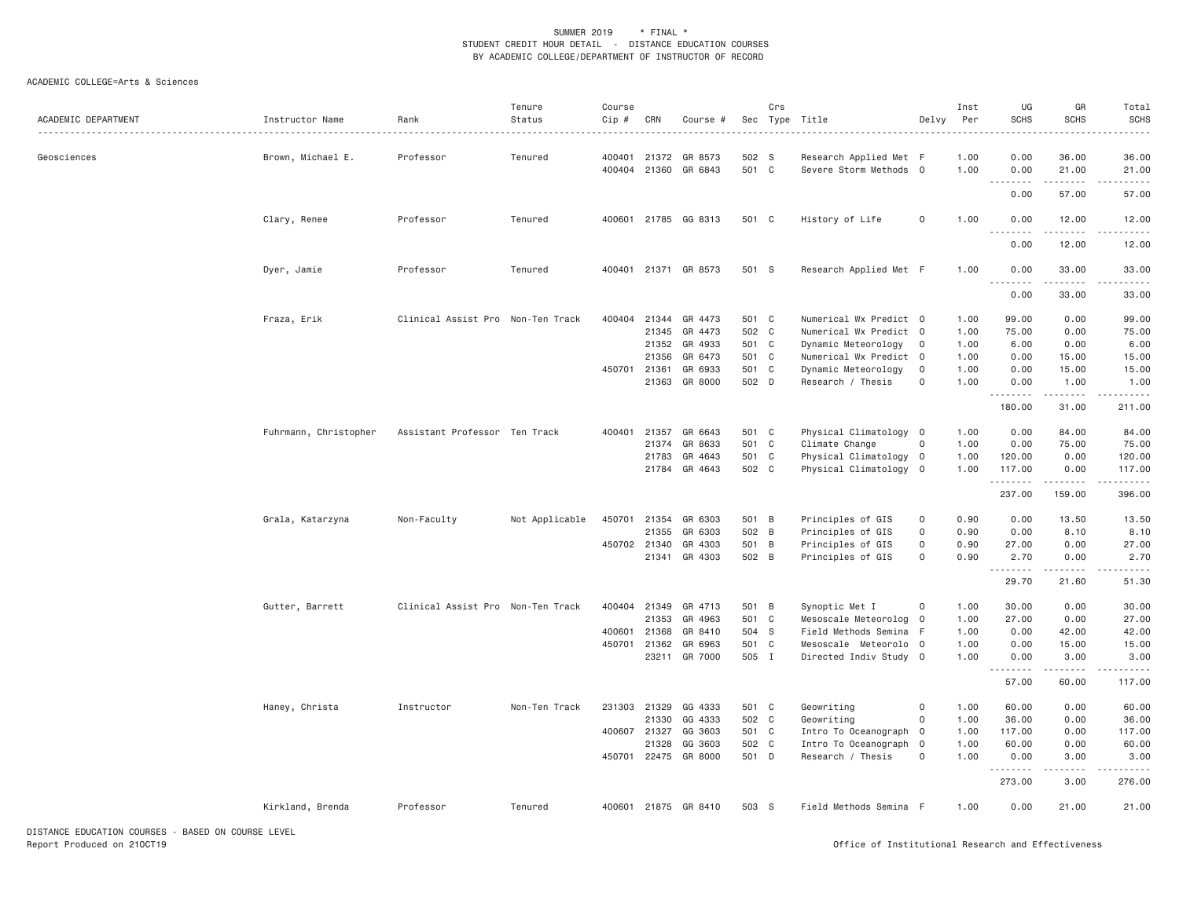SUMMER 2019 * FINAL *
STUDENT CREDIT HOUR DETAIL - DISTANCE EDUCATION COURSES
BY ACADEMIC COLLEGE/DEPARTMENT OF INSTRUCTOR OF RECORD

ACADEMIC COLLEGE=Arts & Sciences

| ACADEMIC DEPARTMENT | Instructor Name | Rank | Tenure Status | Course Cip # | CRN | Course # | Sec | Crs Type | Title | Delvy | Inst Per | UG SCHS | GR SCHS | Total SCHS |
|---|---|---|---|---|---|---|---|---|---|---|---|---|---|---|
| Geosciences | Brown, Michael E. | Professor | Tenured | 400401 | 21372 | GR 8573 | 502 | S | Research Applied Met | F | 1.00 | 0.00 | 36.00 | 36.00 |
| | | | | 400404 | 21360 | GR 6843 | 501 | C | Severe Storm Methods | O | 1.00 | 0.00 | 21.00 | 21.00 |
| | | | | | | | | | | | | 0.00 | 57.00 | 57.00 |
| | Clary, Renee | Professor | Tenured | 400601 | 21785 | GG 8313 | 501 | C | History of Life | O | 1.00 | 0.00 | 12.00 | 12.00 |
| | | | | | | | | | | | | 0.00 | 12.00 | 12.00 |
| | Dyer, Jamie | Professor | Tenured | 400401 | 21371 | GR 8573 | 501 | S | Research Applied Met | F | 1.00 | 0.00 | 33.00 | 33.00 |
| | | | | | | | | | | | | 0.00 | 33.00 | 33.00 |
| | Fraza, Erik | Clinical Assist Pro | Non-Ten Track | 400404 | 21344 | GR 4473 | 501 | C | Numerical Wx Predict | O | 1.00 | 99.00 | 0.00 | 99.00 |
| | | | | | 21345 | GR 4473 | 502 | C | Numerical Wx Predict | O | 1.00 | 75.00 | 0.00 | 75.00 |
| | | | | | 21352 | GR 4933 | 501 | C | Dynamic Meteorology | O | 1.00 | 6.00 | 0.00 | 6.00 |
| | | | | | 21356 | GR 6473 | 501 | C | Numerical Wx Predict | O | 1.00 | 0.00 | 15.00 | 15.00 |
| | | | | 450701 | 21361 | GR 6933 | 501 | C | Dynamic Meteorology | O | 1.00 | 0.00 | 15.00 | 15.00 |
| | | | | | 21363 | GR 8000 | 502 | D | Research / Thesis | O | 1.00 | 0.00 | 1.00 | 1.00 |
| | | | | | | | | | | | | 180.00 | 31.00 | 211.00 |
| | Fuhrmann, Christopher | Assistant Professor | Ten Track | 400401 | 21357 | GR 6643 | 501 | C | Physical Climatology | O | 1.00 | 0.00 | 84.00 | 84.00 |
| | | | | | 21374 | GR 8633 | 501 | C | Climate Change | O | 1.00 | 0.00 | 75.00 | 75.00 |
| | | | | | 21783 | GR 4643 | 501 | C | Physical Climatology | O | 1.00 | 120.00 | 0.00 | 120.00 |
| | | | | | 21784 | GR 4643 | 502 | C | Physical Climatology | O | 1.00 | 117.00 | 0.00 | 117.00 |
| | | | | | | | | | | | | 237.00 | 159.00 | 396.00 |
| | Grala, Katarzyna | Non-Faculty | Not Applicable | 450701 | 21354 | GR 6303 | 501 | B | Principles of GIS | O | 0.90 | 0.00 | 13.50 | 13.50 |
| | | | | | 21355 | GR 6303 | 502 | B | Principles of GIS | O | 0.90 | 0.00 | 8.10 | 8.10 |
| | | | | 450702 | 21340 | GR 4303 | 501 | B | Principles of GIS | O | 0.90 | 27.00 | 0.00 | 27.00 |
| | | | | | 21341 | GR 4303 | 502 | B | Principles of GIS | O | 0.90 | 2.70 | 0.00 | 2.70 |
| | | | | | | | | | | | | 29.70 | 21.60 | 51.30 |
| | Gutter, Barrett | Clinical Assist Pro | Non-Ten Track | 400404 | 21349 | GR 4713 | 501 | B | Synoptic Met I | O | 1.00 | 30.00 | 0.00 | 30.00 |
| | | | | | 21353 | GR 4963 | 501 | C | Mesoscale Meteorolog | O | 1.00 | 27.00 | 0.00 | 27.00 |
| | | | | 400601 | 21368 | GR 8410 | 504 | S | Field Methods Semina | F | 1.00 | 0.00 | 42.00 | 42.00 |
| | | | | 450701 | 21362 | GR 6963 | 501 | C | Mesoscale Meteorolo | O | 1.00 | 0.00 | 15.00 | 15.00 |
| | | | | | 23211 | GR 7000 | 505 | I | Directed Indiv Study | O | 1.00 | 0.00 | 3.00 | 3.00 |
| | | | | | | | | | | | | 57.00 | 60.00 | 117.00 |
| | Haney, Christa | Instructor | Non-Ten Track | 231303 | 21329 | GG 4333 | 501 | C | Geowriting | O | 1.00 | 60.00 | 0.00 | 60.00 |
| | | | | | 21330 | GG 4333 | 502 | C | Geowriting | O | 1.00 | 36.00 | 0.00 | 36.00 |
| | | | | 400607 | 21327 | GG 3603 | 501 | C | Intro To Oceanograph | O | 1.00 | 117.00 | 0.00 | 117.00 |
| | | | | | 21328 | GG 3603 | 502 | C | Intro To Oceanograph | O | 1.00 | 60.00 | 0.00 | 60.00 |
| | | | | 450701 | 22475 | GR 8000 | 501 | D | Research / Thesis | O | 1.00 | 0.00 | 3.00 | 3.00 |
| | | | | | | | | | | | | 273.00 | 3.00 | 276.00 |
| | Kirkland, Brenda | Professor | Tenured | 400601 | 21875 | GR 8410 | 503 | S | Field Methods Semina | F | 1.00 | 0.00 | 21.00 | 21.00 |

DISTANCE EDUCATION COURSES - BASED ON COURSE LEVEL
Report Produced on 21OCT19

Office of Institutional Research and Effectiveness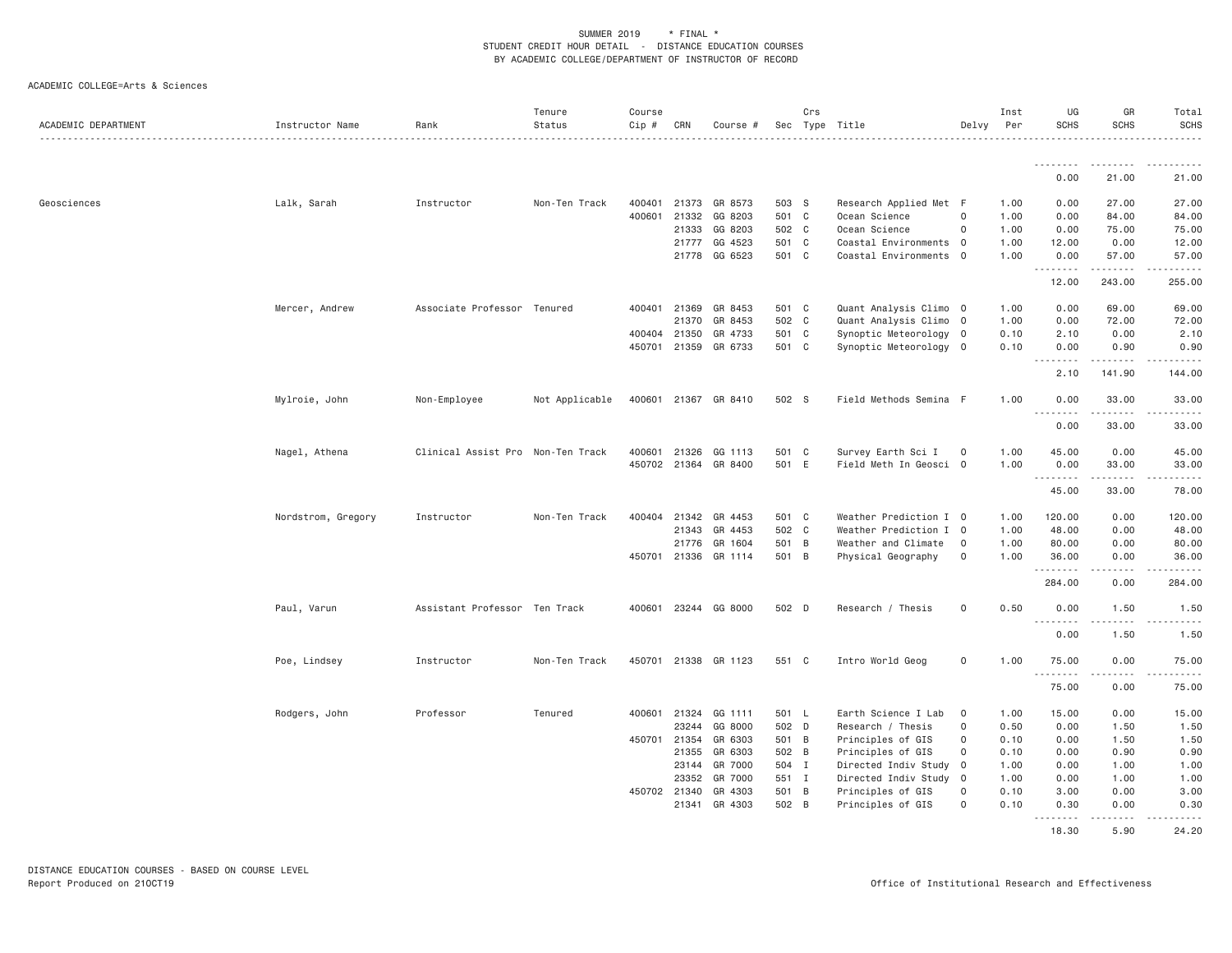SUMMER 2019 * FINAL *
STUDENT CREDIT HOUR DETAIL - DISTANCE EDUCATION COURSES
BY ACADEMIC COLLEGE/DEPARTMENT OF INSTRUCTOR OF RECORD

ACADEMIC COLLEGE=Arts & Sciences

| ACADEMIC DEPARTMENT | Instructor Name | Rank | Tenure Status | Course Cip # | CRN | Course # | Sec | Crs Type | Title | Delvy | Inst Per | UG SCHS | GR SCHS | Total SCHS |
|---|---|---|---|---|---|---|---|---|---|---|---|---|---|---|
| | | | | | | | | | | | | 0.00 | 21.00 | 21.00 |
| Geosciences | Lalk, Sarah | Instructor | Non-Ten Track | 400401 | 21373 | GR 8573 | 503 | S | Research Applied Met | F | 1.00 | 0.00 | 27.00 | 27.00 |
| | | | | 400601 | 21332 | GG 8203 | 501 | C | Ocean Science | O | 1.00 | 0.00 | 84.00 | 84.00 |
| | | | | | 21333 | GG 8203 | 502 | C | Ocean Science | O | 1.00 | 0.00 | 75.00 | 75.00 |
| | | | | | 21777 | GG 4523 | 501 | C | Coastal Environments | O | 1.00 | 12.00 | 0.00 | 12.00 |
| | | | | | 21778 | GG 6523 | 501 | C | Coastal Environments | O | 1.00 | 0.00 | 57.00 | 57.00 |
| | | | | | | | | | | | | 12.00 | 243.00 | 255.00 |
| | Mercer, Andrew | Associate Professor | Tenured | 400401 | 21369 | GR 8453 | 501 | C | Quant Analysis Climo | O | 1.00 | 0.00 | 69.00 | 69.00 |
| | | | | | 21370 | GR 8453 | 502 | C | Quant Analysis Climo | O | 1.00 | 0.00 | 72.00 | 72.00 |
| | | | | 400404 | 21350 | GR 4733 | 501 | C | Synoptic Meteorology | O | 0.10 | 2.10 | 0.00 | 2.10 |
| | | | | 450701 | 21359 | GR 6733 | 501 | C | Synoptic Meteorology | O | 0.10 | 0.00 | 0.90 | 0.90 |
| | | | | | | | | | | | | 2.10 | 141.90 | 144.00 |
| | Mylroie, John | Non-Employee | Not Applicable | 400601 | 21367 | GR 8410 | 502 | S | Field Methods Semina | F | 1.00 | 0.00 | 33.00 | 33.00 |
| | | | | | | | | | | | | 0.00 | 33.00 | 33.00 |
| | Nagel, Athena | Clinical Assist Pro | Non-Ten Track | 400601 | 21326 | GG 1113 | 501 | C | Survey Earth Sci I | O | 1.00 | 45.00 | 0.00 | 45.00 |
| | | | | 450702 | 21364 | GR 8400 | 501 | E | Field Meth In Geosci | O | 1.00 | 0.00 | 33.00 | 33.00 |
| | | | | | | | | | | | | 45.00 | 33.00 | 78.00 |
| | Nordstrom, Gregory | Instructor | Non-Ten Track | 400404 | 21342 | GR 4453 | 501 | C | Weather Prediction I | O | 1.00 | 120.00 | 0.00 | 120.00 |
| | | | | | 21343 | GR 4453 | 502 | C | Weather Prediction I | O | 1.00 | 48.00 | 0.00 | 48.00 |
| | | | | | 21776 | GR 1604 | 501 | B | Weather and Climate | O | 1.00 | 80.00 | 0.00 | 80.00 |
| | | | | 450701 | 21336 | GR 1114 | 501 | B | Physical Geography | O | 1.00 | 36.00 | 0.00 | 36.00 |
| | | | | | | | | | | | | 284.00 | 0.00 | 284.00 |
| | Paul, Varun | Assistant Professor | Ten Track | 400601 | 23244 | GG 8000 | 502 | D | Research / Thesis | O | 0.50 | 0.00 | 1.50 | 1.50 |
| | | | | | | | | | | | | 0.00 | 1.50 | 1.50 |
| | Poe, Lindsey | Instructor | Non-Ten Track | 450701 | 21338 | GR 1123 | 551 | C | Intro World Geog | O | 1.00 | 75.00 | 0.00 | 75.00 |
| | | | | | | | | | | | | 75.00 | 0.00 | 75.00 |
| | Rodgers, John | Professor | Tenured | 400601 | 21324 | GG 1111 | 501 | L | Earth Science I Lab | O | 1.00 | 15.00 | 0.00 | 15.00 |
| | | | | | 23244 | GG 8000 | 502 | D | Research / Thesis | O | 0.50 | 0.00 | 1.50 | 1.50 |
| | | | | 450701 | 21354 | GR 6303 | 501 | B | Principles of GIS | O | 0.10 | 0.00 | 1.50 | 1.50 |
| | | | | | 21355 | GR 6303 | 502 | B | Principles of GIS | O | 0.10 | 0.00 | 0.90 | 0.90 |
| | | | | | 23144 | GR 7000 | 504 | I | Directed Indiv Study | O | 1.00 | 0.00 | 1.00 | 1.00 |
| | | | | | 23352 | GR 7000 | 551 | I | Directed Indiv Study | O | 1.00 | 0.00 | 1.00 | 1.00 |
| | | | | 450702 | 21340 | GR 4303 | 501 | B | Principles of GIS | O | 0.10 | 3.00 | 0.00 | 3.00 |
| | | | | | 21341 | GR 4303 | 502 | B | Principles of GIS | O | 0.10 | 0.30 | 0.00 | 0.30 |
| | | | | | | | | | | | | 18.30 | 5.90 | 24.20 |

DISTANCE EDUCATION COURSES - BASED ON COURSE LEVEL
Report Produced on 21OCT19

Office of Institutional Research and Effectiveness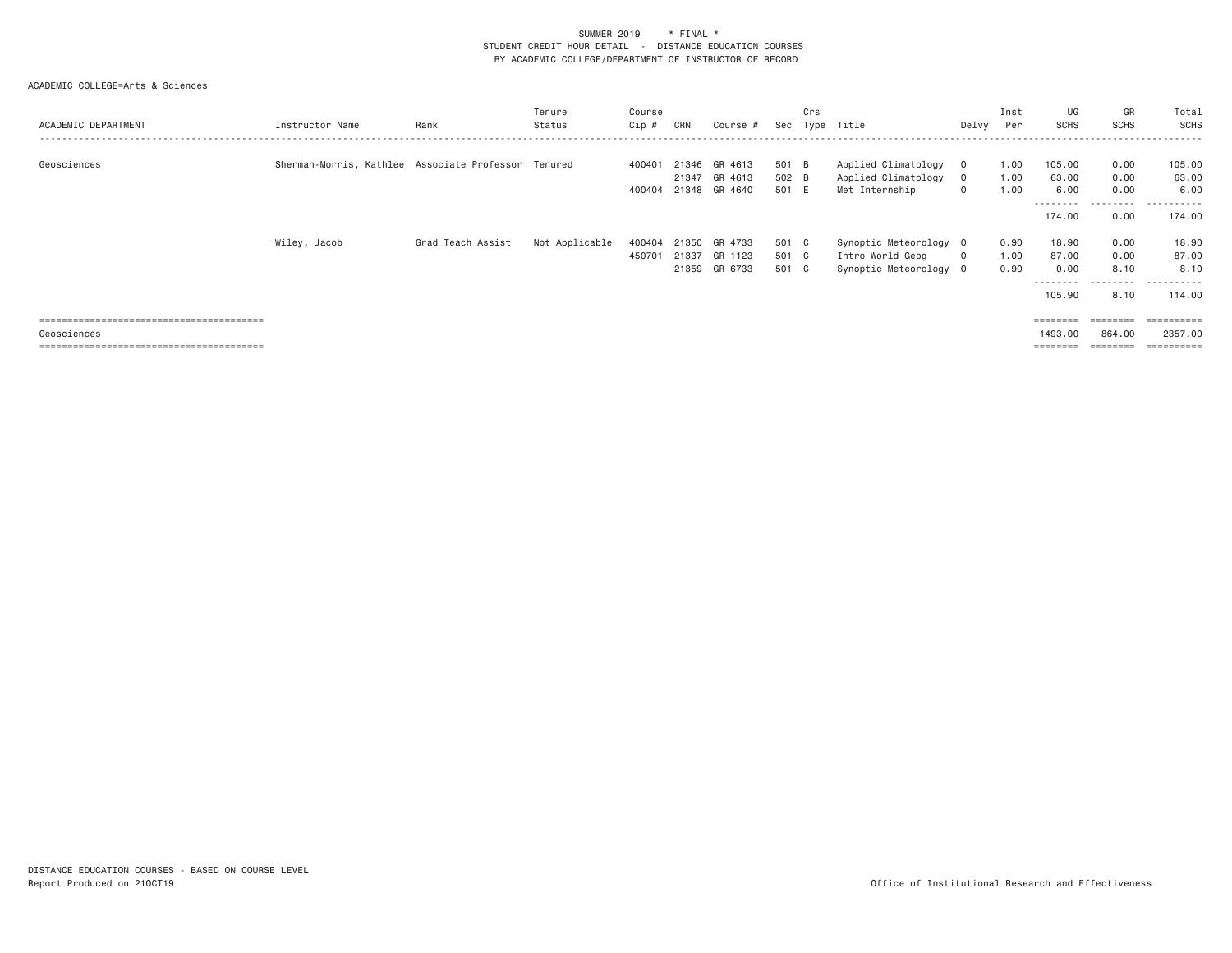SUMMER 2019 * FINAL *
STUDENT CREDIT HOUR DETAIL - DISTANCE EDUCATION COURSES
BY ACADEMIC COLLEGE/DEPARTMENT OF INSTRUCTOR OF RECORD

ACADEMIC COLLEGE=Arts & Sciences

| ACADEMIC DEPARTMENT | Instructor Name | Rank | Tenure Status | Course Cip # | CRN | Course # | Sec | Crs Type | Title | Delvy | Inst Per | UG SCHS | GR SCHS | Total SCHS |
|---|---|---|---|---|---|---|---|---|---|---|---|---|---|---|
| Geosciences | Sherman-Morris, Kathlee | Associate Professor | Tenured | 400401 | 21346 | GR 4613 | 501 | B | Applied Climatology | O | 1.00 | 105.00 | 0.00 | 105.00 |
| | | | | | 21347 | GR 4613 | 502 | B | Applied Climatology | O | 1.00 | 63.00 | 0.00 | 63.00 |
| | | | | 400404 | 21348 | GR 4640 | 501 | E | Met Internship | O | 1.00 | 6.00 | 0.00 | 6.00 |
| | | | | | | | | | | | | 174.00 | 0.00 | 174.00 |
| | Wiley, Jacob | Grad Teach Assist | Not Applicable | 400404 | 21350 | GR 4733 | 501 | C | Synoptic Meteorology | O | 0.90 | 18.90 | 0.00 | 18.90 |
| | | | | 450701 | 21337 | GR 1123 | 501 | C | Intro World Geog | O | 1.00 | 87.00 | 0.00 | 87.00 |
| | | | | | 21359 | GR 6733 | 501 | C | Synoptic Meteorology | O | 0.90 | 0.00 | 8.10 | 8.10 |
| | | | | | | | | | | | | 105.90 | 8.10 | 114.00 |
| Geosciences | | | | | | | | | | | | 1493.00 | 864.00 | 2357.00 |

DISTANCE EDUCATION COURSES - BASED ON COURSE LEVEL
Report Produced on 21OCT19

Office of Institutional Research and Effectiveness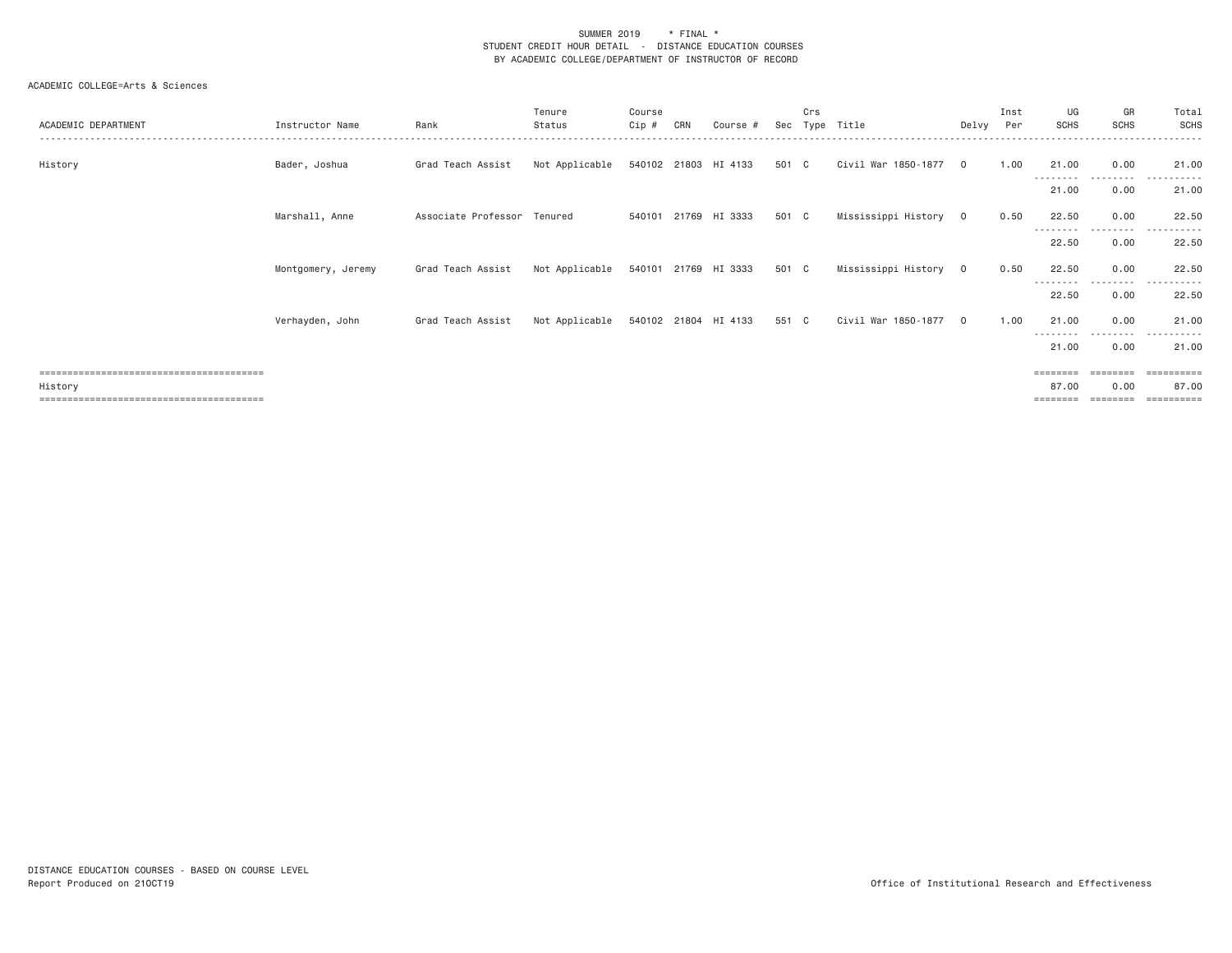SUMMER 2019 * FINAL *
STUDENT CREDIT HOUR DETAIL - DISTANCE EDUCATION COURSES
BY ACADEMIC COLLEGE/DEPARTMENT OF INSTRUCTOR OF RECORD

ACADEMIC COLLEGE=Arts & Sciences

| ACADEMIC DEPARTMENT | Instructor Name | Rank | Tenure Status | Course Cip # | CRN | Course # | Sec | Crs Type | Title | Delvy | Inst Per | UG SCHS | GR SCHS | Total SCHS |
|---|---|---|---|---|---|---|---|---|---|---|---|---|---|---|
| History | Bader, Joshua | Grad Teach Assist | Not Applicable | 540102 | 21803 | HI 4133 | 501 | C | Civil War 1850-1877 | O | 1.00 | 21.00 | 0.00 | 21.00 |
| | | | | | | | | | | | | 21.00 | 0.00 | 21.00 |
| | Marshall, Anne | Associate Professor | Tenured | 540101 | 21769 | HI 3333 | 501 | C | Mississippi History | O | 0.50 | 22.50 | 0.00 | 22.50 |
| | | | | | | | | | | | | 22.50 | 0.00 | 22.50 |
| | Montgomery, Jeremy | Grad Teach Assist | Not Applicable | 540101 | 21769 | HI 3333 | 501 | C | Mississippi History | O | 0.50 | 22.50 | 0.00 | 22.50 |
| | | | | | | | | | | | | 22.50 | 0.00 | 22.50 |
| | Verhayden, John | Grad Teach Assist | Not Applicable | 540102 | 21804 | HI 4133 | 551 | C | Civil War 1850-1877 | O | 1.00 | 21.00 | 0.00 | 21.00 |
| | | | | | | | | | | | | 21.00 | 0.00 | 21.00 |
| History | | | | | | | | | | | | 87.00 | 0.00 | 87.00 |

DISTANCE EDUCATION COURSES - BASED ON COURSE LEVEL
Report Produced on 21OCT19

Office of Institutional Research and Effectiveness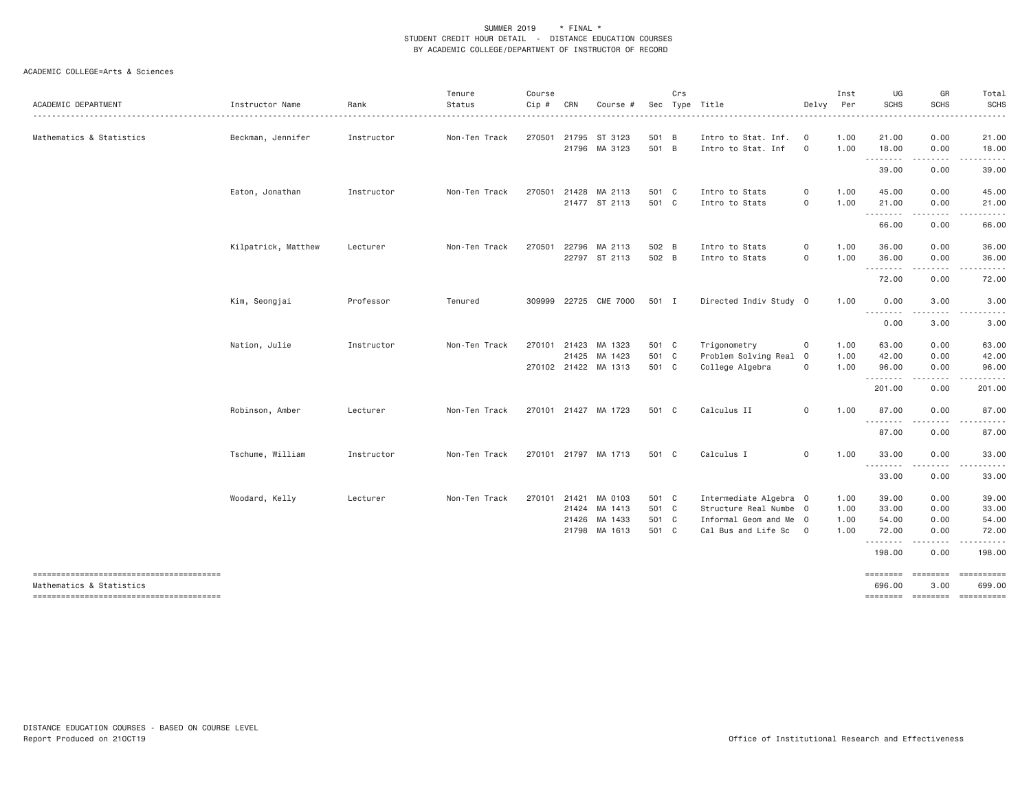SUMMER 2019 * FINAL *
STUDENT CREDIT HOUR DETAIL - DISTANCE EDUCATION COURSES
BY ACADEMIC COLLEGE/DEPARTMENT OF INSTRUCTOR OF RECORD

ACADEMIC COLLEGE=Arts & Sciences

| ACADEMIC DEPARTMENT | Instructor Name | Rank | Tenure Status | Course Cip # | CRN | Course # | Sec | Crs Type | Title | Delvy | Inst Per | UG SCHS | GR SCHS | Total SCHS |
|---|---|---|---|---|---|---|---|---|---|---|---|---|---|---|
| Mathematics & Statistics | Beckman, Jennifer | Instructor | Non-Ten Track | 270501 | 21795 | ST 3123 | 501 | B | Intro to Stat. Inf. | O | 1.00 | 21.00 | 0.00 | 21.00 |
| | | | | | 21796 | MA 3123 | 501 | B | Intro to Stat. Inf | O | 1.00 | 18.00 | 0.00 | 18.00 |
| | | | | | | | | | | | | 39.00 | 0.00 | 39.00 |
| | Eaton, Jonathan | Instructor | Non-Ten Track | 270501 | 21428 | MA 2113 | 501 | C | Intro to Stats | O | 1.00 | 45.00 | 0.00 | 45.00 |
| | | | | | 21477 | ST 2113 | 501 | C | Intro to Stats | O | 1.00 | 21.00 | 0.00 | 21.00 |
| | | | | | | | | | | | | 66.00 | 0.00 | 66.00 |
| | Kilpatrick, Matthew | Lecturer | Non-Ten Track | 270501 | 22796 | MA 2113 | 502 | B | Intro to Stats | O | 1.00 | 36.00 | 0.00 | 36.00 |
| | | | | | 22797 | ST 2113 | 502 | B | Intro to Stats | O | 1.00 | 36.00 | 0.00 | 36.00 |
| | | | | | | | | | | | | 72.00 | 0.00 | 72.00 |
| | Kim, Seongjai | Professor | Tenured | 309999 | 22725 | CME 7000 | 501 | I | Directed Indiv Study | O | 1.00 | 0.00 | 3.00 | 3.00 |
| | | | | | | | | | | | | 0.00 | 3.00 | 3.00 |
| | Nation, Julie | Instructor | Non-Ten Track | 270101 | 21423 | MA 1323 | 501 | C | Trigonometry | O | 1.00 | 63.00 | 0.00 | 63.00 |
| | | | | | 21425 | MA 1423 | 501 | C | Problem Solving Real | O | 1.00 | 42.00 | 0.00 | 42.00 |
| | | | | 270102 | 21422 | MA 1313 | 501 | C | College Algebra | O | 1.00 | 96.00 | 0.00 | 96.00 |
| | | | | | | | | | | | | 201.00 | 0.00 | 201.00 |
| | Robinson, Amber | Lecturer | Non-Ten Track | 270101 | 21427 | MA 1723 | 501 | C | Calculus II | O | 1.00 | 87.00 | 0.00 | 87.00 |
| | | | | | | | | | | | | 87.00 | 0.00 | 87.00 |
| | Tschume, William | Instructor | Non-Ten Track | 270101 | 21797 | MA 1713 | 501 | C | Calculus I | O | 1.00 | 33.00 | 0.00 | 33.00 |
| | | | | | | | | | | | | 33.00 | 0.00 | 33.00 |
| | Woodard, Kelly | Lecturer | Non-Ten Track | 270101 | 21421 | MA 0103 | 501 | C | Intermediate Algebra | O | 1.00 | 39.00 | 0.00 | 39.00 |
| | | | | | 21424 | MA 1413 | 501 | C | Structure Real Numbe | O | 1.00 | 33.00 | 0.00 | 33.00 |
| | | | | | 21426 | MA 1433 | 501 | C | Informal Geom and Me | O | 1.00 | 54.00 | 0.00 | 54.00 |
| | | | | | 21798 | MA 1613 | 501 | C | Cal Bus and Life Sc | O | 1.00 | 72.00 | 0.00 | 72.00 |
| | | | | | | | | | | | | 198.00 | 0.00 | 198.00 |
| Mathematics & Statistics | | | | | | | | | | | | 696.00 | 3.00 | 699.00 |

DISTANCE EDUCATION COURSES - BASED ON COURSE LEVEL
Report Produced on 21OCT19

Office of Institutional Research and Effectiveness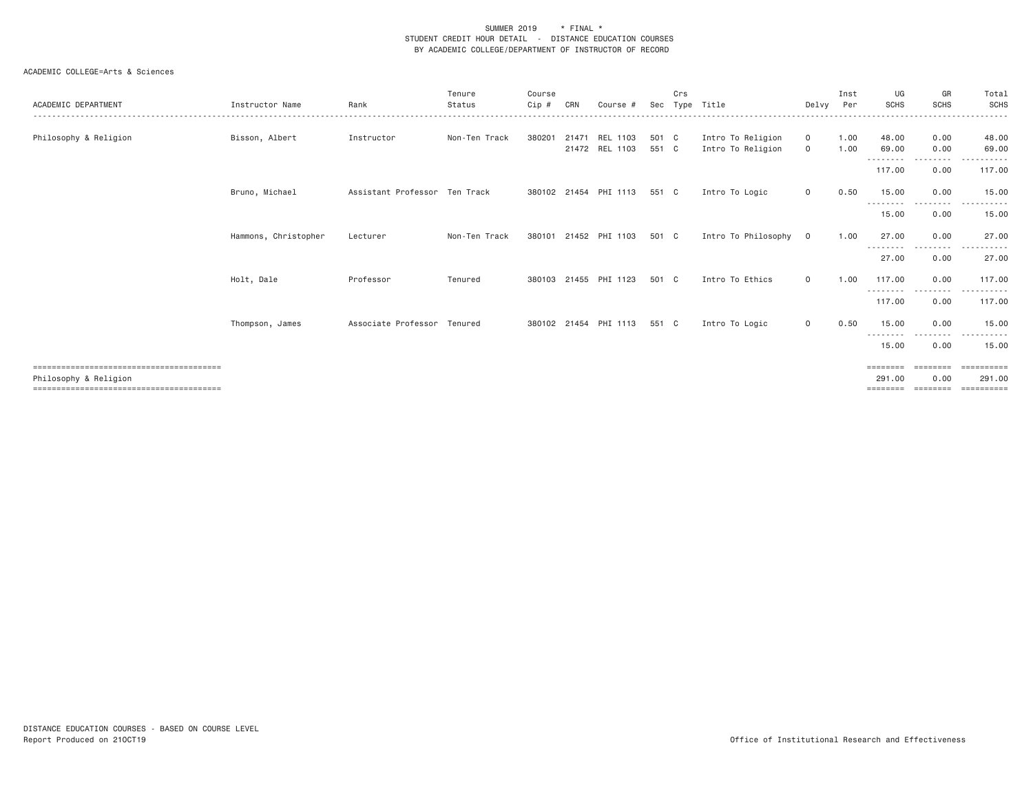SUMMER 2019 * FINAL *
STUDENT CREDIT HOUR DETAIL - DISTANCE EDUCATION COURSES
BY ACADEMIC COLLEGE/DEPARTMENT OF INSTRUCTOR OF RECORD

ACADEMIC COLLEGE=Arts & Sciences

| ACADEMIC DEPARTMENT | Instructor Name | Rank | Tenure Status | Course Cip # | CRN | Course # | Sec | Crs Type | Title | Delvy | Inst Per | UG SCHS | GR SCHS | Total SCHS |
|---|---|---|---|---|---|---|---|---|---|---|---|---|---|---|
| Philosophy & Religion | Bisson, Albert | Instructor | Non-Ten Track | 380201 | 21471 | REL 1103 | 501 | C | Intro To Religion | O | 1.00 | 48.00 | 0.00 | 48.00 |
| | | | | | 21472 | REL 1103 | 551 | C | Intro To Religion | O | 1.00 | 69.00 | 0.00 | 69.00 |
| | | | | | | | | | | | | 117.00 | 0.00 | 117.00 |
| | Bruno, Michael | Assistant Professor | Ten Track | 380102 | 21454 | PHI 1113 | 551 | C | Intro To Logic | O | 0.50 | 15.00 | 0.00 | 15.00 |
| | | | | | | | | | | | | 15.00 | 0.00 | 15.00 |
| | Hammons, Christopher | Lecturer | Non-Ten Track | 380101 | 21452 | PHI 1103 | 501 | C | Intro To Philosophy | O | 1.00 | 27.00 | 0.00 | 27.00 |
| | | | | | | | | | | | | 27.00 | 0.00 | 27.00 |
| | Holt, Dale | Professor | Tenured | 380103 | 21455 | PHI 1123 | 501 | C | Intro To Ethics | O | 1.00 | 117.00 | 0.00 | 117.00 |
| | | | | | | | | | | | | 117.00 | 0.00 | 117.00 |
| | Thompson, James | Associate Professor | Tenured | 380102 | 21454 | PHI 1113 | 551 | C | Intro To Logic | O | 0.50 | 15.00 | 0.00 | 15.00 |
| | | | | | | | | | | | | 15.00 | 0.00 | 15.00 |
| Philosophy & Religion | | | | | | | | | | | | 291.00 | 0.00 | 291.00 |

DISTANCE EDUCATION COURSES - BASED ON COURSE LEVEL
Report Produced on 21OCT19

Office of Institutional Research and Effectiveness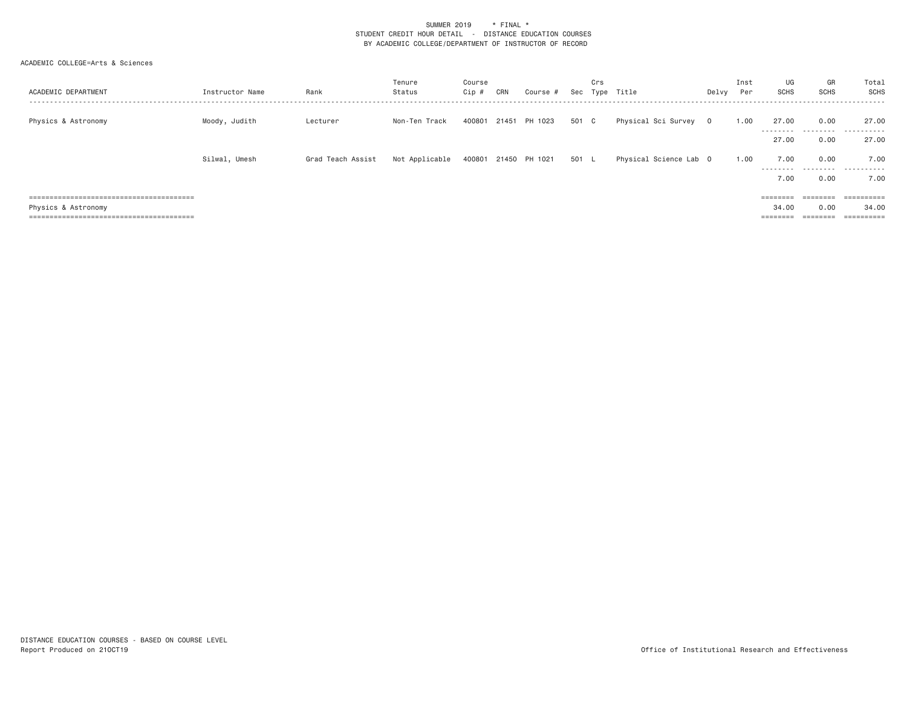SUMMER 2019 * FINAL *
STUDENT CREDIT HOUR DETAIL - DISTANCE EDUCATION COURSES
BY ACADEMIC COLLEGE/DEPARTMENT OF INSTRUCTOR OF RECORD

ACADEMIC COLLEGE=Arts & Sciences

| ACADEMIC DEPARTMENT | Instructor Name | Rank | Tenure Status | Course Cip # | CRN | Course # | Sec | Crs Type | Title | Delvy | Inst Per | UG SCHS | GR SCHS | Total SCHS |
|---|---|---|---|---|---|---|---|---|---|---|---|---|---|---|
| Physics & Astronomy | Moody, Judith | Lecturer | Non-Ten Track | 400801 | 21451 | PH 1023 | 501 | C | Physical Sci Survey | O | 1.00 | 27.00 | 0.00 | 27.00 |
| | | | | | | | | | | | | 27.00 | 0.00 | 27.00 |
| | Silwal, Umesh | Grad Teach Assist | Not Applicable | 400801 | 21450 | PH 1021 | 501 | L | Physical Science Lab | O | 1.00 | 7.00 | 0.00 | 7.00 |
| | | | | | | | | | | | | 7.00 | 0.00 | 7.00 |
| Physics & Astronomy | | | | | | | | | | | | 34.00 | 0.00 | 34.00 |

DISTANCE EDUCATION COURSES - BASED ON COURSE LEVEL
Report Produced on 21OCT19

Office of Institutional Research and Effectiveness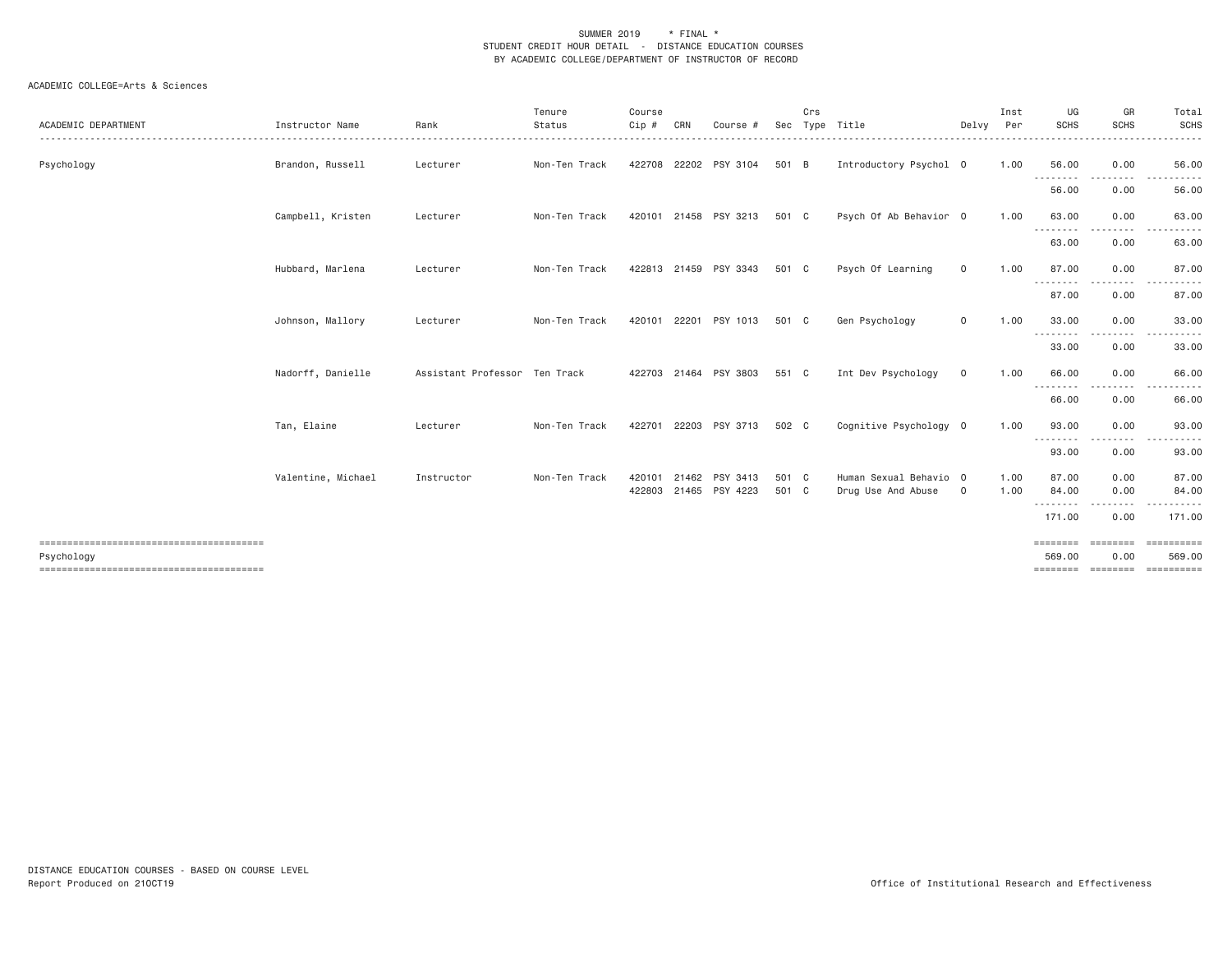SUMMER 2019 * FINAL *
STUDENT CREDIT HOUR DETAIL - DISTANCE EDUCATION COURSES
BY ACADEMIC COLLEGE/DEPARTMENT OF INSTRUCTOR OF RECORD

ACADEMIC COLLEGE=Arts & Sciences

| ACADEMIC DEPARTMENT | Instructor Name | Rank | Tenure Status | Course Cip # | CRN | Course # | Sec | Crs Type | Title | Delvy | Inst Per | UG SCHS | GR SCHS | Total SCHS |
|---|---|---|---|---|---|---|---|---|---|---|---|---|---|---|
| Psychology | Brandon, Russell | Lecturer | Non-Ten Track | 422708 | 22202 | PSY 3104 | 501 | B | Introductory Psychol | O | 1.00 | 56.00 | 0.00 | 56.00 |
| | | | | | | | | | | | | 56.00 | 0.00 | 56.00 |
| | Campbell, Kristen | Lecturer | Non-Ten Track | 420101 | 21458 | PSY 3213 | 501 | C | Psych Of Ab Behavior | O | 1.00 | 63.00 | 0.00 | 63.00 |
| | | | | | | | | | | | | 63.00 | 0.00 | 63.00 |
| | Hubbard, Marlena | Lecturer | Non-Ten Track | 422813 | 21459 | PSY 3343 | 501 | C | Psych Of Learning | O | 1.00 | 87.00 | 0.00 | 87.00 |
| | | | | | | | | | | | | 87.00 | 0.00 | 87.00 |
| | Johnson, Mallory | Lecturer | Non-Ten Track | 420101 | 22201 | PSY 1013 | 501 | C | Gen Psychology | O | 1.00 | 33.00 | 0.00 | 33.00 |
| | | | | | | | | | | | | 33.00 | 0.00 | 33.00 |
| | Nadorff, Danielle | Assistant Professor | Ten Track | 422703 | 21464 | PSY 3803 | 551 | C | Int Dev Psychology | O | 1.00 | 66.00 | 0.00 | 66.00 |
| | | | | | | | | | | | | 66.00 | 0.00 | 66.00 |
| | Tan, Elaine | Lecturer | Non-Ten Track | 422701 | 22203 | PSY 3713 | 502 | C | Cognitive Psychology | O | 1.00 | 93.00 | 0.00 | 93.00 |
| | | | | | | | | | | | | 93.00 | 0.00 | 93.00 |
| | Valentine, Michael | Instructor | Non-Ten Track | 420101 | 21462 | PSY 3413 | 501 | C | Human Sexual Behavio | O | 1.00 | 87.00 | 0.00 | 87.00 |
| | | | | 422803 | 21465 | PSY 4223 | 501 | C | Drug Use And Abuse | O | 1.00 | 84.00 | 0.00 | 84.00 |
| | | | | | | | | | | | | 171.00 | 0.00 | 171.00 |
| Psychology | | | | | | | | | | | | 569.00 | 0.00 | 569.00 |

DISTANCE EDUCATION COURSES - BASED ON COURSE LEVEL
Report Produced on 21OCT19

Office of Institutional Research and Effectiveness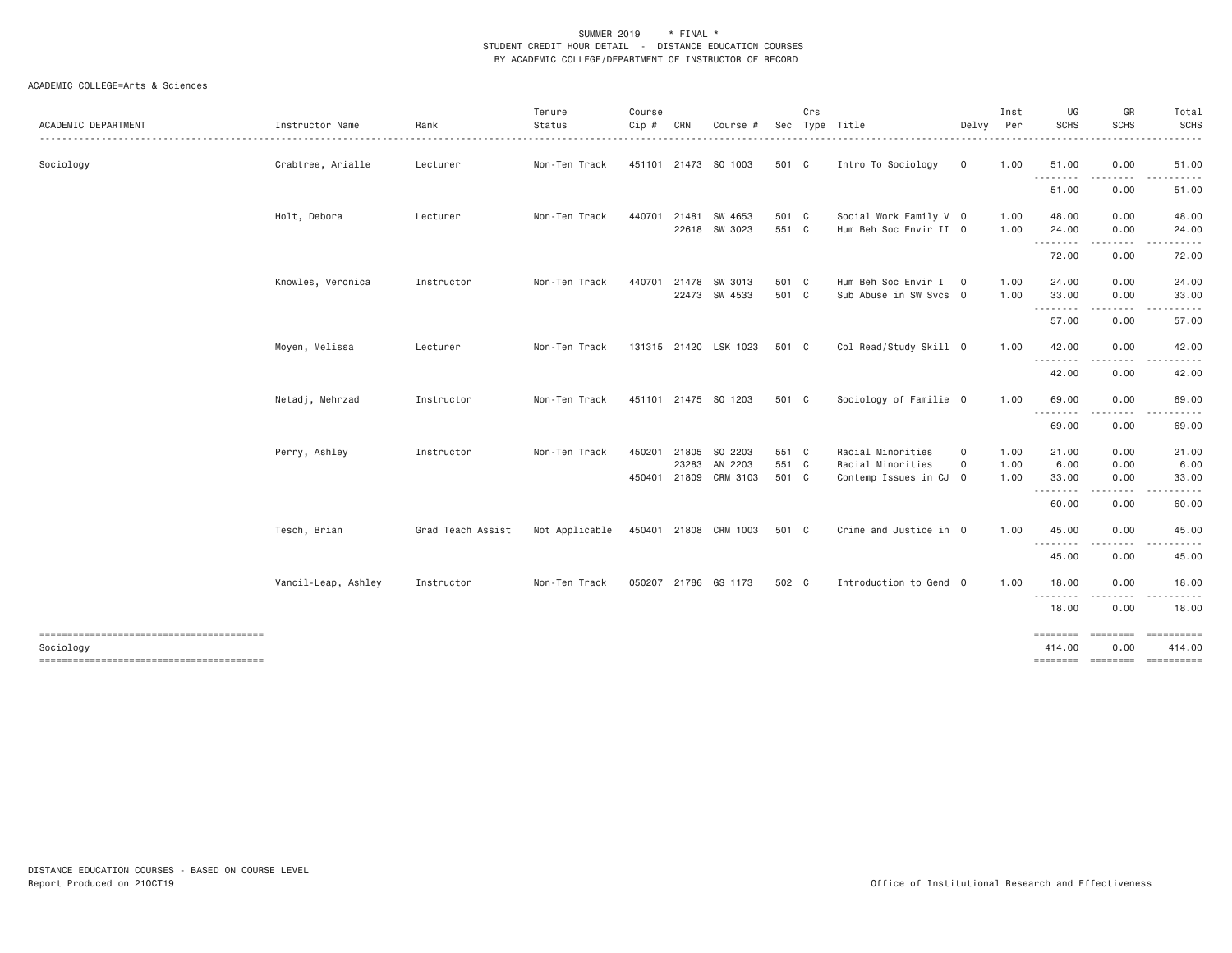SUMMER 2019 * FINAL *
STUDENT CREDIT HOUR DETAIL - DISTANCE EDUCATION COURSES
BY ACADEMIC COLLEGE/DEPARTMENT OF INSTRUCTOR OF RECORD

ACADEMIC COLLEGE=Arts & Sciences

| ACADEMIC DEPARTMENT | Instructor Name | Rank | Tenure Status | Course Cip # | CRN | Course # | Sec | Crs Type | Title | Delvy | Inst Per | UG SCHS | GR SCHS | Total SCHS |
|---|---|---|---|---|---|---|---|---|---|---|---|---|---|---|
| Sociology | Crabtree, Arialle | Lecturer | Non-Ten Track | 451101 | 21473 | SO 1003 | 501 | C | Intro To Sociology | O | 1.00 | 51.00 | 0.00 | 51.00 |
| | | | | | | | | | | | | 51.00 | 0.00 | 51.00 |
| | Holt, Debora | Lecturer | Non-Ten Track | 440701 | 21481 | SW 4653 | 501 | C | Social Work Family V | O | 1.00 | 48.00 | 0.00 | 48.00 |
| | | | | | 22618 | SW 3023 | 551 | C | Hum Beh Soc Envir II | O | 1.00 | 24.00 | 0.00 | 24.00 |
| | | | | | | | | | | | | 72.00 | 0.00 | 72.00 |
| | Knowles, Veronica | Instructor | Non-Ten Track | 440701 | 21478 | SW 3013 | 501 | C | Hum Beh Soc Envir I | O | 1.00 | 24.00 | 0.00 | 24.00 |
| | | | | | 22473 | SW 4533 | 501 | C | Sub Abuse in SW Svcs | O | 1.00 | 33.00 | 0.00 | 33.00 |
| | | | | | | | | | | | | 57.00 | 0.00 | 57.00 |
| | Moyen, Melissa | Lecturer | Non-Ten Track | 131315 | 21420 | LSK 1023 | 501 | C | Col Read/Study Skill | O | 1.00 | 42.00 | 0.00 | 42.00 |
| | | | | | | | | | | | | 42.00 | 0.00 | 42.00 |
| | Netadj, Mehrzad | Instructor | Non-Ten Track | 451101 | 21475 | SO 1203 | 501 | C | Sociology of Familie | O | 1.00 | 69.00 | 0.00 | 69.00 |
| | | | | | | | | | | | | 69.00 | 0.00 | 69.00 |
| | Perry, Ashley | Instructor | Non-Ten Track | 450201 | 21805 | SO 2203 | 551 | C | Racial Minorities | O | 1.00 | 21.00 | 0.00 | 21.00 |
| | | | | | 23283 | AN 2203 | 551 | C | Racial Minorities | O | 1.00 | 6.00 | 0.00 | 6.00 |
| | | | | 450401 | 21809 | CRM 3103 | 501 | C | Contemp Issues in CJ | O | 1.00 | 33.00 | 0.00 | 33.00 |
| | | | | | | | | | | | | 60.00 | 0.00 | 60.00 |
| | Tesch, Brian | Grad Teach Assist | Not Applicable | 450401 | 21808 | CRM 1003 | 501 | C | Crime and Justice in | O | 1.00 | 45.00 | 0.00 | 45.00 |
| | | | | | | | | | | | | 45.00 | 0.00 | 45.00 |
| | Vancil-Leap, Ashley | Instructor | Non-Ten Track | 050207 | 21786 | GS 1173 | 502 | C | Introduction to Gend | O | 1.00 | 18.00 | 0.00 | 18.00 |
| | | | | | | | | | | | | 18.00 | 0.00 | 18.00 |
| Sociology | | | | | | | | | | | | 414.00 | 0.00 | 414.00 |

DISTANCE EDUCATION COURSES - BASED ON COURSE LEVEL
Report Produced on 21OCT19

Office of Institutional Research and Effectiveness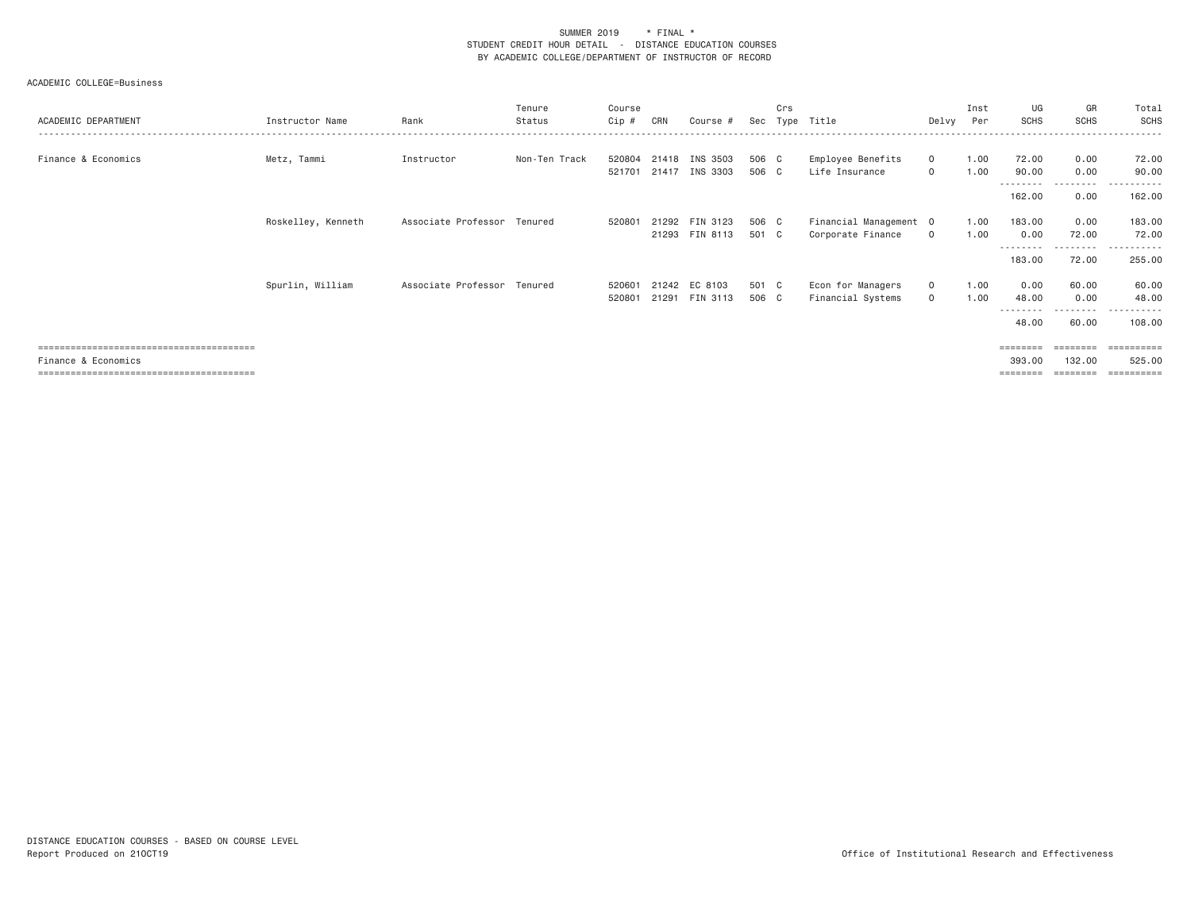SUMMER 2019 * FINAL *
STUDENT CREDIT HOUR DETAIL - DISTANCE EDUCATION COURSES
BY ACADEMIC COLLEGE/DEPARTMENT OF INSTRUCTOR OF RECORD

ACADEMIC COLLEGE=Business

| ACADEMIC DEPARTMENT | Instructor Name | Rank | Tenure Status | Course Cip # | CRN | Course # | Sec | Crs Type | Title | Delvy | Inst Per | UG SCHS | GR SCHS | Total SCHS |
|---|---|---|---|---|---|---|---|---|---|---|---|---|---|---|
| Finance & Economics | Metz, Tammi | Instructor | Non-Ten Track | 520804 | 21418 | INS 3503 | 506 | C | Employee Benefits | O | 1.00 | 72.00 | 0.00 | 72.00 |
| | | | | 521701 | 21417 | INS 3303 | 506 | C | Life Insurance | O | 1.00 | 90.00 | 0.00 | 90.00 |
| | | | | | | | | | | | | 162.00 | 0.00 | 162.00 |
| | Roskelley, Kenneth | Associate Professor | Tenured | 520801 | 21292 | FIN 3123 | 506 | C | Financial Management | O | 1.00 | 183.00 | 0.00 | 183.00 |
| | | | | | 21293 | FIN 8113 | 501 | C | Corporate Finance | O | 1.00 | 0.00 | 72.00 | 72.00 |
| | | | | | | | | | | | | 183.00 | 72.00 | 255.00 |
| | Spurlin, William | Associate Professor | Tenured | 520601 | 21242 | EC 8103 | 501 | C | Econ for Managers | O | 1.00 | 0.00 | 60.00 | 60.00 |
| | | | | 520801 | 21291 | FIN 3113 | 506 | C | Financial Systems | O | 1.00 | 48.00 | 0.00 | 48.00 |
| | | | | | | | | | | | | 48.00 | 60.00 | 108.00 |
| Finance & Economics | | | | | | | | | | | | 393.00 | 132.00 | 525.00 |

DISTANCE EDUCATION COURSES - BASED ON COURSE LEVEL
Report Produced on 21OCT19

Office of Institutional Research and Effectiveness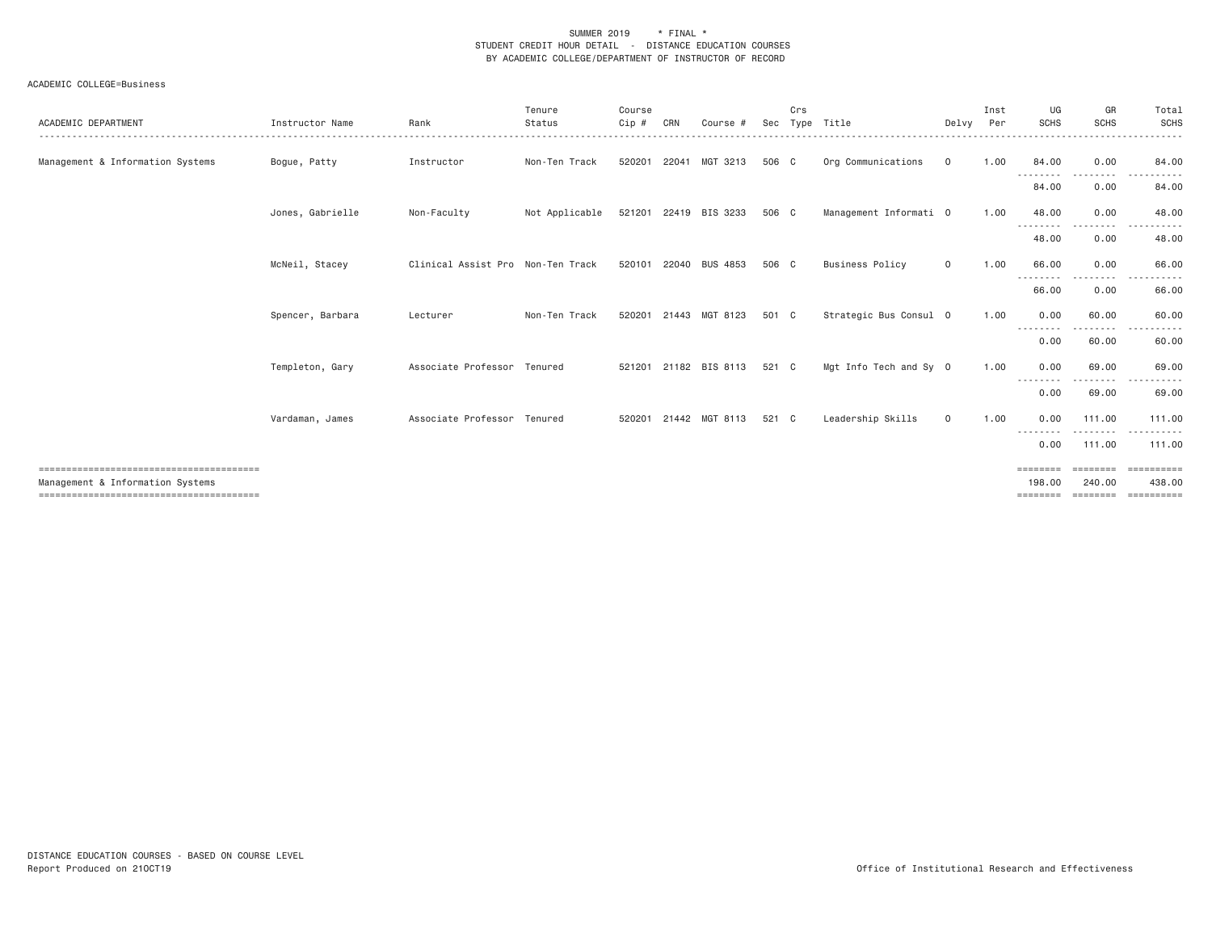SUMMER 2019 * FINAL *
STUDENT CREDIT HOUR DETAIL - DISTANCE EDUCATION COURSES
BY ACADEMIC COLLEGE/DEPARTMENT OF INSTRUCTOR OF RECORD

ACADEMIC COLLEGE=Business

| ACADEMIC DEPARTMENT | Instructor Name | Rank | Tenure Status | Course Cip # | CRN | Course # | Sec | Crs Type | Title | Delvy | Inst Per | UG SCHS | GR SCHS | Total SCHS |
|---|---|---|---|---|---|---|---|---|---|---|---|---|---|---|
| Management & Information Systems | Bogue, Patty | Instructor | Non-Ten Track | 520201 | 22041 | MGT 3213 | 506 | C | Org Communications | O | 1.00 | 84.00 | 0.00 | 84.00 |
| | | | | | | | | | | | | 84.00 | 0.00 | 84.00 |
| | Jones, Gabrielle | Non-Faculty | Not Applicable | 521201 | 22419 | BIS 3233 | 506 | C | Management Informati | O | 1.00 | 48.00 | 0.00 | 48.00 |
| | | | | | | | | | | | | 48.00 | 0.00 | 48.00 |
| | McNeil, Stacey | Clinical Assist Pro | Non-Ten Track | 520101 | 22040 | BUS 4853 | 506 | C | Business Policy | O | 1.00 | 66.00 | 0.00 | 66.00 |
| | | | | | | | | | | | | 66.00 | 0.00 | 66.00 |
| | Spencer, Barbara | Lecturer | Non-Ten Track | 520201 | 21443 | MGT 8123 | 501 | C | Strategic Bus Consul | O | 1.00 | 0.00 | 60.00 | 60.00 |
| | | | | | | | | | | | | 0.00 | 60.00 | 60.00 |
| | Templeton, Gary | Associate Professor | Tenured | 521201 | 21182 | BIS 8113 | 521 | C | Mgt Info Tech and Sy | O | 1.00 | 0.00 | 69.00 | 69.00 |
| | | | | | | | | | | | | 0.00 | 69.00 | 69.00 |
| | Vardaman, James | Associate Professor | Tenured | 520201 | 21442 | MGT 8113 | 521 | C | Leadership Skills | O | 1.00 | 0.00 | 111.00 | 111.00 |
| | | | | | | | | | | | | 0.00 | 111.00 | 111.00 |
| Management & Information Systems | | | | | | | | | | | | 198.00 | 240.00 | 438.00 |

DISTANCE EDUCATION COURSES - BASED ON COURSE LEVEL
Report Produced on 21OCT19

Office of Institutional Research and Effectiveness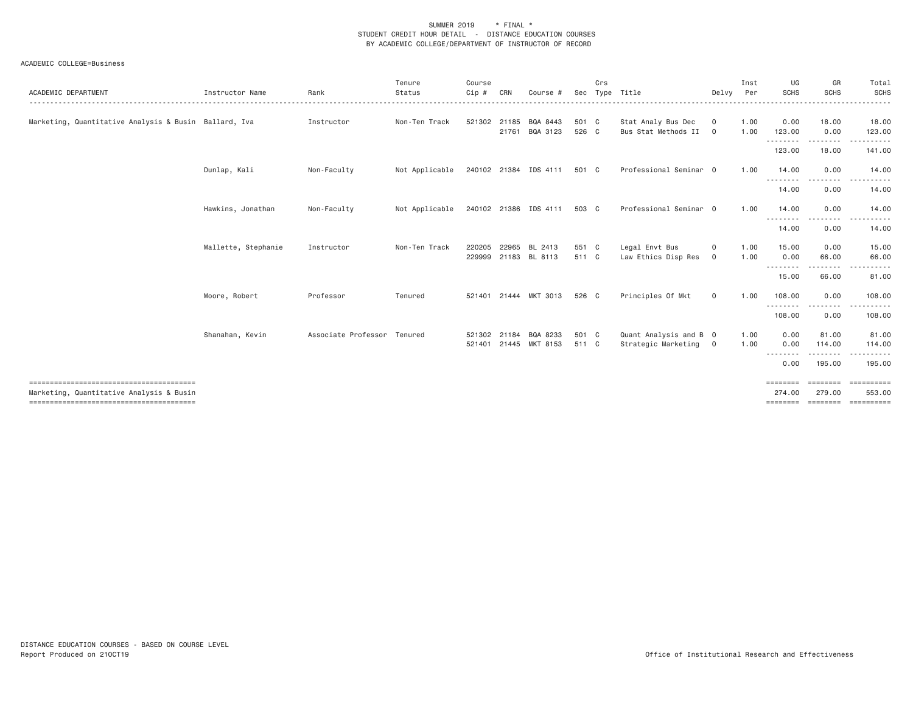SUMMER 2019 * FINAL *
STUDENT CREDIT HOUR DETAIL - DISTANCE EDUCATION COURSES
BY ACADEMIC COLLEGE/DEPARTMENT OF INSTRUCTOR OF RECORD

ACADEMIC COLLEGE=Business

| ACADEMIC DEPARTMENT | Instructor Name | Rank | Tenure Status | Course Cip # | CRN | Course # | Sec | Crs Type | Title | Delvy | Inst Per | UG SCHS | GR SCHS | Total SCHS |
|---|---|---|---|---|---|---|---|---|---|---|---|---|---|---|
| Marketing, Quantitative Analysis & Busin | Ballard, Iva | Instructor | Non-Ten Track | 521302 | 21185 | BQA 8443 | 501 | C | Stat Analy Bus Dec | O | 1.00 | 0.00 | 18.00 | 18.00 |
| | | | | | 21761 | BQA 3123 | 526 | C | Bus Stat Methods II | O | 1.00 | 123.00 | 0.00 | 123.00 |
| | | | | | | | | | | | | 123.00 | 18.00 | 141.00 |
| | Dunlap, Kali | Non-Faculty | Not Applicable | 240102 | 21384 | IDS 4111 | 501 | C | Professional Seminar | O | 1.00 | 14.00 | 0.00 | 14.00 |
| | | | | | | | | | | | | 14.00 | 0.00 | 14.00 |
| | Hawkins, Jonathan | Non-Faculty | Not Applicable | 240102 | 21386 | IDS 4111 | 503 | C | Professional Seminar | O | 1.00 | 14.00 | 0.00 | 14.00 |
| | | | | | | | | | | | | 14.00 | 0.00 | 14.00 |
| | Mallette, Stephanie | Instructor | Non-Ten Track | 220205 | 22965 | BL 2413 | 551 | C | Legal Envt Bus | O | 1.00 | 15.00 | 0.00 | 15.00 |
| | | | | 229999 | 21183 | BL 8113 | 511 | C | Law Ethics Disp Res | O | 1.00 | 0.00 | 66.00 | 66.00 |
| | | | | | | | | | | | | 15.00 | 66.00 | 81.00 |
| | Moore, Robert | Professor | Tenured | 521401 | 21444 | MKT 3013 | 526 | C | Principles Of Mkt | O | 1.00 | 108.00 | 0.00 | 108.00 |
| | | | | | | | | | | | | 108.00 | 0.00 | 108.00 |
| | Shanahan, Kevin | Associate Professor | Tenured | 521302 | 21184 | BQA 8233 | 501 | C | Quant Analysis and B | O | 1.00 | 0.00 | 81.00 | 81.00 |
| | | | | 521401 | 21445 | MKT 8153 | 511 | C | Strategic Marketing | O | 1.00 | 0.00 | 114.00 | 114.00 |
| | | | | | | | | | | | | 0.00 | 195.00 | 195.00 |
| Marketing, Quantitative Analysis & Busin | | | | | | | | | | | | 274.00 | 279.00 | 553.00 |

DISTANCE EDUCATION COURSES - BASED ON COURSE LEVEL
Report Produced on 21OCT19

Office of Institutional Research and Effectiveness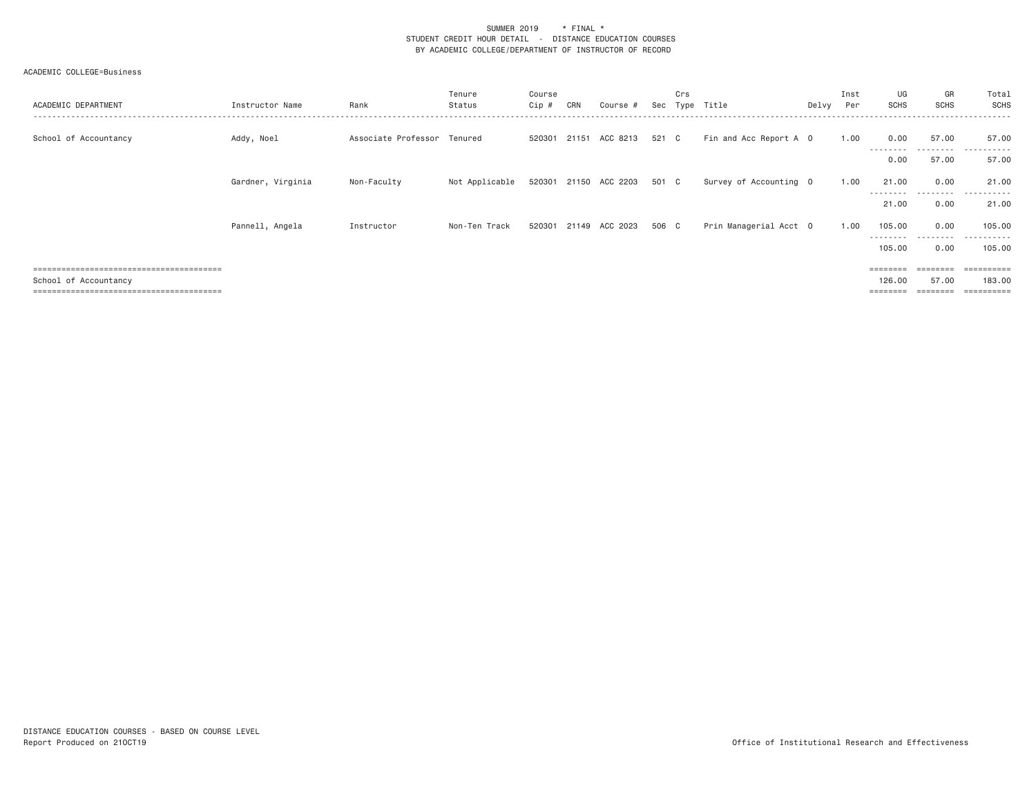SUMMER 2019 * FINAL *
STUDENT CREDIT HOUR DETAIL - DISTANCE EDUCATION COURSES
BY ACADEMIC COLLEGE/DEPARTMENT OF INSTRUCTOR OF RECORD

ACADEMIC COLLEGE=Business

| ACADEMIC DEPARTMENT | Instructor Name | Rank | Tenure Status | Course Cip # | CRN | Course # | Sec | Crs Type | Title | Delvy | Inst Per | UG SCHS | GR SCHS | Total SCHS |
|---|---|---|---|---|---|---|---|---|---|---|---|---|---|---|
| School of Accountancy | Addy, Noel | Associate Professor | Tenured | 520301 | 21151 | ACC 8213 | 521 | C | Fin and Acc Report A | O | 1.00 | 0.00 | 57.00 | 57.00 |
| | | | | | | | | | | | | 0.00 | 57.00 | 57.00 |
| | Gardner, Virginia | Non-Faculty | Not Applicable | 520301 | 21150 | ACC 2203 | 501 | C | Survey of Accounting | O | 1.00 | 21.00 | 0.00 | 21.00 |
| | | | | | | | | | | | | 21.00 | 0.00 | 21.00 |
| | Pannell, Angela | Instructor | Non-Ten Track | 520301 | 21149 | ACC 2023 | 506 | C | Prin Managerial Acct | O | 1.00 | 105.00 | 0.00 | 105.00 |
| | | | | | | | | | | | | 105.00 | 0.00 | 105.00 |
| School of Accountancy | | | | | | | | | | | | 126.00 | 57.00 | 183.00 |

DISTANCE EDUCATION COURSES - BASED ON COURSE LEVEL
Report Produced on 21OCT19

Office of Institutional Research and Effectiveness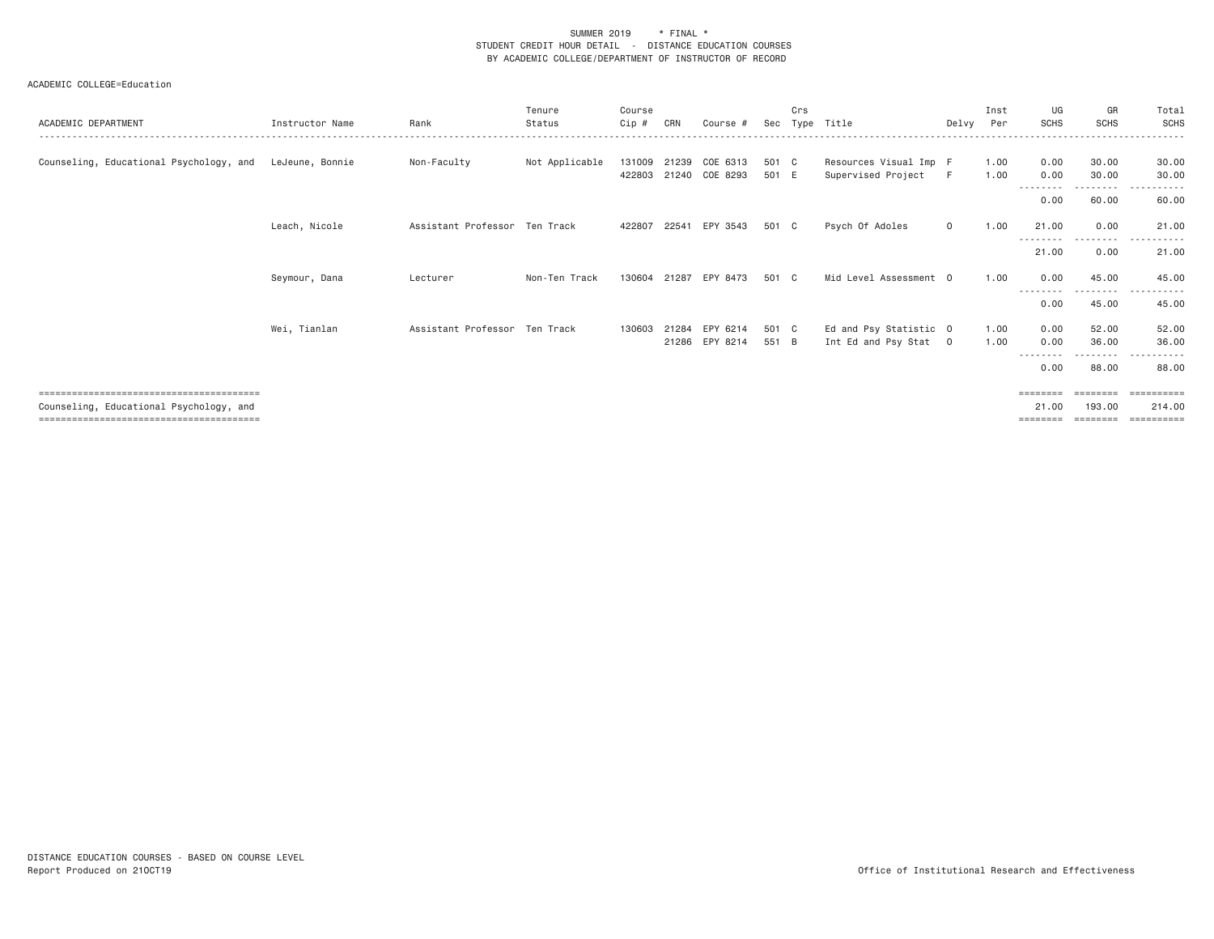SUMMER 2019 * FINAL *
STUDENT CREDIT HOUR DETAIL - DISTANCE EDUCATION COURSES
BY ACADEMIC COLLEGE/DEPARTMENT OF INSTRUCTOR OF RECORD

ACADEMIC COLLEGE=Education

| ACADEMIC DEPARTMENT | Instructor Name | Rank | Tenure Status | Course Cip # | CRN | Course # | Sec | Crs Type | Title | Delvy | Inst Per | UG SCHS | GR SCHS | Total SCHS |
|---|---|---|---|---|---|---|---|---|---|---|---|---|---|---|
| Counseling, Educational Psychology, and | LeJeune, Bonnie | Non-Faculty | Not Applicable | 131009 | 21239 | COE 6313 | 501 | C | Resources Visual Imp | F | 1.00 | 0.00 | 30.00 | 30.00 |
| | | | | 422803 | 21240 | COE 8293 | 501 | E | Supervised Project | F | 1.00 | 0.00 | 30.00 | 30.00 |
| | | | | | | | | | | | | 0.00 | 60.00 | 60.00 |
| | Leach, Nicole | Assistant Professor | Ten Track | 422807 | 22541 | EPY 3543 | 501 | C | Psych Of Adoles | O | 1.00 | 21.00 | 0.00 | 21.00 |
| | | | | | | | | | | | | 21.00 | 0.00 | 21.00 |
| | Seymour, Dana | Lecturer | Non-Ten Track | 130604 | 21287 | EPY 8473 | 501 | C | Mid Level Assessment | O | 1.00 | 0.00 | 45.00 | 45.00 |
| | | | | | | | | | | | | 0.00 | 45.00 | 45.00 |
| | Wei, Tianlan | Assistant Professor | Ten Track | 130603 | 21284 | EPY 6214 | 501 | C | Ed and Psy Statistic | O | 1.00 | 0.00 | 52.00 | 52.00 |
| | | | | | 21286 | EPY 8214 | 551 | B | Int Ed and Psy Stat | O | 1.00 | 0.00 | 36.00 | 36.00 |
| | | | | | | | | | | | | 0.00 | 88.00 | 88.00 |
| Counseling, Educational Psychology, and | | | | | | | | | | | | 21.00 | 193.00 | 214.00 |

DISTANCE EDUCATION COURSES - BASED ON COURSE LEVEL
Report Produced on 21OCT19

Office of Institutional Research and Effectiveness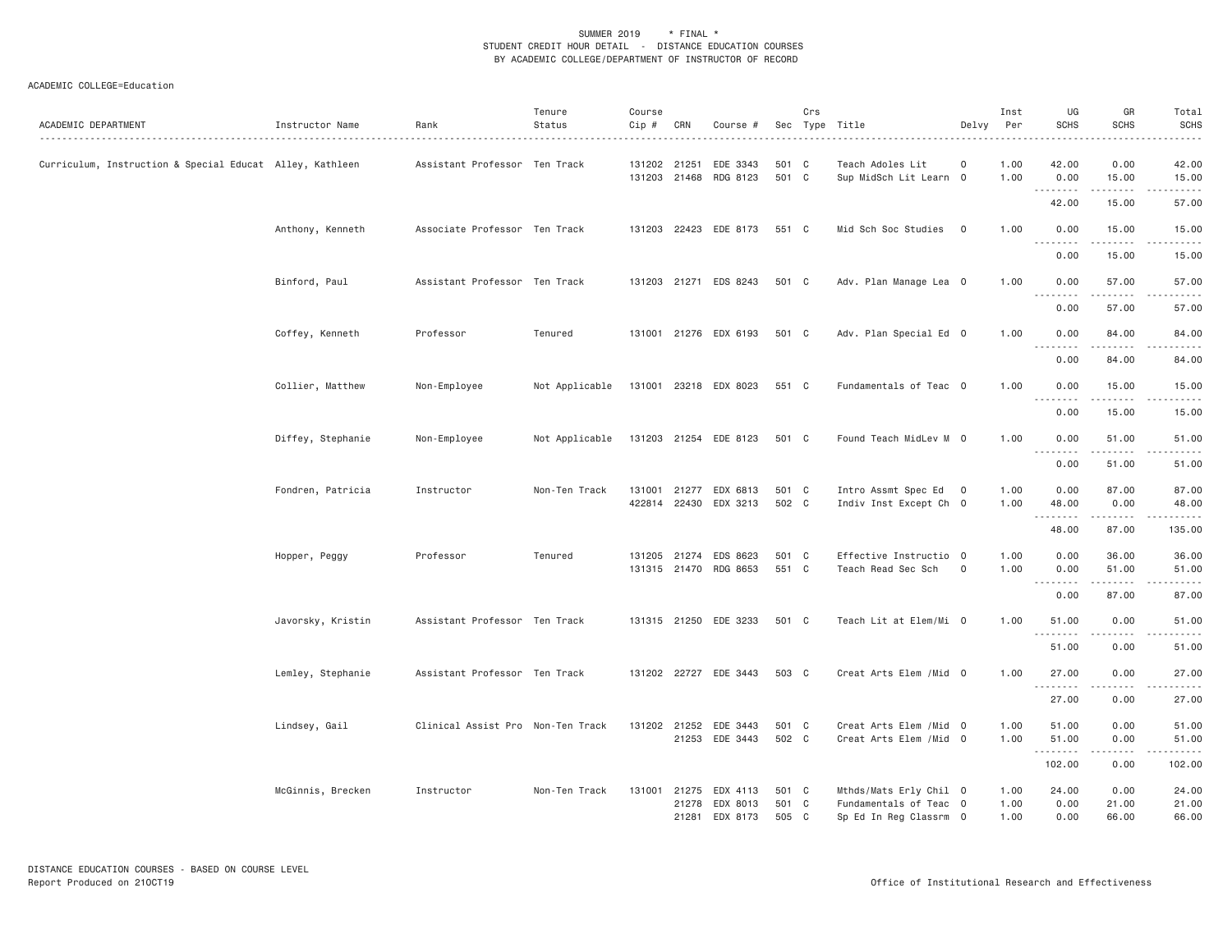SUMMER 2019 * FINAL *
STUDENT CREDIT HOUR DETAIL - DISTANCE EDUCATION COURSES
BY ACADEMIC COLLEGE/DEPARTMENT OF INSTRUCTOR OF RECORD

ACADEMIC COLLEGE=Education

| ACADEMIC DEPARTMENT | Instructor Name | Rank | Tenure Status | Course Cip # | CRN | Course # | Sec | Crs Type | Title | Delvy | Inst Per | UG SCHS | GR SCHS | Total SCHS |
|---|---|---|---|---|---|---|---|---|---|---|---|---|---|---|
| Curriculum, Instruction & Special Educat | Alley, Kathleen | Assistant Professor | Ten Track | 131202 | 21251 | EDE 3343 | 501 | C | Teach Adoles Lit | O | 1.00 | 42.00 | 0.00 | 42.00 |
| | | | | 131203 | 21468 | RDG 8123 | 501 | C | Sup MidSch Lit Learn | O | 1.00 | 0.00 | 15.00 | 15.00 |
| | | | | | | | | | | | | 42.00 | 15.00 | 57.00 |
| | Anthony, Kenneth | Associate Professor | Ten Track | 131203 | 22423 | EDE 8173 | 551 | C | Mid Sch Soc Studies | O | 1.00 | 0.00 | 15.00 | 15.00 |
| | | | | | | | | | | | | 0.00 | 15.00 | 15.00 |
| | Binford, Paul | Assistant Professor | Ten Track | 131203 | 21271 | EDS 8243 | 501 | C | Adv. Plan Manage Lea | O | 1.00 | 0.00 | 57.00 | 57.00 |
| | | | | | | | | | | | | 0.00 | 57.00 | 57.00 |
| | Coffey, Kenneth | Professor | Tenured | 131001 | 21276 | EDX 6193 | 501 | C | Adv. Plan Special Ed | O | 1.00 | 0.00 | 84.00 | 84.00 |
| | | | | | | | | | | | | 0.00 | 84.00 | 84.00 |
| | Collier, Matthew | Non-Employee | Not Applicable | 131001 | 23218 | EDX 8023 | 551 | C | Fundamentals of Teac | O | 1.00 | 0.00 | 15.00 | 15.00 |
| | | | | | | | | | | | | 0.00 | 15.00 | 15.00 |
| | Diffey, Stephanie | Non-Employee | Not Applicable | 131203 | 21254 | EDE 8123 | 501 | C | Found Teach MidLev M | O | 1.00 | 0.00 | 51.00 | 51.00 |
| | | | | | | | | | | | | 0.00 | 51.00 | 51.00 |
| | Fondren, Patricia | Instructor | Non-Ten Track | 131001 | 21277 | EDX 6813 | 501 | C | Intro Assmt Spec Ed | O | 1.00 | 0.00 | 87.00 | 87.00 |
| | | | | 422814 | 22430 | EDX 3213 | 502 | C | Indiv Inst Except Ch | O | 1.00 | 48.00 | 0.00 | 48.00 |
| | | | | | | | | | | | | 48.00 | 87.00 | 135.00 |
| | Hopper, Peggy | Professor | Tenured | 131205 | 21274 | EDS 8623 | 501 | C | Effective Instructio | O | 1.00 | 0.00 | 36.00 | 36.00 |
| | | | | 131315 | 21470 | RDG 8653 | 551 | C | Teach Read Sec Sch | O | 1.00 | 0.00 | 51.00 | 51.00 |
| | | | | | | | | | | | | 0.00 | 87.00 | 87.00 |
| | Javorsky, Kristin | Assistant Professor | Ten Track | 131315 | 21250 | EDE 3233 | 501 | C | Teach Lit at Elem/Mi | O | 1.00 | 51.00 | 0.00 | 51.00 |
| | | | | | | | | | | | | 51.00 | 0.00 | 51.00 |
| | Lemley, Stephanie | Assistant Professor | Ten Track | 131202 | 22727 | EDE 3443 | 503 | C | Creat Arts Elem /Mid | O | 1.00 | 27.00 | 0.00 | 27.00 |
| | | | | | | | | | | | | 27.00 | 0.00 | 27.00 |
| | Lindsey, Gail | Clinical Assist Pro | Non-Ten Track | 131202 | 21252 | EDE 3443 | 501 | C | Creat Arts Elem /Mid | O | 1.00 | 51.00 | 0.00 | 51.00 |
| | | | | | 21253 | EDE 3443 | 502 | C | Creat Arts Elem /Mid | O | 1.00 | 51.00 | 0.00 | 51.00 |
| | | | | | | | | | | | | 102.00 | 0.00 | 102.00 |
| | McGinnis, Brecken | Instructor | Non-Ten Track | 131001 | 21275 | EDX 4113 | 501 | C | Mthds/Mats Erly Chil | O | 1.00 | 24.00 | 0.00 | 24.00 |
| | | | | | 21278 | EDX 8013 | 501 | C | Fundamentals of Teac | O | 1.00 | 0.00 | 21.00 | 21.00 |
| | | | | | 21281 | EDX 8173 | 505 | C | Sp Ed In Reg Classrm | O | 1.00 | 0.00 | 66.00 | 66.00 |

DISTANCE EDUCATION COURSES - BASED ON COURSE LEVEL
Report Produced on 21OCT19

Office of Institutional Research and Effectiveness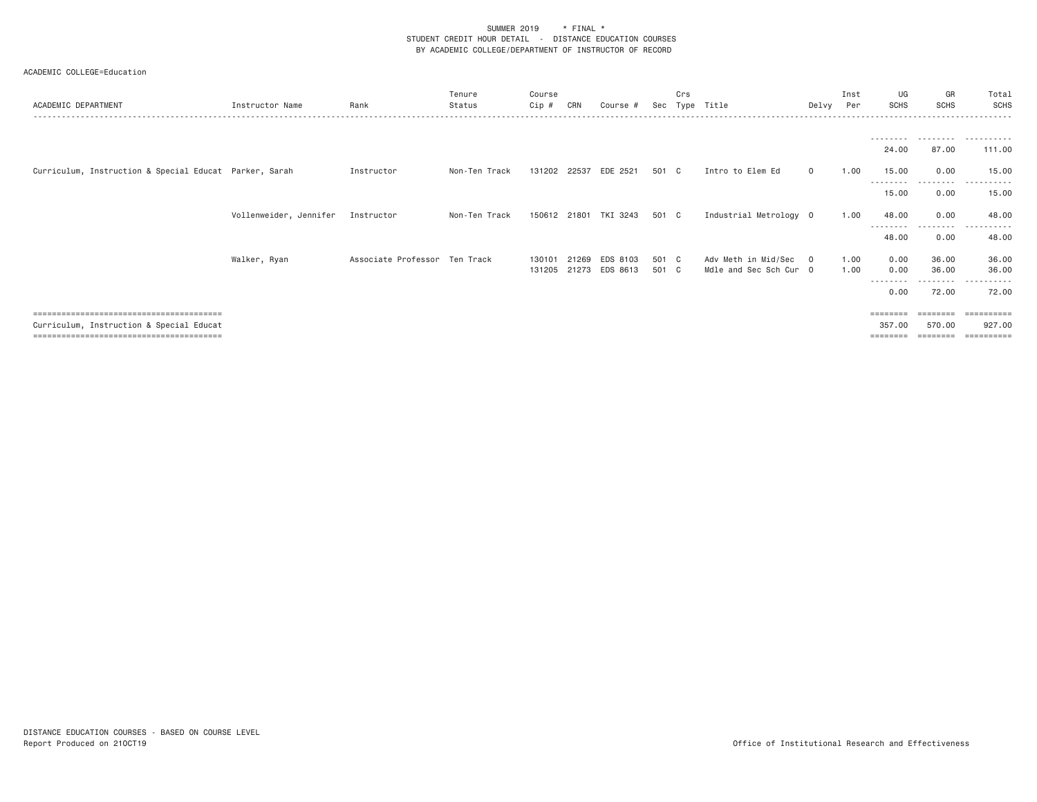SUMMER 2019 * FINAL *
STUDENT CREDIT HOUR DETAIL - DISTANCE EDUCATION COURSES
BY ACADEMIC COLLEGE/DEPARTMENT OF INSTRUCTOR OF RECORD

ACADEMIC COLLEGE=Education

| ACADEMIC DEPARTMENT | Instructor Name | Rank | Tenure Status | Course Cip # | CRN | Course # | Sec | Crs Type | Title | Delvy | Inst Per | UG SCHS | GR SCHS | Total SCHS |
|---|---|---|---|---|---|---|---|---|---|---|---|---|---|---|
| | | | | | | | | | | | | 24.00 | 87.00 | 111.00 |
| Curriculum, Instruction & Special Educat | Parker, Sarah | Instructor | Non-Ten Track | 131202 | 22537 | EDE 2521 | 501 | C | Intro to Elem Ed | O | 1.00 | 15.00 | 0.00 | 15.00 |
| | | | | | | | | | | | | 15.00 | 0.00 | 15.00 |
| | Vollenweider, Jennifer | Instructor | Non-Ten Track | 150612 | 21801 | TKI 3243 | 501 | C | Industrial Metrology | O | 1.00 | 48.00 | 0.00 | 48.00 |
| | | | | | | | | | | | | 48.00 | 0.00 | 48.00 |
| | Walker, Ryan | Associate Professor | Ten Track | 130101 | 21269 | EDS 8103 | 501 | C | Adv Meth in Mid/Sec | O | 1.00 | 0.00 | 36.00 | 36.00 |
| | | | | 131205 | 21273 | EDS 8613 | 501 | C | Mdle and Sec Sch Cur | O | 1.00 | 0.00 | 36.00 | 36.00 |
| | | | | | | | | | | | | 0.00 | 72.00 | 72.00 |
| Curriculum, Instruction & Special Educat | | | | | | | | | | | | 357.00 | 570.00 | 927.00 |

DISTANCE EDUCATION COURSES - BASED ON COURSE LEVEL
Report Produced on 21OCT19

Office of Institutional Research and Effectiveness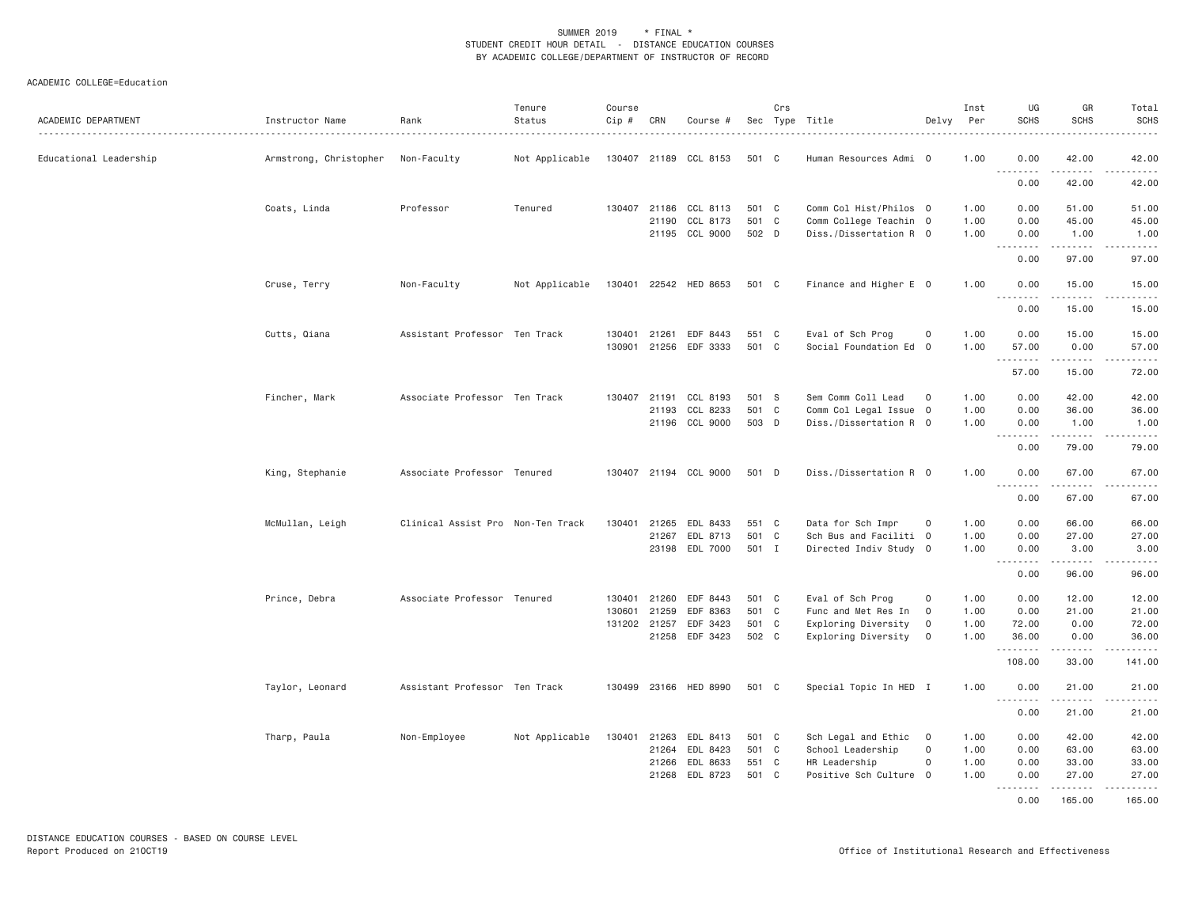SUMMER 2019 * FINAL *
STUDENT CREDIT HOUR DETAIL - DISTANCE EDUCATION COURSES
BY ACADEMIC COLLEGE/DEPARTMENT OF INSTRUCTOR OF RECORD

ACADEMIC COLLEGE=Education

| ACADEMIC DEPARTMENT | Instructor Name | Rank | Tenure Status | Course Cip # | CRN | Course # | Sec | Crs Type | Title | Delvy | Inst Per | UG SCHS | GR SCHS | Total SCHS |
|---|---|---|---|---|---|---|---|---|---|---|---|---|---|---|
| Educational Leadership | Armstrong, Christopher | Non-Faculty | Not Applicable | 130407 | 21189 | CCL 8153 | 501 | C | Human Resources Admi | O | 1.00 | 0.00 | 42.00 | 42.00 |
| | | | | | | | | | | | | 0.00 | 42.00 | 42.00 |
| | Coats, Linda | Professor | Tenured | 130407 | 21186 | CCL 8113 | 501 | C | Comm Col Hist/Philos | O | 1.00 | 0.00 | 51.00 | 51.00 |
| | | | | | 21190 | CCL 8173 | 501 | C | Comm College Teachin | O | 1.00 | 0.00 | 45.00 | 45.00 |
| | | | | | 21195 | CCL 9000 | 502 | D | Diss./Dissertation R | O | 1.00 | 0.00 | 1.00 | 1.00 |
| | | | | | | | | | | | | 0.00 | 97.00 | 97.00 |
| | Cruse, Terry | Non-Faculty | Not Applicable | 130401 | 22542 | HED 8653 | 501 | C | Finance and Higher E | O | 1.00 | 0.00 | 15.00 | 15.00 |
| | | | | | | | | | | | | 0.00 | 15.00 | 15.00 |
| | Cutts, Qiana | Assistant Professor | Ten Track | 130401 | 21261 | EDF 8443 | 551 | C | Eval of Sch Prog | O | 1.00 | 0.00 | 15.00 | 15.00 |
| | | | | 130901 | 21256 | EDF 3333 | 501 | C | Social Foundation Ed | O | 1.00 | 57.00 | 0.00 | 57.00 |
| | | | | | | | | | | | | 57.00 | 15.00 | 72.00 |
| | Fincher, Mark | Associate Professor | Ten Track | 130407 | 21191 | CCL 8193 | 501 | S | Sem Comm Coll Lead | O | 1.00 | 0.00 | 42.00 | 42.00 |
| | | | | | 21193 | CCL 8233 | 501 | C | Comm Col Legal Issue | O | 1.00 | 0.00 | 36.00 | 36.00 |
| | | | | | 21196 | CCL 9000 | 503 | D | Diss./Dissertation R | O | 1.00 | 0.00 | 1.00 | 1.00 |
| | | | | | | | | | | | | 0.00 | 79.00 | 79.00 |
| | King, Stephanie | Associate Professor | Tenured | 130407 | 21194 | CCL 9000 | 501 | D | Diss./Dissertation R | O | 1.00 | 0.00 | 67.00 | 67.00 |
| | | | | | | | | | | | | 0.00 | 67.00 | 67.00 |
| | McMullan, Leigh | Clinical Assist Pro | Non-Ten Track | 130401 | 21265 | EDL 8433 | 551 | C | Data for Sch Impr | O | 1.00 | 0.00 | 66.00 | 66.00 |
| | | | | | 21267 | EDL 8713 | 501 | C | Sch Bus and Faciliti | O | 1.00 | 0.00 | 27.00 | 27.00 |
| | | | | | 23198 | EDL 7000 | 501 | I | Directed Indiv Study | O | 1.00 | 0.00 | 3.00 | 3.00 |
| | | | | | | | | | | | | 0.00 | 96.00 | 96.00 |
| | Prince, Debra | Associate Professor | Tenured | 130401 | 21260 | EDF 8443 | 501 | C | Eval of Sch Prog | O | 1.00 | 0.00 | 12.00 | 12.00 |
| | | | | 130601 | 21259 | EDF 8363 | 501 | C | Func and Met Res In | O | 1.00 | 0.00 | 21.00 | 21.00 |
| | | | | 131202 | 21257 | EDF 3423 | 501 | C | Exploring Diversity | O | 1.00 | 72.00 | 0.00 | 72.00 |
| | | | | | 21258 | EDF 3423 | 502 | C | Exploring Diversity | O | 1.00 | 36.00 | 0.00 | 36.00 |
| | | | | | | | | | | | | 108.00 | 33.00 | 141.00 |
| | Taylor, Leonard | Assistant Professor | Ten Track | 130499 | 23166 | HED 8990 | 501 | C | Special Topic In HED | I | 1.00 | 0.00 | 21.00 | 21.00 |
| | | | | | | | | | | | | 0.00 | 21.00 | 21.00 |
| | Tharp, Paula | Non-Employee | Not Applicable | 130401 | 21263 | EDL 8413 | 501 | C | Sch Legal and Ethic | O | 1.00 | 0.00 | 42.00 | 42.00 |
| | | | | | 21264 | EDL 8423 | 501 | C | School Leadership | O | 1.00 | 0.00 | 63.00 | 63.00 |
| | | | | | 21266 | EDL 8633 | 551 | C | HR Leadership | O | 1.00 | 0.00 | 33.00 | 33.00 |
| | | | | | 21268 | EDL 8723 | 501 | C | Positive Sch Culture | O | 1.00 | 0.00 | 27.00 | 27.00 |
| | | | | | | | | | | | | 0.00 | 165.00 | 165.00 |

DISTANCE EDUCATION COURSES - BASED ON COURSE LEVEL
Report Produced on 21OCT19

Office of Institutional Research and Effectiveness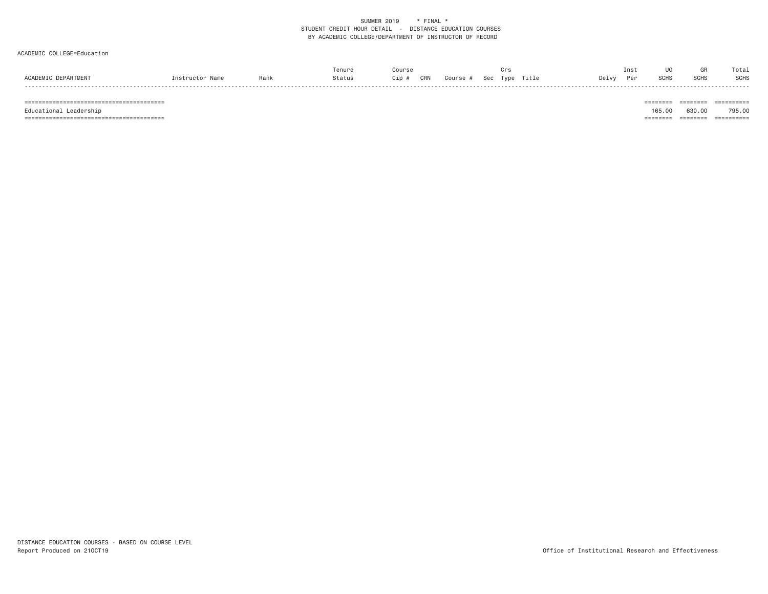SUMMER 2019 * FINAL *
STUDENT CREDIT HOUR DETAIL - DISTANCE EDUCATION COURSES
BY ACADEMIC COLLEGE/DEPARTMENT OF INSTRUCTOR OF RECORD

ACADEMIC COLLEGE=Education

| ACADEMIC DEPARTMENT | Instructor Name | Rank | Tenure Status | Course Cip # | CRN | Course # | Sec | Crs Type | Title | Delvy | Inst Per | UG SCHS | GR SCHS | Total SCHS |
|---|---|---|---|---|---|---|---|---|---|---|---|---|---|---|
| Educational Leadership | | | | | | | | | | | | 165.00 | 630.00 | 795.00 |

DISTANCE EDUCATION COURSES - BASED ON COURSE LEVEL
Report Produced on 21OCT19

Office of Institutional Research and Effectiveness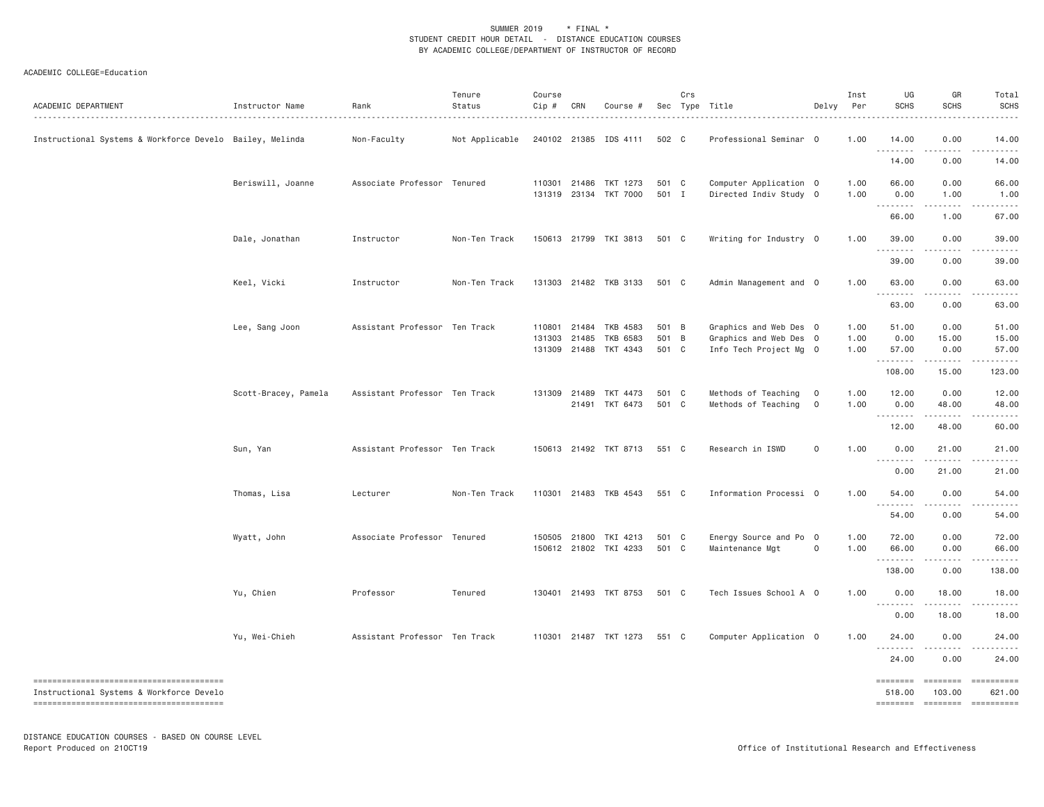SUMMER 2019 * FINAL *
STUDENT CREDIT HOUR DETAIL - DISTANCE EDUCATION COURSES
BY ACADEMIC COLLEGE/DEPARTMENT OF INSTRUCTOR OF RECORD

ACADEMIC COLLEGE=Education

| ACADEMIC DEPARTMENT | Instructor Name | Rank | Tenure Status | Course Cip # | CRN | Course # | Sec | Crs Type | Title | Delvy | Inst Per | UG SCHS | GR SCHS | Total SCHS |
|---|---|---|---|---|---|---|---|---|---|---|---|---|---|---|
| Instructional Systems & Workforce Develo | Bailey, Melinda | Non-Faculty | Not Applicable | 240102 | 21385 | IDS 4111 | 502 | C | Professional Seminar | O | 1.00 | 14.00 | 0.00 | 14.00 |
| | | | | | | | | | | | | 14.00 | 0.00 | 14.00 |
| | Beriswill, Joanne | Associate Professor | Tenured | 110301 | 21486 | TKT 1273 | 501 | C | Computer Application | O | 1.00 | 66.00 | 0.00 | 66.00 |
| | | | | 131319 | 23134 | TKT 7000 | 501 | I | Directed Indiv Study | O | 1.00 | 0.00 | 1.00 | 1.00 |
| | | | | | | | | | | | | 66.00 | 1.00 | 67.00 |
| | Dale, Jonathan | Instructor | Non-Ten Track | 150613 | 21799 | TKI 3813 | 501 | C | Writing for Industry | O | 1.00 | 39.00 | 0.00 | 39.00 |
| | | | | | | | | | | | | 39.00 | 0.00 | 39.00 |
| | Keel, Vicki | Instructor | Non-Ten Track | 131303 | 21482 | TKB 3133 | 501 | C | Admin Management and | O | 1.00 | 63.00 | 0.00 | 63.00 |
| | | | | | | | | | | | | 63.00 | 0.00 | 63.00 |
| | Lee, Sang Joon | Assistant Professor | Ten Track | 110801 | 21484 | TKB 4583 | 501 | B | Graphics and Web Des | O | 1.00 | 51.00 | 0.00 | 51.00 |
| | | | | 131303 | 21485 | TKB 6583 | 501 | B | Graphics and Web Des | O | 1.00 | 0.00 | 15.00 | 15.00 |
| | | | | 131309 | 21488 | TKT 4343 | 501 | C | Info Tech Project Mg | O | 1.00 | 57.00 | 0.00 | 57.00 |
| | | | | | | | | | | | | 108.00 | 15.00 | 123.00 |
| | Scott-Bracey, Pamela | Assistant Professor | Ten Track | 131309 | 21489 | TKT 4473 | 501 | C | Methods of Teaching | O | 1.00 | 12.00 | 0.00 | 12.00 |
| | | | | | 21491 | TKT 6473 | 501 | C | Methods of Teaching | O | 1.00 | 0.00 | 48.00 | 48.00 |
| | | | | | | | | | | | | 12.00 | 48.00 | 60.00 |
| | Sun, Yan | Assistant Professor | Ten Track | 150613 | 21492 | TKT 8713 | 551 | C | Research in ISWD | O | 1.00 | 0.00 | 21.00 | 21.00 |
| | | | | | | | | | | | | 0.00 | 21.00 | 21.00 |
| | Thomas, Lisa | Lecturer | Non-Ten Track | 110301 | 21483 | TKB 4543 | 551 | C | Information Processi | O | 1.00 | 54.00 | 0.00 | 54.00 |
| | | | | | | | | | | | | 54.00 | 0.00 | 54.00 |
| | Wyatt, John | Associate Professor | Tenured | 150505 | 21800 | TKI 4213 | 501 | C | Energy Source and Po | O | 1.00 | 72.00 | 0.00 | 72.00 |
| | | | | 150612 | 21802 | TKI 4233 | 501 | C | Maintenance Mgt | O | 1.00 | 66.00 | 0.00 | 66.00 |
| | | | | | | | | | | | | 138.00 | 0.00 | 138.00 |
| | Yu, Chien | Professor | Tenured | 130401 | 21493 | TKT 8753 | 501 | C | Tech Issues School A | O | 1.00 | 0.00 | 18.00 | 18.00 |
| | | | | | | | | | | | | 0.00 | 18.00 | 18.00 |
| | Yu, Wei-Chieh | Assistant Professor | Ten Track | 110301 | 21487 | TKT 1273 | 551 | C | Computer Application | O | 1.00 | 24.00 | 0.00 | 24.00 |
| | | | | | | | | | | | | 24.00 | 0.00 | 24.00 |
| Instructional Systems & Workforce Develo | | | | | | | | | | | | 518.00 | 103.00 | 621.00 |

DISTANCE EDUCATION COURSES - BASED ON COURSE LEVEL
Report Produced on 21OCT19

Office of Institutional Research and Effectiveness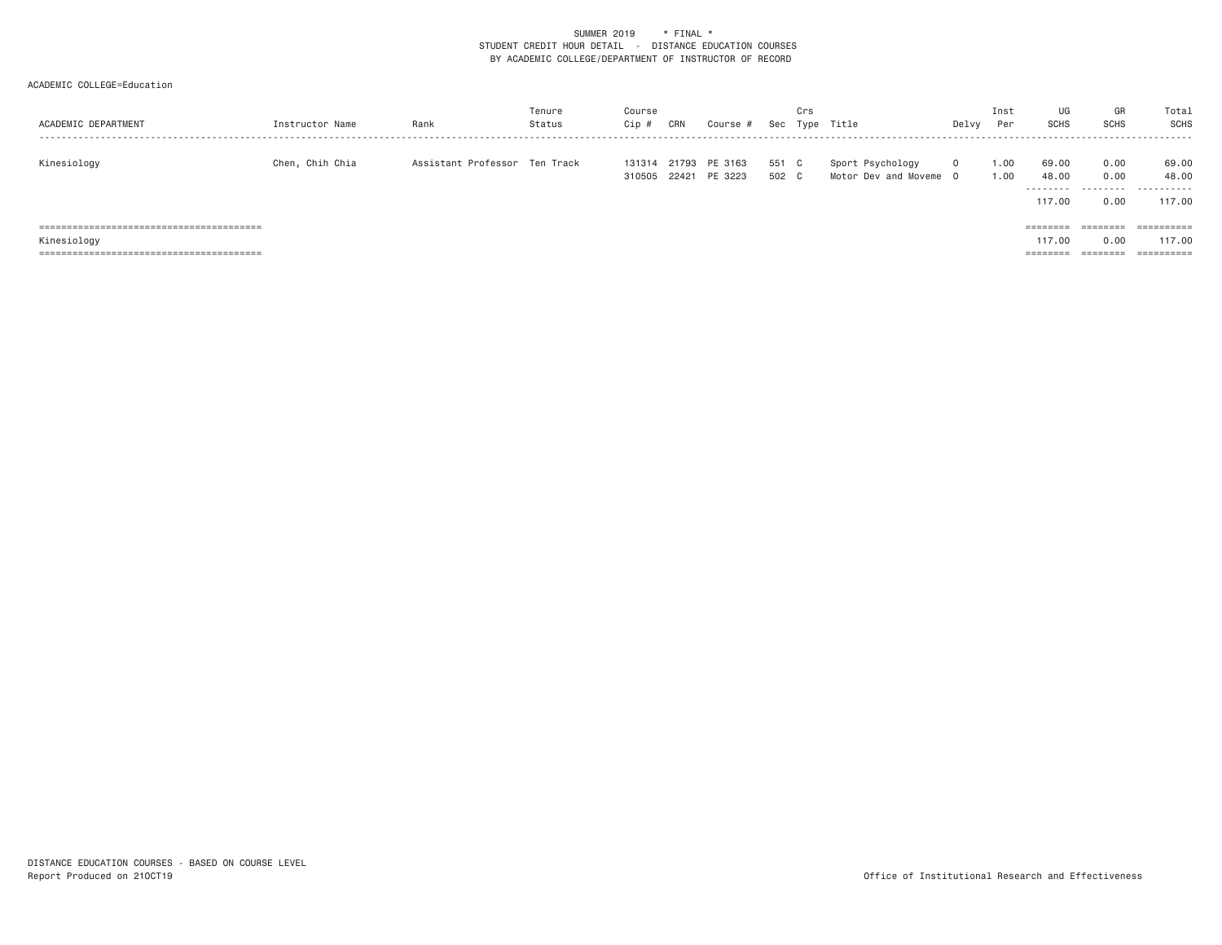SUMMER 2019 * FINAL *
STUDENT CREDIT HOUR DETAIL - DISTANCE EDUCATION COURSES
BY ACADEMIC COLLEGE/DEPARTMENT OF INSTRUCTOR OF RECORD

ACADEMIC COLLEGE=Education

| ACADEMIC DEPARTMENT | Instructor Name | Rank | Tenure Status | Course Cip # | CRN | Course # | Sec | Crs Type | Title | Delvy | Inst Per | UG SCHS | GR SCHS | Total SCHS |
|---|---|---|---|---|---|---|---|---|---|---|---|---|---|---|
| Kinesiology | Chen, Chih Chia | Assistant Professor | Ten Track | 131314 | 21793 | PE 3163 | 551 | C | Sport Psychology | O | 1.00 | 69.00 | 0.00 | 69.00 |
| | | | | 310505 | 22421 | PE 3223 | 502 | C | Motor Dev and Moveme | O | 1.00 | 48.00 | 0.00 | 48.00 |
| | | | | | | | | | | | | 117.00 | 0.00 | 117.00 |
| Kinesiology | | | | | | | | | | | | 117.00 | 0.00 | 117.00 |

DISTANCE EDUCATION COURSES - BASED ON COURSE LEVEL
Report Produced on 21OCT19

Office of Institutional Research and Effectiveness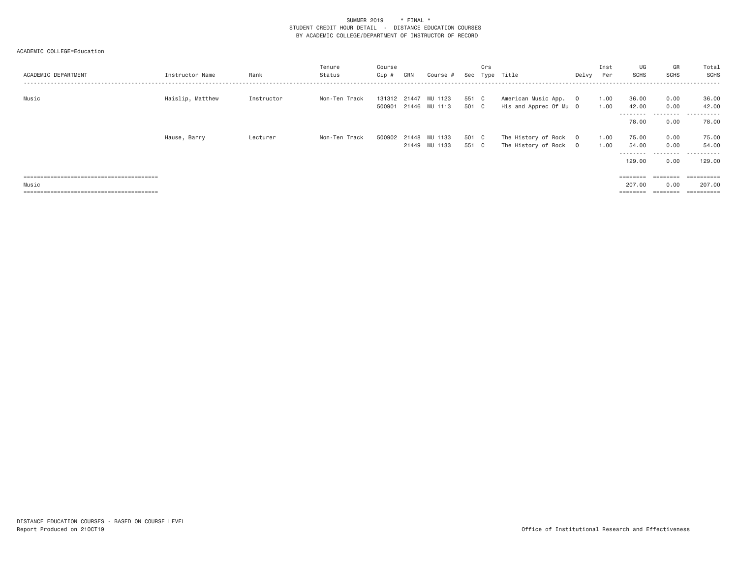SUMMER 2019 * FINAL *
STUDENT CREDIT HOUR DETAIL - DISTANCE EDUCATION COURSES
BY ACADEMIC COLLEGE/DEPARTMENT OF INSTRUCTOR OF RECORD

ACADEMIC COLLEGE=Education

| ACADEMIC DEPARTMENT | Instructor Name | Rank | Tenure Status | Course Cip # | CRN | Course # | Sec | Crs Type | Title | Delvy | Inst Per | UG SCHS | GR SCHS | Total SCHS |
|---|---|---|---|---|---|---|---|---|---|---|---|---|---|---|
| Music | Haislip, Matthew | Instructor | Non-Ten Track | 131312 | 21447 | MU 1123 | 551 | C | American Music App. | O | 1.00 | 36.00 | 0.00 | 36.00 |
| | | | | 500901 | 21446 | MU 1113 | 501 | C | His and Apprec Of Mu | O | 1.00 | 42.00 | 0.00 | 42.00 |
| | | | | | | | | | | | | 78.00 | 0.00 | 78.00 |
| | Hause, Barry | Lecturer | Non-Ten Track | 500902 | 21448 | MU 1133 | 501 | C | The History of Rock | O | 1.00 | 75.00 | 0.00 | 75.00 |
| | | | | | 21449 | MU 1133 | 551 | C | The History of Rock | O | 1.00 | 54.00 | 0.00 | 54.00 |
| | | | | | | | | | | | | 129.00 | 0.00 | 129.00 |
| Music | | | | | | | | | | | | 207.00 | 0.00 | 207.00 |

DISTANCE EDUCATION COURSES - BASED ON COURSE LEVEL
Report Produced on 21OCT19

Office of Institutional Research and Effectiveness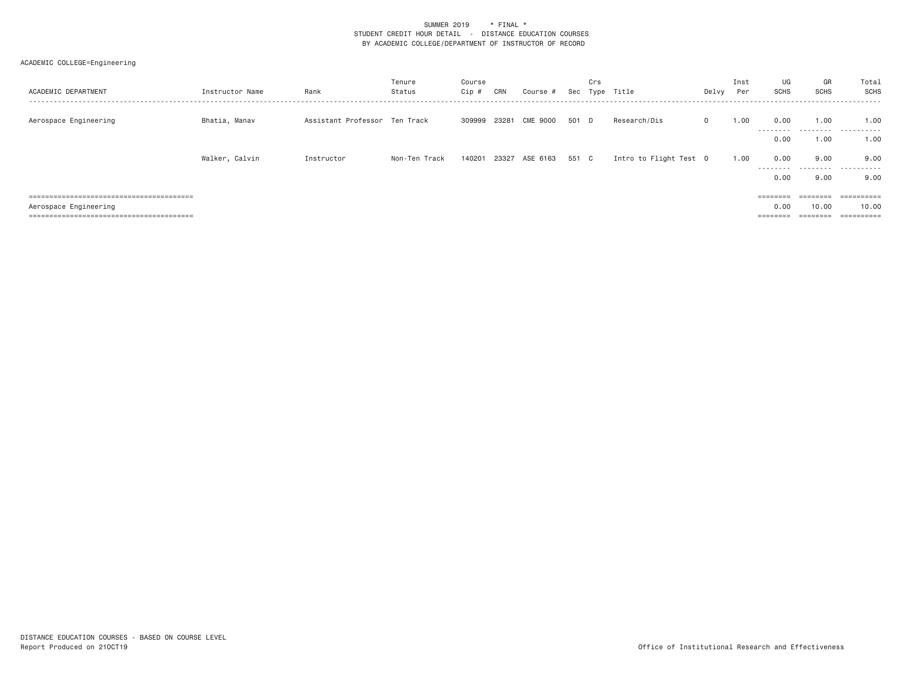SUMMER 2019 * FINAL *
STUDENT CREDIT HOUR DETAIL - DISTANCE EDUCATION COURSES
BY ACADEMIC COLLEGE/DEPARTMENT OF INSTRUCTOR OF RECORD

ACADEMIC COLLEGE=Engineering

| ACADEMIC DEPARTMENT | Instructor Name | Rank | Tenure Status | Course Cip # | CRN | Course # | Sec | Crs Type | Title | Delvy | Inst Per | UG SCHS | GR SCHS | Total SCHS |
|---|---|---|---|---|---|---|---|---|---|---|---|---|---|---|
| Aerospace Engineering | Bhatia, Manav | Assistant Professor | Ten Track | 309999 | 23281 | CME 9000 | 501 | D | Research/Dis | O | 1.00 | 0.00 | 1.00 | 1.00 |
| | | | | | | | | | | | | 0.00 | 1.00 | 1.00 |
| | Walker, Calvin | Instructor | Non-Ten Track | 140201 | 23327 | ASE 6163 | 551 | C | Intro to Flight Test | O | 1.00 | 0.00 | 9.00 | 9.00 |
| | | | | | | | | | | | | 0.00 | 9.00 | 9.00 |
| Aerospace Engineering | | | | | | | | | | | | 0.00 | 10.00 | 10.00 |

DISTANCE EDUCATION COURSES - BASED ON COURSE LEVEL
Report Produced on 21OCT19

Office of Institutional Research and Effectiveness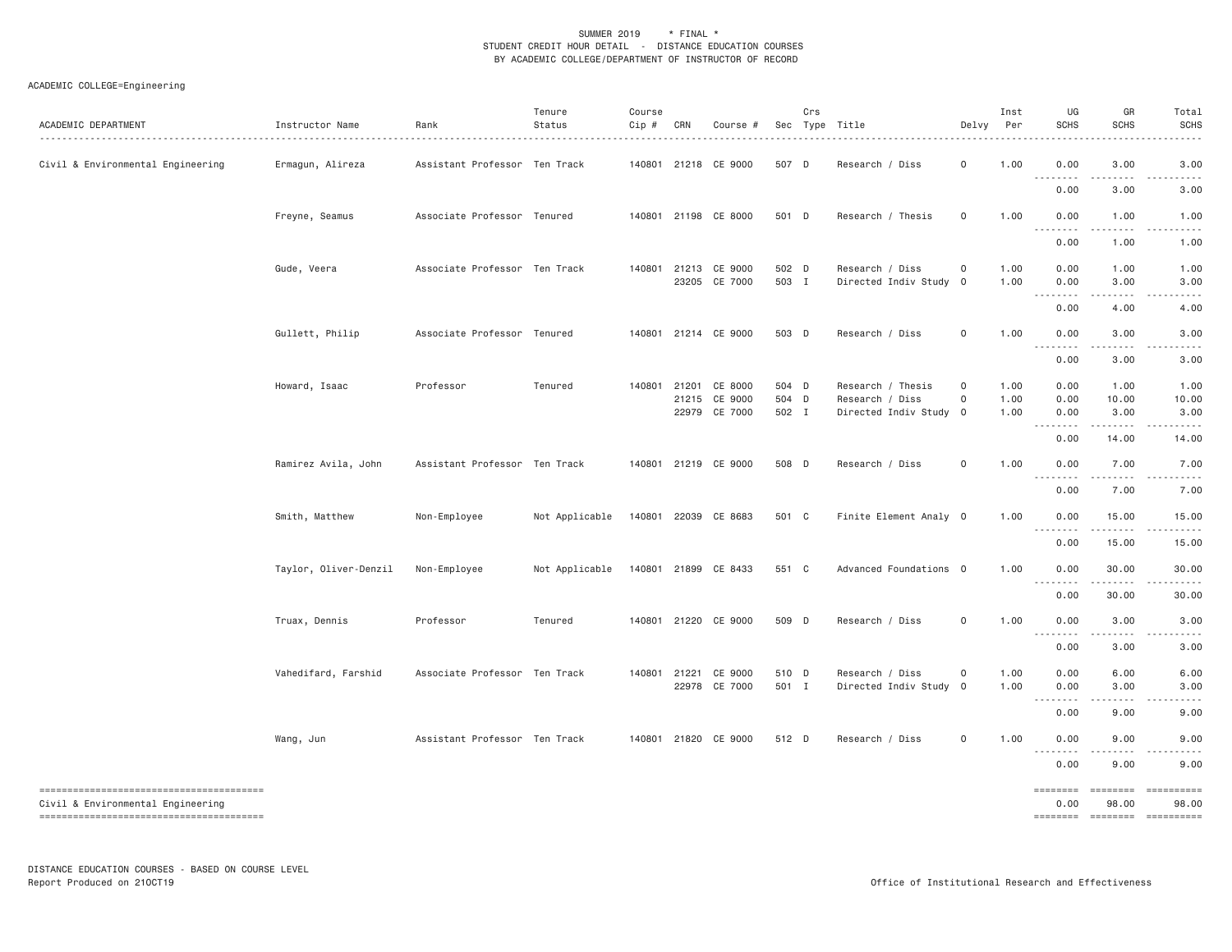SUMMER 2019 * FINAL *
STUDENT CREDIT HOUR DETAIL - DISTANCE EDUCATION COURSES
BY ACADEMIC COLLEGE/DEPARTMENT OF INSTRUCTOR OF RECORD

ACADEMIC COLLEGE=Engineering

| ACADEMIC DEPARTMENT | Instructor Name | Rank | Tenure Status | Course Cip # | CRN | Course # | Sec | Crs Type | Title | Delvy | Inst Per | UG SCHS | GR SCHS | Total SCHS |
|---|---|---|---|---|---|---|---|---|---|---|---|---|---|---|
| Civil & Environmental Engineering | Ermagun, Alireza | Assistant Professor | Ten Track | 140801 | 21218 | CE 9000 | 507 | D | Research / Diss | O | 1.00 | 0.00 | 3.00 | 3.00 |
| | | | | | | | | | | | | 0.00 | 3.00 | 3.00 |
| | Freyne, Seamus | Associate Professor | Tenured | 140801 | 21198 | CE 8000 | 501 | D | Research / Thesis | O | 1.00 | 0.00 | 1.00 | 1.00 |
| | | | | | | | | | | | | 0.00 | 1.00 | 1.00 |
| | Gude, Veera | Associate Professor | Ten Track | 140801 | 21213 | CE 9000 | 502 | D | Research / Diss | O | 1.00 | 0.00 | 1.00 | 1.00 |
| | | | | | 23205 | CE 7000 | 503 | I | Directed Indiv Study | O | 1.00 | 0.00 | 3.00 | 3.00 |
| | | | | | | | | | | | | 0.00 | 4.00 | 4.00 |
| | Gullett, Philip | Associate Professor | Tenured | 140801 | 21214 | CE 9000 | 503 | D | Research / Diss | O | 1.00 | 0.00 | 3.00 | 3.00 |
| | | | | | | | | | | | | 0.00 | 3.00 | 3.00 |
| | Howard, Isaac | Professor | Tenured | 140801 | 21201 | CE 8000 | 504 | D | Research / Thesis | O | 1.00 | 0.00 | 1.00 | 1.00 |
| | | | | | 21215 | CE 9000 | 504 | D | Research / Diss | O | 1.00 | 0.00 | 10.00 | 10.00 |
| | | | | | 22979 | CE 7000 | 502 | I | Directed Indiv Study | O | 1.00 | 0.00 | 3.00 | 3.00 |
| | | | | | | | | | | | | 0.00 | 14.00 | 14.00 |
| | Ramirez Avila, John | Assistant Professor | Ten Track | 140801 | 21219 | CE 9000 | 508 | D | Research / Diss | O | 1.00 | 0.00 | 7.00 | 7.00 |
| | | | | | | | | | | | | 0.00 | 7.00 | 7.00 |
| | Smith, Matthew | Non-Employee | Not Applicable | 140801 | 22039 | CE 8683 | 501 | C | Finite Element Analy | O | 1.00 | 0.00 | 15.00 | 15.00 |
| | | | | | | | | | | | | 0.00 | 15.00 | 15.00 |
| | Taylor, Oliver-Denzil | Non-Employee | Not Applicable | 140801 | 21899 | CE 8433 | 551 | C | Advanced Foundations | O | 1.00 | 0.00 | 30.00 | 30.00 |
| | | | | | | | | | | | | 0.00 | 30.00 | 30.00 |
| | Truax, Dennis | Professor | Tenured | 140801 | 21220 | CE 9000 | 509 | D | Research / Diss | O | 1.00 | 0.00 | 3.00 | 3.00 |
| | | | | | | | | | | | | 0.00 | 3.00 | 3.00 |
| | Vahedifard, Farshid | Associate Professor | Ten Track | 140801 | 21221 | CE 9000 | 510 | D | Research / Diss | O | 1.00 | 0.00 | 6.00 | 6.00 |
| | | | | | 22978 | CE 7000 | 501 | I | Directed Indiv Study | O | 1.00 | 0.00 | 3.00 | 3.00 |
| | | | | | | | | | | | | 0.00 | 9.00 | 9.00 |
| | Wang, Jun | Assistant Professor | Ten Track | 140801 | 21820 | CE 9000 | 512 | D | Research / Diss | O | 1.00 | 0.00 | 9.00 | 9.00 |
| | | | | | | | | | | | | 0.00 | 9.00 | 9.00 |
| Civil & Environmental Engineering | | | | | | | | | | | | 0.00 | 98.00 | 98.00 |

DISTANCE EDUCATION COURSES - BASED ON COURSE LEVEL
Report Produced on 21OCT19

Office of Institutional Research and Effectiveness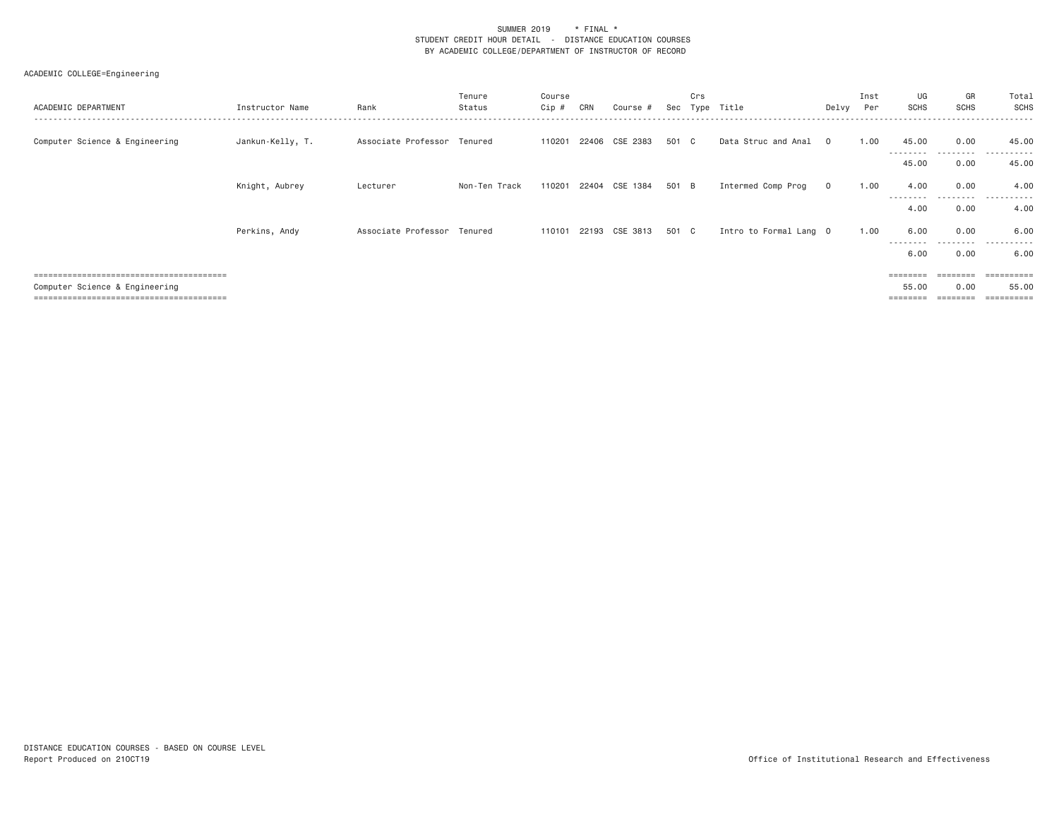SUMMER 2019 * FINAL *
STUDENT CREDIT HOUR DETAIL - DISTANCE EDUCATION COURSES
BY ACADEMIC COLLEGE/DEPARTMENT OF INSTRUCTOR OF RECORD

ACADEMIC COLLEGE=Engineering

| ACADEMIC DEPARTMENT | Instructor Name | Rank | Tenure Status | Course Cip # | CRN | Course # | Sec | Crs Type | Title | Delvy | Inst Per | UG SCHS | GR SCHS | Total SCHS |
|---|---|---|---|---|---|---|---|---|---|---|---|---|---|---|
| Computer Science & Engineering | Jankun-Kelly, T. | Associate Professor | Tenured | 110201 | 22406 | CSE 2383 | 501 | C | Data Struc and Anal | O | 1.00 | 45.00 | 0.00 | 45.00 |
| | | | | | | | | | | | | 45.00 | 0.00 | 45.00 |
| | Knight, Aubrey | Lecturer | Non-Ten Track | 110201 | 22404 | CSE 1384 | 501 | B | Intermed Comp Prog | O | 1.00 | 4.00 | 0.00 | 4.00 |
| | | | | | | | | | | | | 4.00 | 0.00 | 4.00 |
| | Perkins, Andy | Associate Professor | Tenured | 110101 | 22193 | CSE 3813 | 501 | C | Intro to Formal Lang | O | 1.00 | 6.00 | 0.00 | 6.00 |
| | | | | | | | | | | | | 6.00 | 0.00 | 6.00 |
| Computer Science & Engineering | | | | | | | | | | | | 55.00 | 0.00 | 55.00 |

DISTANCE EDUCATION COURSES - BASED ON COURSE LEVEL
Report Produced on 21OCT19

Office of Institutional Research and Effectiveness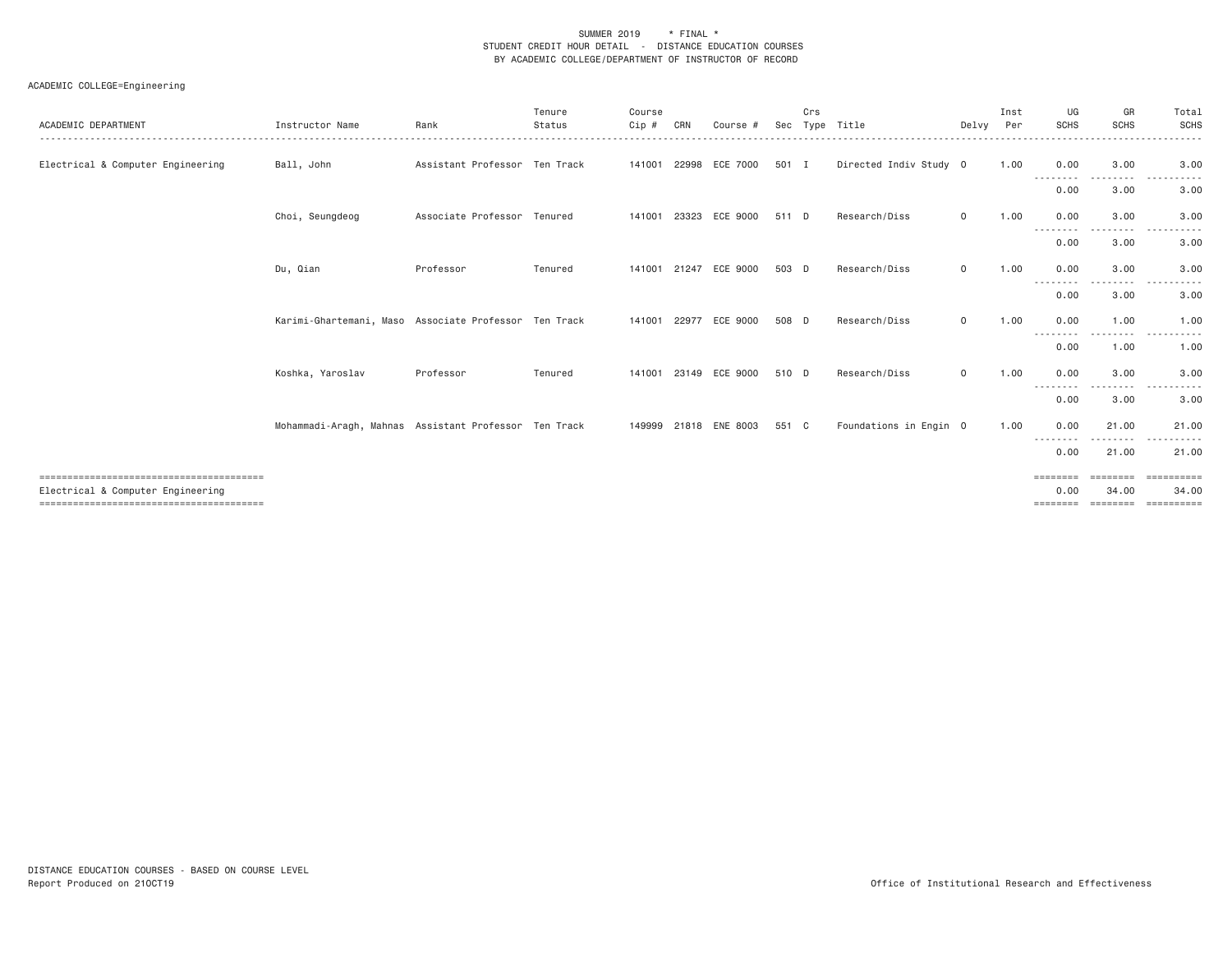SUMMER 2019 * FINAL *
STUDENT CREDIT HOUR DETAIL - DISTANCE EDUCATION COURSES
BY ACADEMIC COLLEGE/DEPARTMENT OF INSTRUCTOR OF RECORD

ACADEMIC COLLEGE=Engineering

| ACADEMIC DEPARTMENT | Instructor Name | Rank | Tenure Status | Course Cip # | CRN | Course # | Sec | Crs Type | Title | Delvy | Inst Per | UG SCHS | GR SCHS | Total SCHS |
|---|---|---|---|---|---|---|---|---|---|---|---|---|---|---|
| Electrical & Computer Engineering | Ball, John | Assistant Professor | Ten Track | 141001 | 22998 | ECE 7000 | 501 | I | Directed Indiv Study | O | 1.00 | 0.00 | 3.00 | 3.00 |
| | | | | | | | | | | | | 0.00 | 3.00 | 3.00 |
| | Choi, Seungdeog | Associate Professor | Tenured | 141001 | 23323 | ECE 9000 | 511 | D | Research/Diss | O | 1.00 | 0.00 | 3.00 | 3.00 |
| | | | | | | | | | | | | 0.00 | 3.00 | 3.00 |
| | Du, Qian | Professor | Tenured | 141001 | 21247 | ECE 9000 | 503 | D | Research/Diss | O | 1.00 | 0.00 | 3.00 | 3.00 |
| | | | | | | | | | | | | 0.00 | 3.00 | 3.00 |
| | Karimi-Ghartemani, Maso | Associate Professor | Ten Track | 141001 | 22977 | ECE 9000 | 508 | D | Research/Diss | O | 1.00 | 0.00 | 1.00 | 1.00 |
| | | | | | | | | | | | | 0.00 | 1.00 | 1.00 |
| | Koshka, Yaroslav | Professor | Tenured | 141001 | 23149 | ECE 9000 | 510 | D | Research/Diss | O | 1.00 | 0.00 | 3.00 | 3.00 |
| | | | | | | | | | | | | 0.00 | 3.00 | 3.00 |
| | Mohammadi-Aragh, Mahnas | Assistant Professor | Ten Track | 149999 | 21818 | ENE 8003 | 551 | C | Foundations in Engin | O | 1.00 | 0.00 | 21.00 | 21.00 |
| | | | | | | | | | | | | 0.00 | 21.00 | 21.00 |
| Electrical & Computer Engineering | | | | | | | | | | | | 0.00 | 34.00 | 34.00 |

DISTANCE EDUCATION COURSES - BASED ON COURSE LEVEL
Report Produced on 21OCT19

Office of Institutional Research and Effectiveness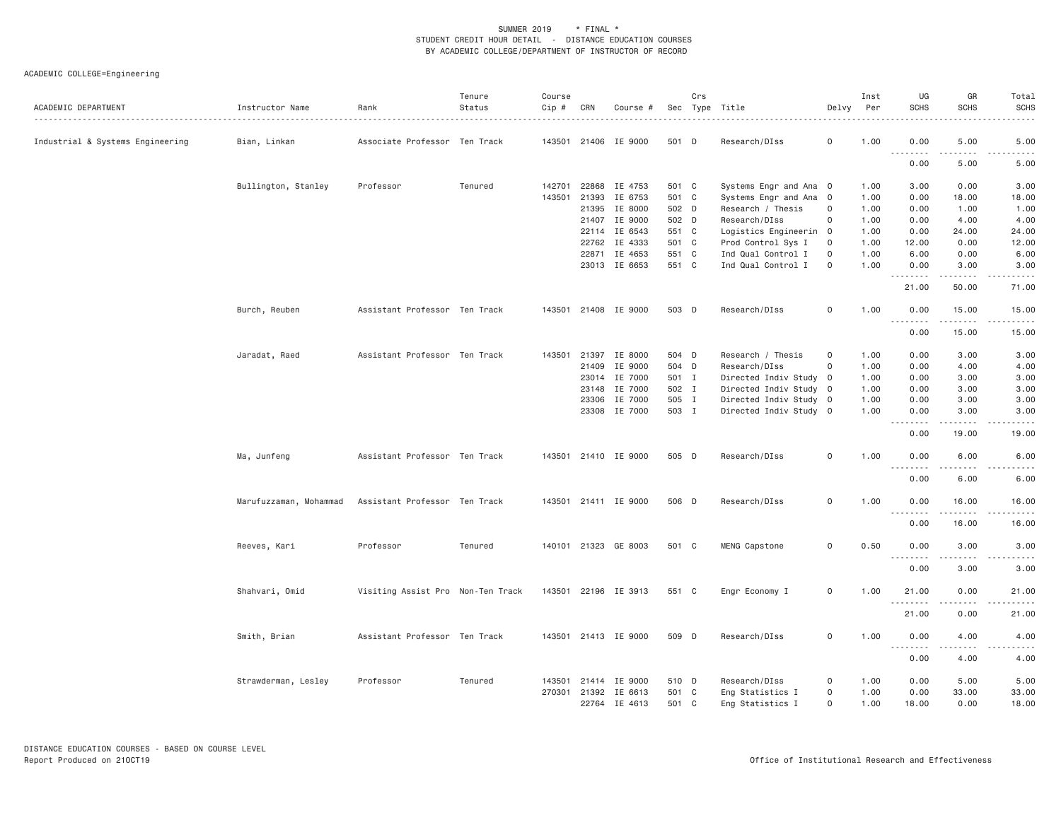SUMMER 2019 * FINAL *
STUDENT CREDIT HOUR DETAIL - DISTANCE EDUCATION COURSES
BY ACADEMIC COLLEGE/DEPARTMENT OF INSTRUCTOR OF RECORD

ACADEMIC COLLEGE=Engineering

| ACADEMIC DEPARTMENT | Instructor Name | Rank | Tenure Status | Course Cip # | CRN | Course # | Sec | Crs Type | Title | Delvy | Inst Per | UG SCHS | GR SCHS | Total SCHS |
|---|---|---|---|---|---|---|---|---|---|---|---|---|---|---|
| Industrial & Systems Engineering | Bian, Linkan | Associate Professor | Ten Track | 143501 | 21406 | IE 9000 | 501 | D | Research/DIss | O | 1.00 | 0.00 | 5.00 | 5.00 |
| | | | | | | | | | | | | 0.00 | 5.00 | 5.00 |
| | Bullington, Stanley | Professor | Tenured | 142701 | 22868 | IE 4753 | 501 | C | Systems Engr and Ana | O | 1.00 | 3.00 | 0.00 | 3.00 |
| | | | | 143501 | 21393 | IE 6753 | 501 | C | Systems Engr and Ana | O | 1.00 | 0.00 | 18.00 | 18.00 |
| | | | | | 21395 | IE 8000 | 502 | D | Research / Thesis | O | 1.00 | 0.00 | 1.00 | 1.00 |
| | | | | | 21407 | IE 9000 | 502 | D | Research/DIss | O | 1.00 | 0.00 | 4.00 | 4.00 |
| | | | | | 22114 | IE 6543 | 551 | C | Logistics Engineerin | O | 1.00 | 0.00 | 24.00 | 24.00 |
| | | | | | 22762 | IE 4333 | 501 | C | Prod Control Sys I | O | 1.00 | 12.00 | 0.00 | 12.00 |
| | | | | | 22871 | IE 4653 | 551 | C | Ind Qual Control I | O | 1.00 | 6.00 | 0.00 | 6.00 |
| | | | | | 23013 | IE 6653 | 551 | C | Ind Qual Control I | O | 1.00 | 0.00 | 3.00 | 3.00 |
| | | | | | | | | | | | | 21.00 | 50.00 | 71.00 |
| | Burch, Reuben | Assistant Professor | Ten Track | 143501 | 21408 | IE 9000 | 503 | D | Research/DIss | O | 1.00 | 0.00 | 15.00 | 15.00 |
| | | | | | | | | | | | | 0.00 | 15.00 | 15.00 |
| | Jaradat, Raed | Assistant Professor | Ten Track | 143501 | 21397 | IE 8000 | 504 | D | Research / Thesis | O | 1.00 | 0.00 | 3.00 | 3.00 |
| | | | | | 21409 | IE 9000 | 504 | D | Research/DIss | O | 1.00 | 0.00 | 4.00 | 4.00 |
| | | | | | 23014 | IE 7000 | 501 | I | Directed Indiv Study | O | 1.00 | 0.00 | 3.00 | 3.00 |
| | | | | | 23148 | IE 7000 | 502 | I | Directed Indiv Study | O | 1.00 | 0.00 | 3.00 | 3.00 |
| | | | | | 23306 | IE 7000 | 505 | I | Directed Indiv Study | O | 1.00 | 0.00 | 3.00 | 3.00 |
| | | | | | 23308 | IE 7000 | 503 | I | Directed Indiv Study | O | 1.00 | 0.00 | 3.00 | 3.00 |
| | | | | | | | | | | | | 0.00 | 19.00 | 19.00 |
| | Ma, Junfeng | Assistant Professor | Ten Track | 143501 | 21410 | IE 9000 | 505 | D | Research/DIss | O | 1.00 | 0.00 | 6.00 | 6.00 |
| | | | | | | | | | | | | 0.00 | 6.00 | 6.00 |
| | Marufuzzaman, Mohammad | Assistant Professor | Ten Track | 143501 | 21411 | IE 9000 | 506 | D | Research/DIss | O | 1.00 | 0.00 | 16.00 | 16.00 |
| | | | | | | | | | | | | 0.00 | 16.00 | 16.00 |
| | Reeves, Kari | Professor | Tenured | 140101 | 21323 | GE 8003 | 501 | C | MENG Capstone | O | 0.50 | 0.00 | 3.00 | 3.00 |
| | | | | | | | | | | | | 0.00 | 3.00 | 3.00 |
| | Shahvari, Omid | Visiting Assist Pro | Non-Ten Track | 143501 | 22196 | IE 3913 | 551 | C | Engr Economy I | O | 1.00 | 21.00 | 0.00 | 21.00 |
| | | | | | | | | | | | | 21.00 | 0.00 | 21.00 |
| | Smith, Brian | Assistant Professor | Ten Track | 143501 | 21413 | IE 9000 | 509 | D | Research/DIss | O | 1.00 | 0.00 | 4.00 | 4.00 |
| | | | | | | | | | | | | 0.00 | 4.00 | 4.00 |
| | Strawderman, Lesley | Professor | Tenured | 143501 | 21414 | IE 9000 | 510 | D | Research/DIss | O | 1.00 | 0.00 | 5.00 | 5.00 |
| | | | | 270301 | 21392 | IE 6613 | 501 | C | Eng Statistics I | O | 1.00 | 0.00 | 33.00 | 33.00 |
| | | | | | 22764 | IE 4613 | 501 | C | Eng Statistics I | O | 1.00 | 18.00 | 0.00 | 18.00 |

DISTANCE EDUCATION COURSES - BASED ON COURSE LEVEL
Report Produced on 21OCT19

Office of Institutional Research and Effectiveness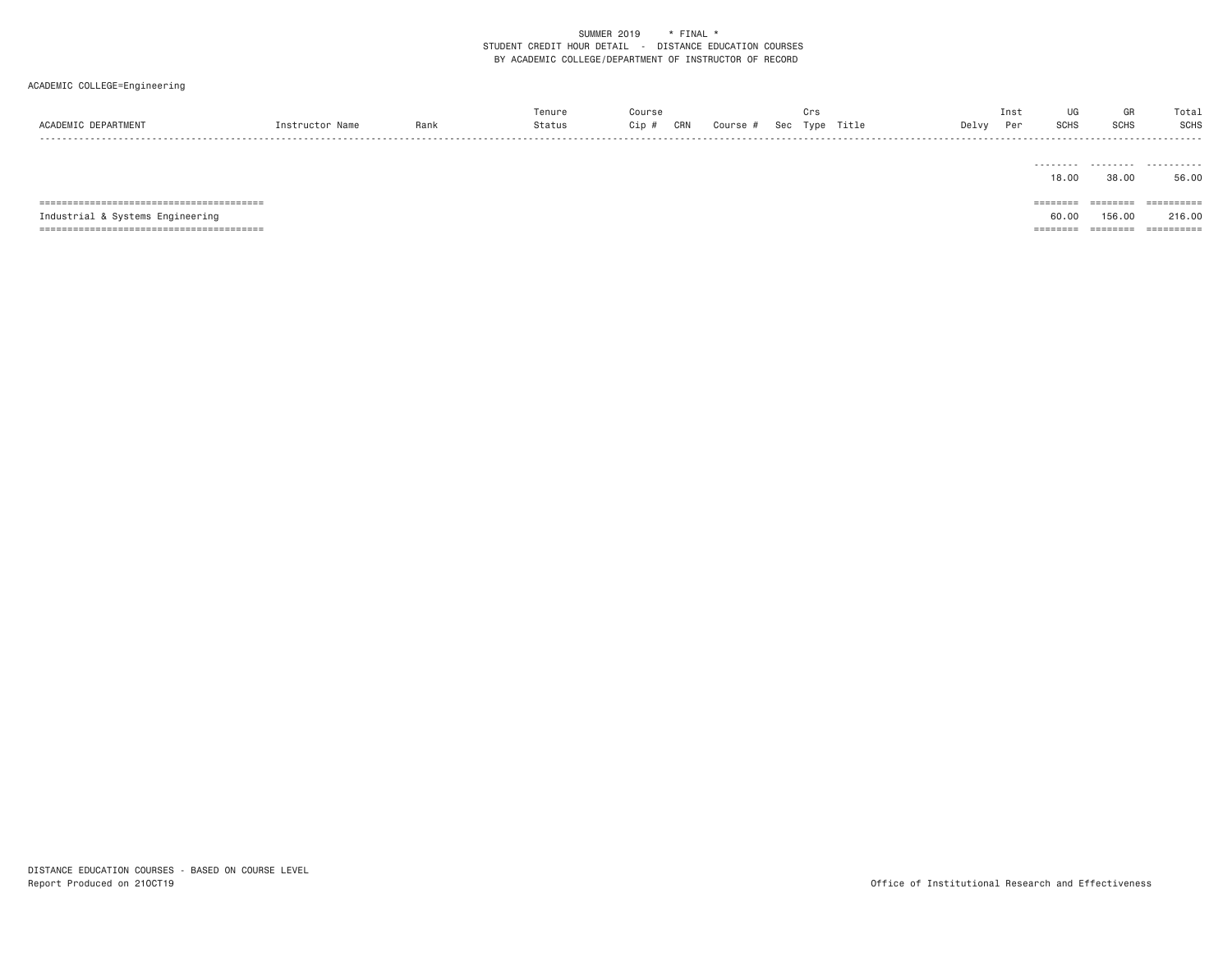SUMMER 2019 * FINAL *
STUDENT CREDIT HOUR DETAIL - DISTANCE EDUCATION COURSES
BY ACADEMIC COLLEGE/DEPARTMENT OF INSTRUCTOR OF RECORD

ACADEMIC COLLEGE=Engineering

| ACADEMIC DEPARTMENT | Instructor Name | Rank | Tenure Status | Course Cip # | CRN | Course # | Sec | Crs Type | Title | Delvy | Inst Per | UG SCHS | GR SCHS | Total SCHS |
|---|---|---|---|---|---|---|---|---|---|---|---|---|---|---|
| | | | | | | | | | | | | 18.00 | 38.00 | 56.00 |
| Industrial & Systems Engineering | | | | | | | | | | | | 60.00 | 156.00 | 216.00 |

DISTANCE EDUCATION COURSES - BASED ON COURSE LEVEL
Report Produced on 21OCT19

Office of Institutional Research and Effectiveness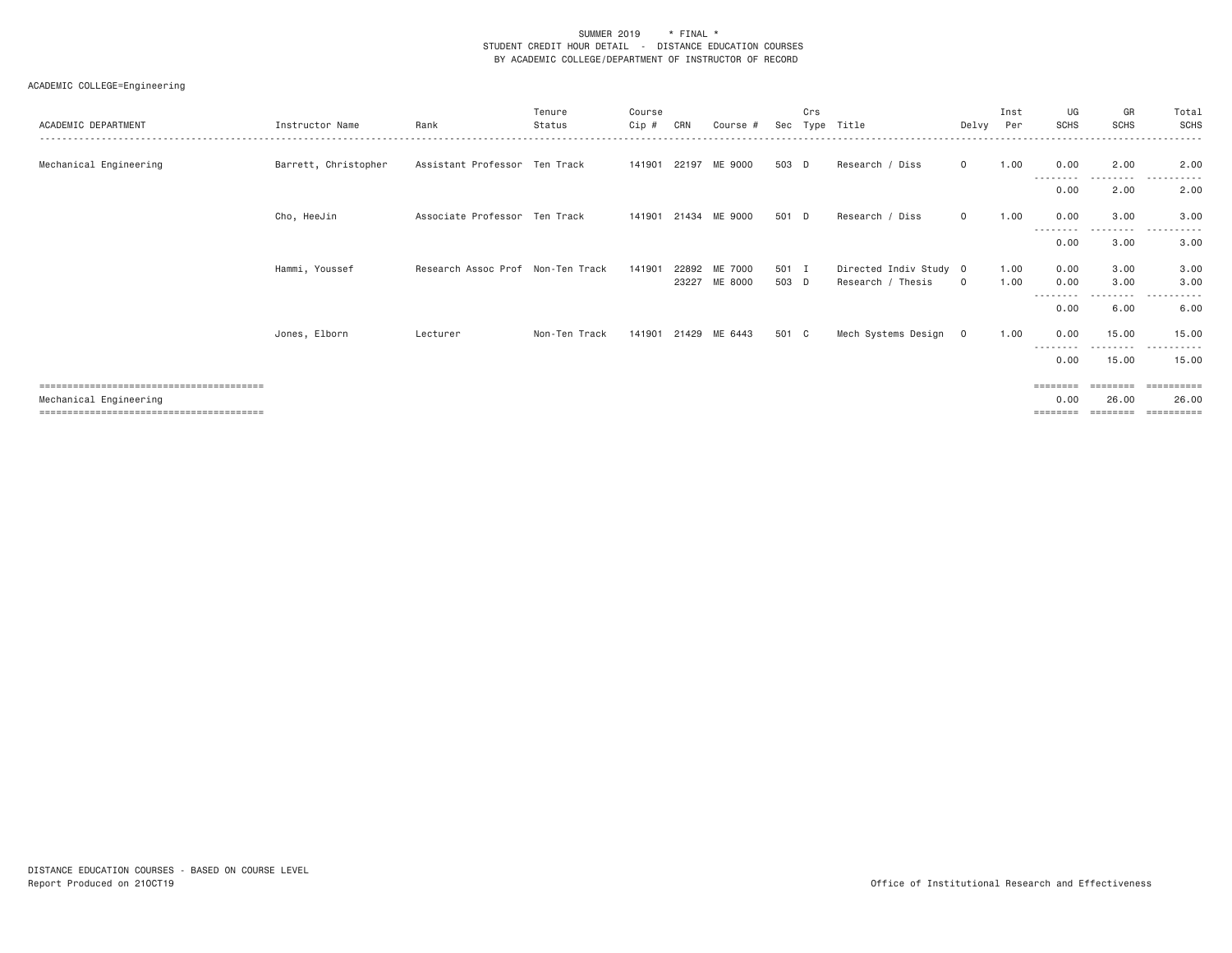SUMMER 2019 * FINAL *
STUDENT CREDIT HOUR DETAIL - DISTANCE EDUCATION COURSES
BY ACADEMIC COLLEGE/DEPARTMENT OF INSTRUCTOR OF RECORD

ACADEMIC COLLEGE=Engineering

| ACADEMIC DEPARTMENT | Instructor Name | Rank | Tenure Status | Course Cip # | CRN | Course # | Sec | Crs Type | Title | Delvy | Inst Per | UG SCHS | GR SCHS | Total SCHS |
|---|---|---|---|---|---|---|---|---|---|---|---|---|---|---|
| Mechanical Engineering | Barrett, Christopher | Assistant Professor | Ten Track | 141901 | 22197 | ME 9000 | 503 | D | Research / Diss | O | 1.00 | 0.00 | 2.00 | 2.00 |
| | | | | | | | | | | | | 0.00 | 2.00 | 2.00 |
| | Cho, HeeJin | Associate Professor | Ten Track | 141901 | 21434 | ME 9000 | 501 | D | Research / Diss | O | 1.00 | 0.00 | 3.00 | 3.00 |
| | | | | | | | | | | | | 0.00 | 3.00 | 3.00 |
| | Hammi, Youssef | Research Assoc Prof | Non-Ten Track | 141901 | 22892 | ME 7000 | 501 | I | Directed Indiv Study | O | 1.00 | 0.00 | 3.00 | 3.00 |
| | | | | | 23227 | ME 8000 | 503 | D | Research / Thesis | O | 1.00 | 0.00 | 3.00 | 3.00 |
| | | | | | | | | | | | | 0.00 | 6.00 | 6.00 |
| | Jones, Elborn | Lecturer | Non-Ten Track | 141901 | 21429 | ME 6443 | 501 | C | Mech Systems Design | O | 1.00 | 0.00 | 15.00 | 15.00 |
| | | | | | | | | | | | | 0.00 | 15.00 | 15.00 |
| Mechanical Engineering | | | | | | | | | | | | 0.00 | 26.00 | 26.00 |

DISTANCE EDUCATION COURSES - BASED ON COURSE LEVEL
Report Produced on 21OCT19

Office of Institutional Research and Effectiveness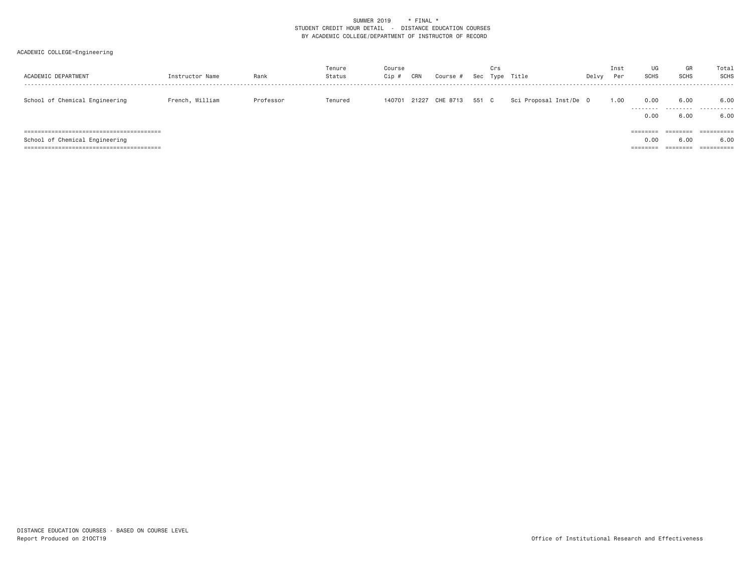SUMMER 2019 * FINAL *
STUDENT CREDIT HOUR DETAIL - DISTANCE EDUCATION COURSES
BY ACADEMIC COLLEGE/DEPARTMENT OF INSTRUCTOR OF RECORD

ACADEMIC COLLEGE=Engineering

| ACADEMIC DEPARTMENT | Instructor Name | Rank | Tenure Status | Course Cip # | CRN | Course # | Sec | Crs Type | Title | Delvy | Inst Per | UG SCHS | GR SCHS | Total SCHS |
|---|---|---|---|---|---|---|---|---|---|---|---|---|---|---|
| School of Chemical Engineering | French, William | Professor | Tenured | 140701 | 21227 | CHE 8713 | 551 | C | Sci Proposal Inst/De | O | 1.00 | 0.00 | 6.00 | 6.00 |
| | | | | | | | | | | | | 0.00 | 6.00 | 6.00 |
| School of Chemical Engineering | | | | | | | | | | | | 0.00 | 6.00 | 6.00 |

DISTANCE EDUCATION COURSES - BASED ON COURSE LEVEL
Report Produced on 21OCT19

Office of Institutional Research and Effectiveness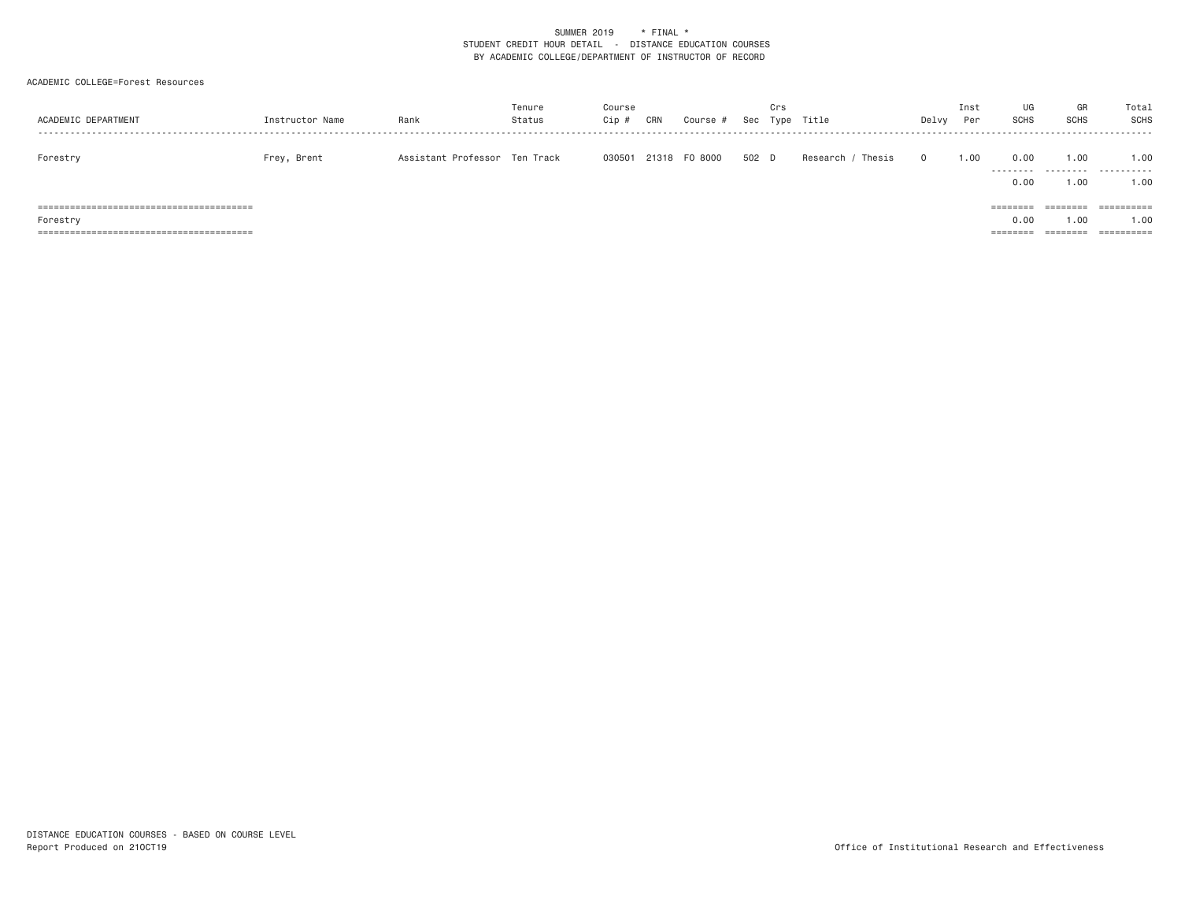SUMMER 2019 * FINAL *
STUDENT CREDIT HOUR DETAIL - DISTANCE EDUCATION COURSES
BY ACADEMIC COLLEGE/DEPARTMENT OF INSTRUCTOR OF RECORD

ACADEMIC COLLEGE=Forest Resources

| ACADEMIC DEPARTMENT | Instructor Name | Rank | Tenure Status | Course Cip # | CRN | Course # | Sec | Crs Type | Title | Delvy | Inst Per | UG SCHS | GR SCHS | Total SCHS |
|---|---|---|---|---|---|---|---|---|---|---|---|---|---|---|
| Forestry | Frey, Brent | Assistant Professor | Ten Track | 030501 | 21318 | FO 8000 | 502 | D | Research / Thesis | O | 1.00 | 0.00 | 1.00 | 1.00 |
| | | | | | | | | | | | | 0.00 | 1.00 | 1.00 |
| Forestry | | | | | | | | | | | | 0.00 | 1.00 | 1.00 |

DISTANCE EDUCATION COURSES - BASED ON COURSE LEVEL
Report Produced on 21OCT19

Office of Institutional Research and Effectiveness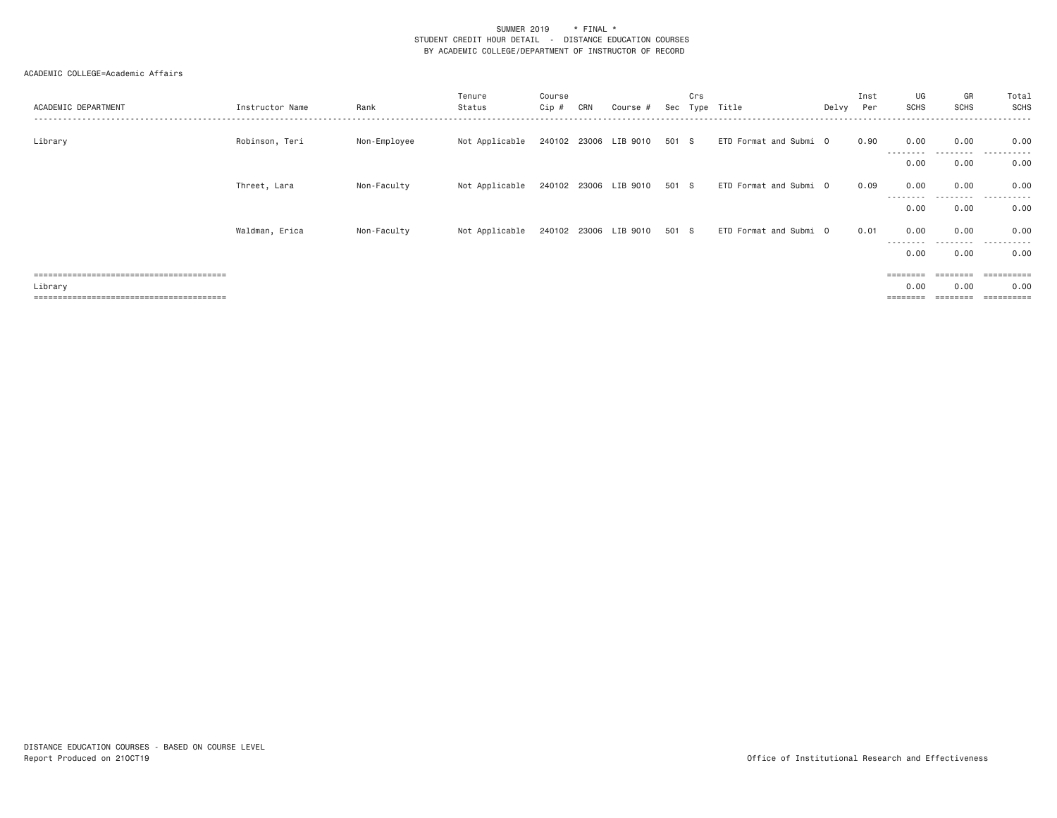SUMMER 2019 * FINAL *
STUDENT CREDIT HOUR DETAIL - DISTANCE EDUCATION COURSES
BY ACADEMIC COLLEGE/DEPARTMENT OF INSTRUCTOR OF RECORD

ACADEMIC COLLEGE=Academic Affairs

| ACADEMIC DEPARTMENT | Instructor Name | Rank | Tenure Status | Course Cip # | CRN | Course # | Sec | Crs Type | Title | Delvy | Inst Per | UG SCHS | GR SCHS | Total SCHS |
|---|---|---|---|---|---|---|---|---|---|---|---|---|---|---|
| Library | Robinson, Teri | Non-Employee | Not Applicable | 240102 | 23006 | LIB 9010 | 501 | S | ETD Format and Submi | O | 0.90 | 0.00 | 0.00 | 0.00 |
| | | | | | | | | | | | | 0.00 | 0.00 | 0.00 |
| | Threet, Lara | Non-Faculty | Not Applicable | 240102 | 23006 | LIB 9010 | 501 | S | ETD Format and Submi | O | 0.09 | 0.00 | 0.00 | 0.00 |
| | | | | | | | | | | | | 0.00 | 0.00 | 0.00 |
| | Waldman, Erica | Non-Faculty | Not Applicable | 240102 | 23006 | LIB 9010 | 501 | S | ETD Format and Submi | O | 0.01 | 0.00 | 0.00 | 0.00 |
| | | | | | | | | | | | | 0.00 | 0.00 | 0.00 |
| Library | | | | | | | | | | | | 0.00 | 0.00 | 0.00 |

DISTANCE EDUCATION COURSES - BASED ON COURSE LEVEL
Report Produced on 21OCT19

Office of Institutional Research and Effectiveness